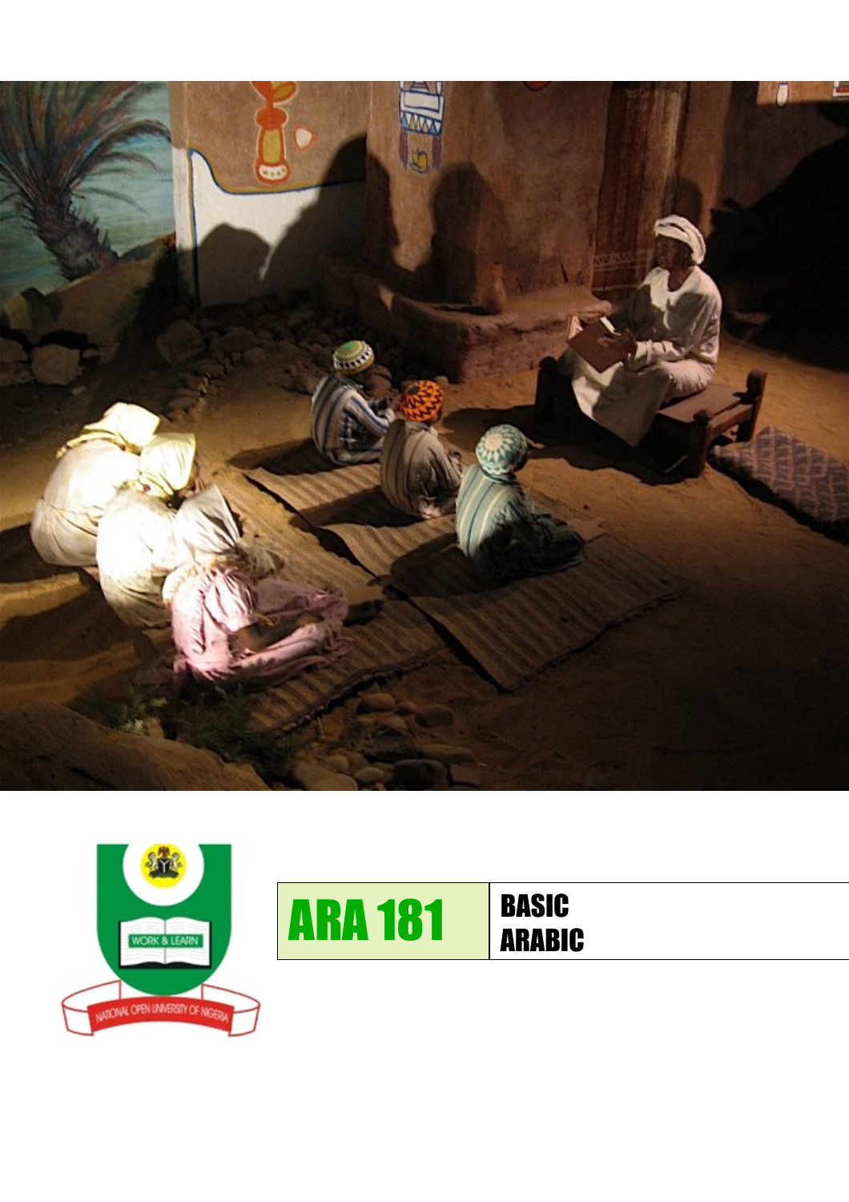# ARA 181

## BASIC ARABIC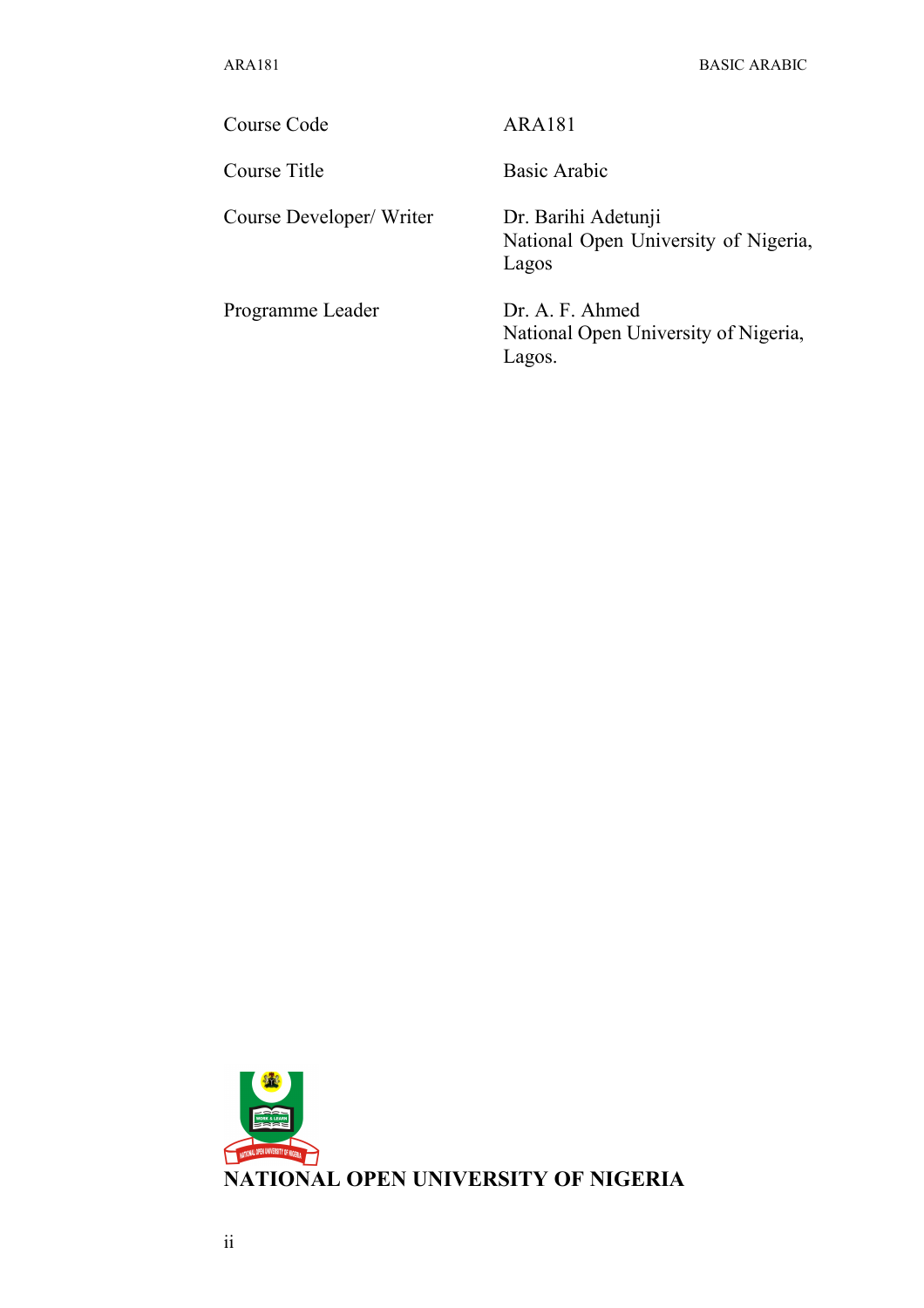| | |
|---|---|
| Course Code | ARA181 |
| Course Title | Basic Arabic |
| Course Developer/ Writer | Dr. Barihi Adetunji<br>National Open University of Nigeria, Lagos |
| Programme Leader | Dr. A. F. Ahmed<br>National Open University of Nigeria, Lagos. |

**NATIONAL OPEN UNIVERSITY OF NIGERIA**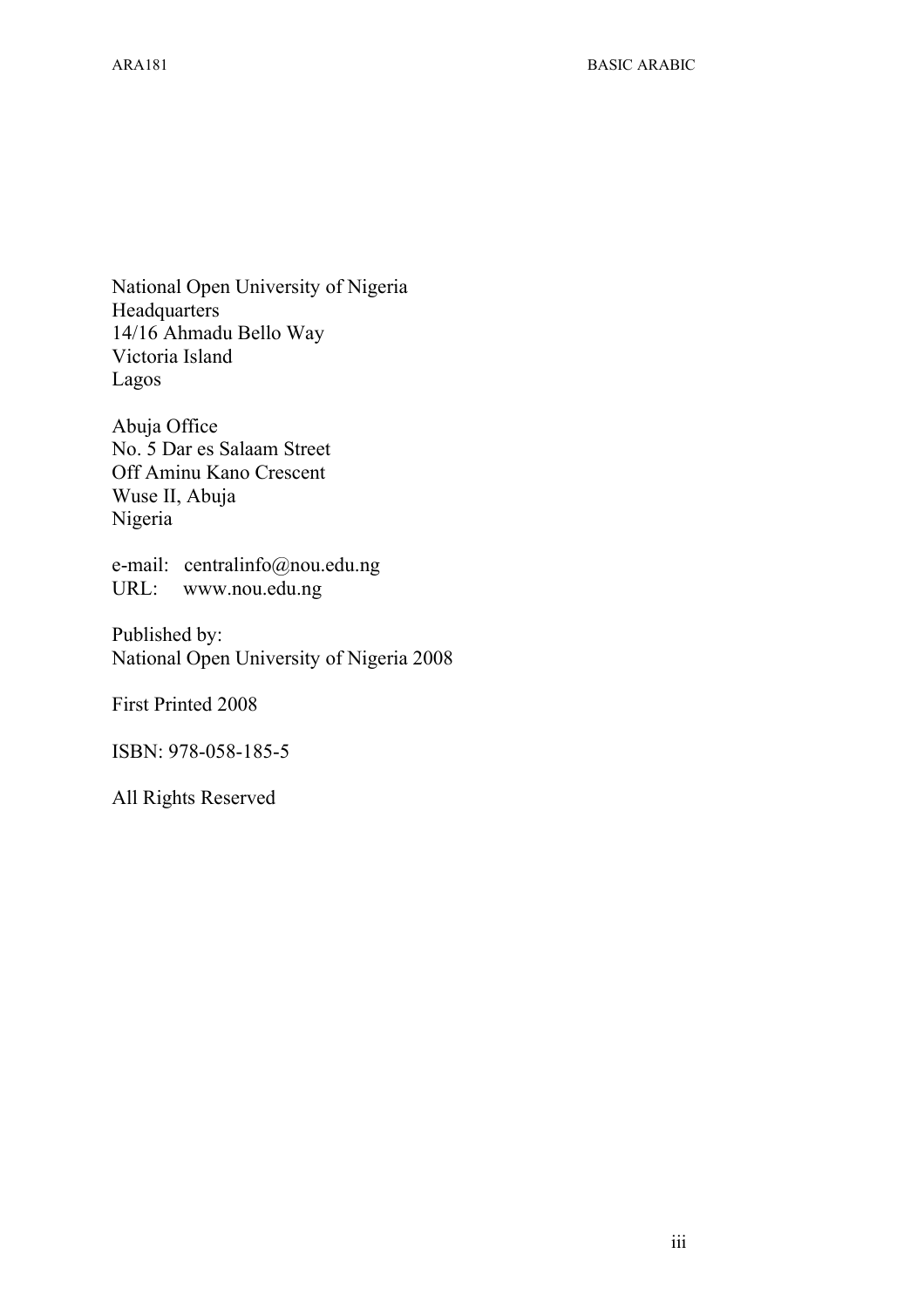National Open University of Nigeria
Headquarters
14/16 Ahmadu Bello Way
Victoria Island
Lagos

Abuja Office
No. 5 Dar es Salaam Street
Off Aminu Kano Crescent
Wuse II, Abuja
Nigeria

e-mail: centralinfo@nou.edu.ng
URL: www.nou.edu.ng

Published by:
National Open University of Nigeria 2008

First Printed 2008

ISBN: 978-058-185-5

All Rights Reserved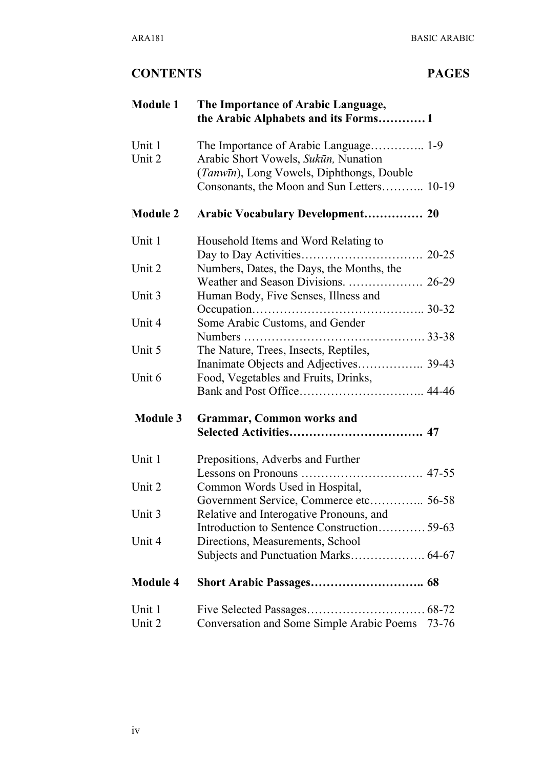## CONTENTS PAGES

| | | |
|---|---|---|
| **Module 1** | **The Importance of Arabic Language, the Arabic Alphabets and its Forms…………** | **1** |
| Unit 1 | The Importance of Arabic Language………….. | 1-9 |
| Unit 2 | Arabic Short Vowels, *Sukūn,* Nunation (*Tanwīn*), Long Vowels, Diphthongs, Double Consonants, the Moon and Sun Letters……….. | 10-19 |
| **Module 2** | **Arabic Vocabulary Development……………** | **20** |
| Unit 1 | Household Items and Word Relating to Day to Day Activities…………………………. | 20-25 |
| Unit 2 | Numbers, Dates, the Days, the Months, the Weather and Season Divisions. ………………. | 26-29 |
| Unit 3 | Human Body, Five Senses, Illness and Occupation…………………………………….. | 30-32 |
| Unit 4 | Some Arabic Customs, and Gender Numbers ………………………………………. | 33-38 |
| Unit 5 | The Nature, Trees, Insects, Reptiles, Inanimate Objects and Adjectives…………….. | 39-43 |
| Unit 6 | Food, Vegetables and Fruits, Drinks, Bank and Post Office………………………….. | 44-46 |
| **Module 3** | **Grammar, Common works and Selected Activities…………………………….** | **47** |
| Unit 1 | Prepositions, Adverbs and Further Lessons on Pronouns …………………………. | 47-55 |
| Unit 2 | Common Words Used in Hospital, Government Service, Commerce etc………….. | 56-58 |
| Unit 3 | Relative and Interogative Pronouns, and Introduction to Sentence Construction………… | 59-63 |
| Unit 4 | Directions, Measurements, School Subjects and Punctuation Marks………………. | 64-67 |
| **Module 4** | **Short Arabic Passages………………………..** | **68** |
| Unit 1 | Five Selected Passages………………………… | 68-72 |
| Unit 2 | Conversation and Some Simple Arabic Poems | 73-76 |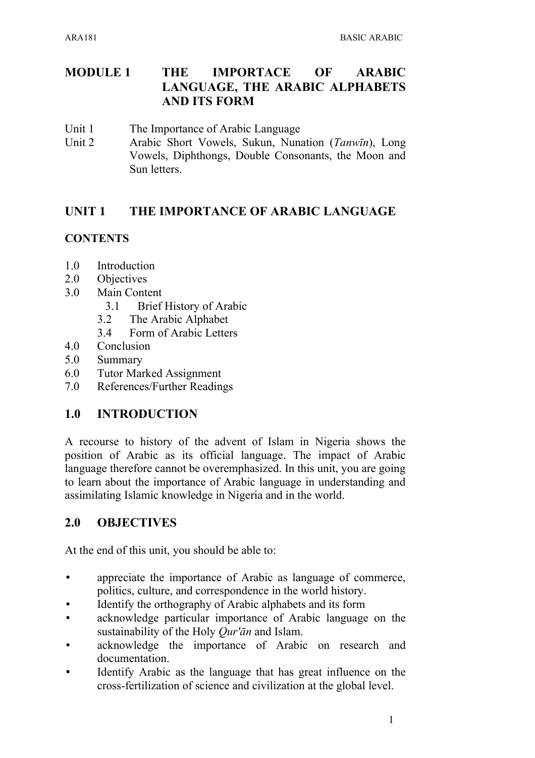# MODULE 1 THE IMPORTACE OF ARABIC LANGUAGE, THE ARABIC ALPHABETS AND ITS FORM

Unit 1 The Importance of Arabic Language
Unit 2 Arabic Short Vowels, Sukun, Nunation (*Tanwīn*), Long Vowels, Diphthongs, Double Consonants, the Moon and Sun letters.

## UNIT 1 THE IMPORTANCE OF ARABIC LANGUAGE

**CONTENTS**

1.0 Introduction
2.0 Objectives
3.0 Main Content
    3.1 Brief History of Arabic
    3.2 The Arabic Alphabet
    3.4 Form of Arabic Letters
4.0 Conclusion
5.0 Summary
6.0 Tutor Marked Assignment
7.0 References/Further Readings

## 1.0 INTRODUCTION

A recourse to history of the advent of Islam in Nigeria shows the position of Arabic as its official language. The impact of Arabic language therefore cannot be overemphasized. In this unit, you are going to learn about the importance of Arabic language in understanding and assimilating Islamic knowledge in Nigeria and in the world.

## 2.0 OBJECTIVES

At the end of this unit, you should be able to:

- appreciate the importance of Arabic as language of commerce, politics, culture, and correspondence in the world history.
- Identify the orthography of Arabic alphabets and its form
- acknowledge particular importance of Arabic language on the sustainability of the Holy *Qur'ān* and Islam.
- acknowledge the importance of Arabic on research and documentation.
- Identify Arabic as the language that has great influence on the cross-fertilization of science and civilization at the global level.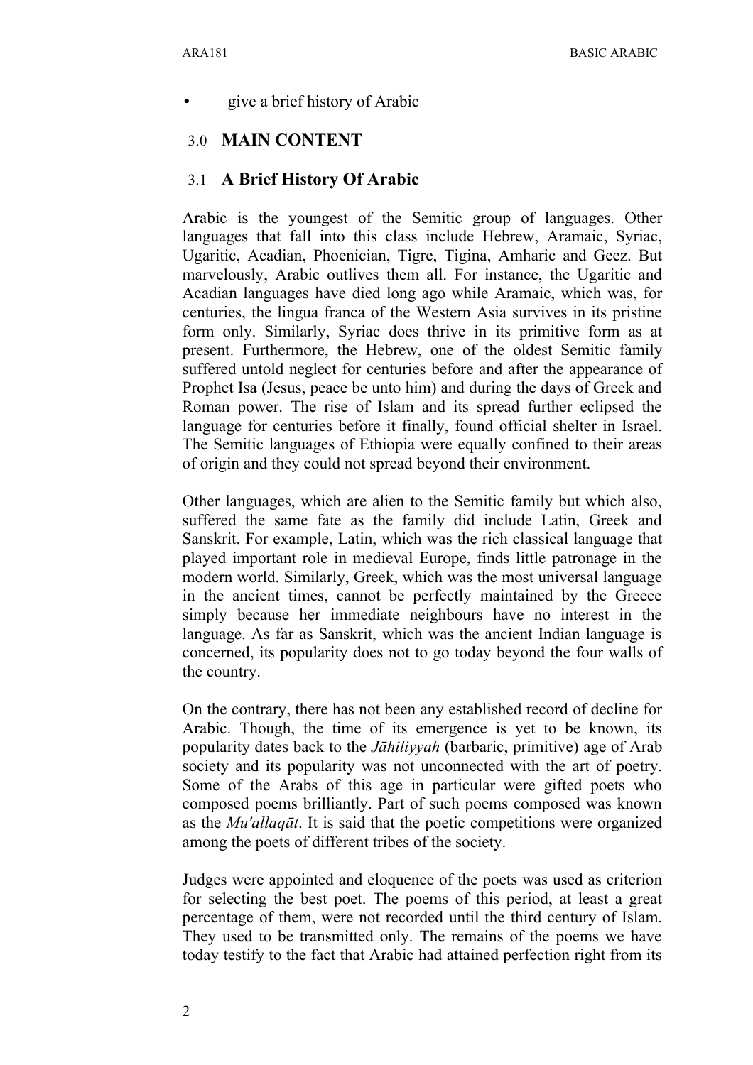- give a brief history of Arabic

## 3.0 MAIN CONTENT

### 3.1 A Brief History Of Arabic

Arabic is the youngest of the Semitic group of languages. Other languages that fall into this class include Hebrew, Aramaic, Syriac, Ugaritic, Acadian, Phoenician, Tigre, Tigina, Amharic and Geez. But marvelously, Arabic outlives them all. For instance, the Ugaritic and Acadian languages have died long ago while Aramaic, which was, for centuries, the lingua franca of the Western Asia survives in its pristine form only. Similarly, Syriac does thrive in its primitive form as at present. Furthermore, the Hebrew, one of the oldest Semitic family suffered untold neglect for centuries before and after the appearance of Prophet Isa (Jesus, peace be unto him) and during the days of Greek and Roman power. The rise of Islam and its spread further eclipsed the language for centuries before it finally, found official shelter in Israel. The Semitic languages of Ethiopia were equally confined to their areas of origin and they could not spread beyond their environment.

Other languages, which are alien to the Semitic family but which also, suffered the same fate as the family did include Latin, Greek and Sanskrit. For example, Latin, which was the rich classical language that played important role in medieval Europe, finds little patronage in the modern world. Similarly, Greek, which was the most universal language in the ancient times, cannot be perfectly maintained by the Greece simply because her immediate neighbours have no interest in the language. As far as Sanskrit, which was the ancient Indian language is concerned, its popularity does not to go today beyond the four walls of the country.

On the contrary, there has not been any established record of decline for Arabic. Though, the time of its emergence is yet to be known, its popularity dates back to the *Jāhiliyyah* (barbaric, primitive) age of Arab society and its popularity was not unconnected with the art of poetry. Some of the Arabs of this age in particular were gifted poets who composed poems brilliantly. Part of such poems composed was known as the *Mu'allaqāt*. It is said that the poetic competitions were organized among the poets of different tribes of the society.

Judges were appointed and eloquence of the poets was used as criterion for selecting the best poet. The poems of this period, at least a great percentage of them, were not recorded until the third century of Islam. They used to be transmitted only. The remains of the poems we have today testify to the fact that Arabic had attained perfection right from its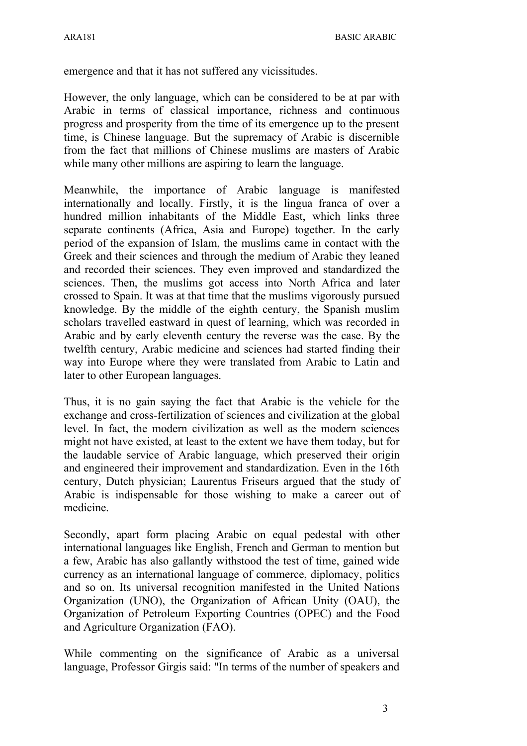emergence and that it has not suffered any vicissitudes.

However, the only language, which can be considered to be at par with Arabic in terms of classical importance, richness and continuous progress and prosperity from the time of its emergence up to the present time, is Chinese language. But the supremacy of Arabic is discernible from the fact that millions of Chinese muslims are masters of Arabic while many other millions are aspiring to learn the language.

Meanwhile, the importance of Arabic language is manifested internationally and locally. Firstly, it is the lingua franca of over a hundred million inhabitants of the Middle East, which links three separate continents (Africa, Asia and Europe) together. In the early period of the expansion of Islam, the muslims came in contact with the Greek and their sciences and through the medium of Arabic they leaned and recorded their sciences. They even improved and standardized the sciences. Then, the muslims got access into North Africa and later crossed to Spain. It was at that time that the muslims vigorously pursued knowledge. By the middle of the eighth century, the Spanish muslim scholars travelled eastward in quest of learning, which was recorded in Arabic and by early eleventh century the reverse was the case. By the twelfth century, Arabic medicine and sciences had started finding their way into Europe where they were translated from Arabic to Latin and later to other European languages.

Thus, it is no gain saying the fact that Arabic is the vehicle for the exchange and cross-fertilization of sciences and civilization at the global level. In fact, the modern civilization as well as the modern sciences might not have existed, at least to the extent we have them today, but for the laudable service of Arabic language, which preserved their origin and engineered their improvement and standardization. Even in the 16th century, Dutch physician; Laurentus Friseurs argued that the study of Arabic is indispensable for those wishing to make a career out of medicine.

Secondly, apart form placing Arabic on equal pedestal with other international languages like English, French and German to mention but a few, Arabic has also gallantly withstood the test of time, gained wide currency as an international language of commerce, diplomacy, politics and so on. Its universal recognition manifested in the United Nations Organization (UNO), the Organization of African Unity (OAU), the Organization of Petroleum Exporting Countries (OPEC) and the Food and Agriculture Organization (FAO).

While commenting on the significance of Arabic as a universal language, Professor Girgis said: "In terms of the number of speakers and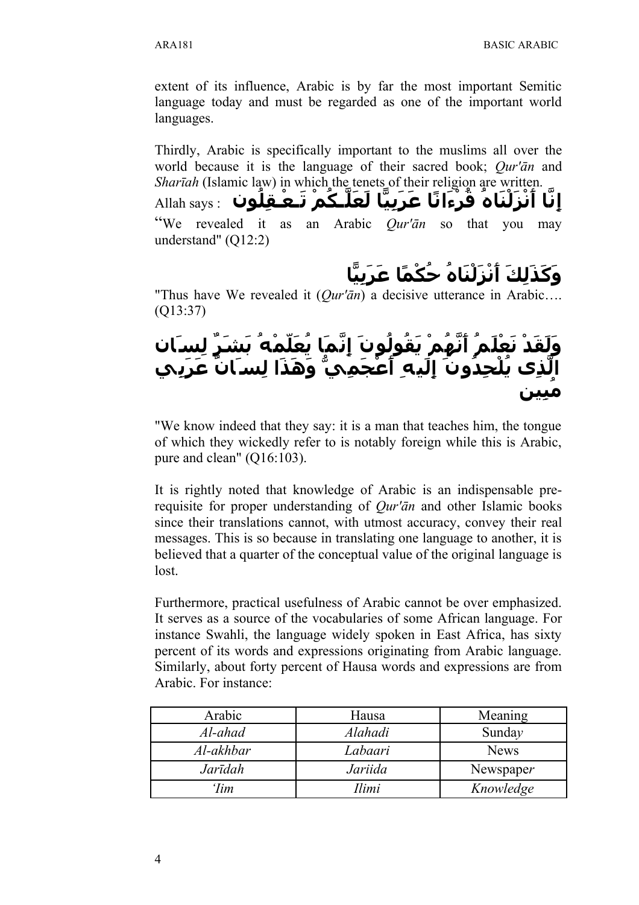extent of its influence, Arabic is by far the most important Semitic language today and must be regarded as one of the important world languages.

Thirdly, Arabic is specifically important to the muslims all over the world because it is the language of their sacred book; *Qur'ān* and *Sharīah* (Islamic law) in which the tenets of their religion are written. Allah says : **إِنَّا أَنْزَلْنَاهُ قُرْءانًا عَرَبِيًّا لَعَلَّكُمْ تَعْقِلُون**

"We revealed it as an Arabic *Qur'ān* so that you may understand" (Q12:2)

**وَكَذَلِكَ أَنْزَلْنَاهُ حُكْمًا عَرَبِيًّا**

"Thus have We revealed it (*Qur'ān*) a decisive utterance in Arabic…. (Q13:37)

**وَلَقَدْ نَعْلَمُ أَنَّهُمْ يَقُولُونَ إِنَّمَا يُعَلِّمُهُ بَشَرٌ لِسَانُ الَّذِى يُلْحِدُونَ إِلَيهِ أَعْجَمِيٌّ وَهَذَا لِسَانٌ عَرَبِي مُبِين**

"We know indeed that they say: it is a man that teaches him, the tongue of which they wickedly refer to is notably foreign while this is Arabic, pure and clean" (Q16:103).

It is rightly noted that knowledge of Arabic is an indispensable pre-requisite for proper understanding of *Qur'ān* and other Islamic books since their translations cannot, with utmost accuracy, convey their real messages. This is so because in translating one language to another, it is believed that a quarter of the conceptual value of the original language is lost.

Furthermore, practical usefulness of Arabic cannot be over emphasized. It serves as a source of the vocabularies of some African language. For instance Swahli, the language widely spoken in East Africa, has sixty percent of its words and expressions originating from Arabic language. Similarly, about forty percent of Hausa words and expressions are from Arabic. For instance:

| Arabic | Hausa | Meaning |
|---|---|---|
| *Al-ahad* | *Alahadi* | Sunday |
| *Al-akhbar* | *Labaari* | News |
| *Jarīdah* | *Jariida* | Newspaper |
| *'Iim* | *Ilimi* | Knowledge |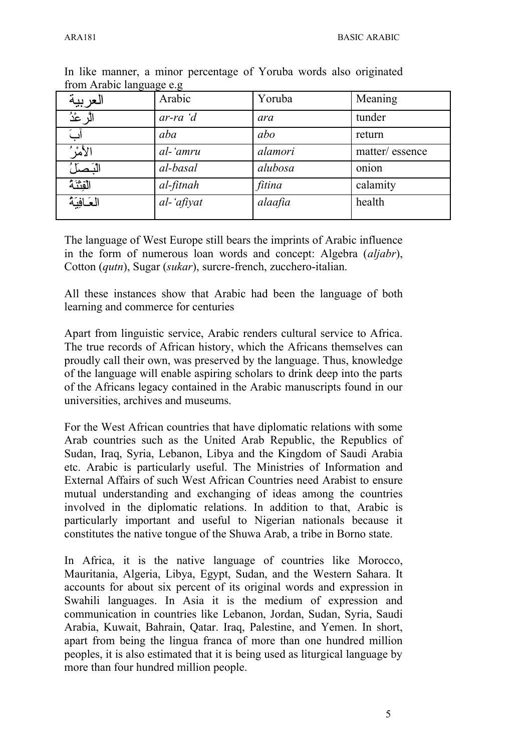In like manner, a minor percentage of Yoruba words also originated from Arabic language e.g

| العربية | Arabic | Yoruba | Meaning |
|---|---|---|---|
| الرَّعْدُ | *ar-ra ‘d* | *ara* | tunder |
| آبَ | *aba* | *abo* | return |
| الأَمْرُ | *al-‘amru* | *alamori* | matter/ essence |
| البَصَلُ | *al-basal* | *alubosa* | onion |
| الفِتْنَةُ | *al-fitnah* | *fitina* | calamity |
| العَافِيَةُ | *al-‘afiyat* | *alaafia* | health |

The language of West Europe still bears the imprints of Arabic influence in the form of numerous loan words and concept: Algebra (*aljabr*), Cotton (*qutn*), Sugar (*sukar*), surcre-french, zucchero-italian.

All these instances show that Arabic had been the language of both learning and commerce for centuries

Apart from linguistic service, Arabic renders cultural service to Africa. The true records of African history, which the Africans themselves can proudly call their own, was preserved by the language. Thus, knowledge of the language will enable aspiring scholars to drink deep into the parts of the Africans legacy contained in the Arabic manuscripts found in our universities, archives and museums.

For the West African countries that have diplomatic relations with some Arab countries such as the United Arab Republic, the Republics of Sudan, Iraq, Syria, Lebanon, Libya and the Kingdom of Saudi Arabia etc. Arabic is particularly useful. The Ministries of Information and External Affairs of such West African Countries need Arabist to ensure mutual understanding and exchanging of ideas among the countries involved in the diplomatic relations. In addition to that, Arabic is particularly important and useful to Nigerian nationals because it constitutes the native tongue of the Shuwa Arab, a tribe in Borno state.

In Africa, it is the native language of countries like Morocco, Mauritania, Algeria, Libya, Egypt, Sudan, and the Western Sahara. It accounts for about six percent of its original words and expression in Swahili languages. In Asia it is the medium of expression and communication in countries like Lebanon, Jordan, Sudan, Syria, Saudi Arabia, Kuwait, Bahrain, Qatar. Iraq, Palestine, and Yemen. In short, apart from being the lingua franca of more than one hundred million peoples, it is also estimated that it is being used as liturgical language by more than four hundred million people.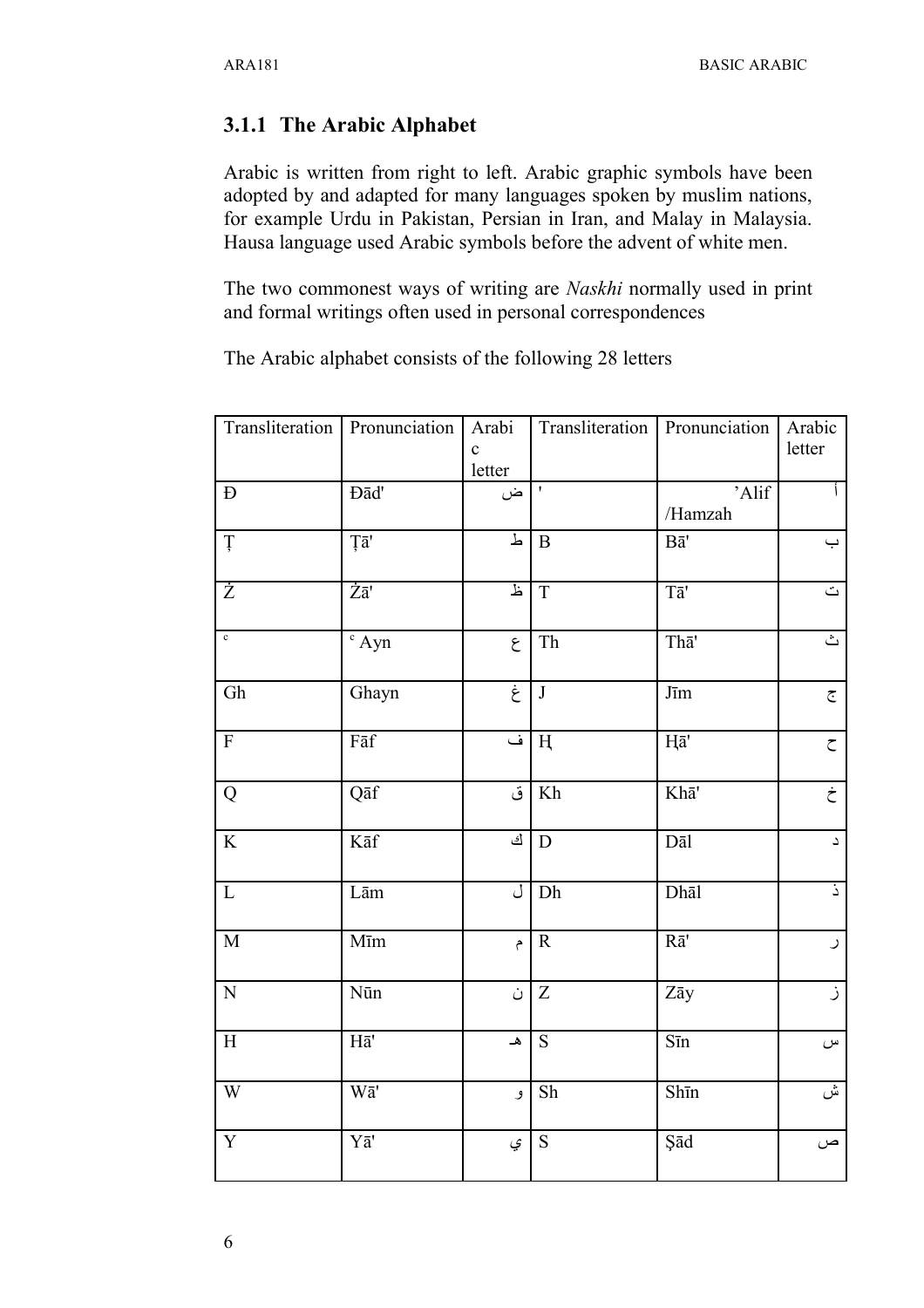### 3.1.1 The Arabic Alphabet

Arabic is written from right to left. Arabic graphic symbols have been adopted by and adapted for many languages spoken by muslim nations, for example Urdu in Pakistan, Persian in Iran, and Malay in Malaysia. Hausa language used Arabic symbols before the advent of white men.

The two commonest ways of writing are *Naskhi* normally used in print and formal writings often used in personal correspondences

The Arabic alphabet consists of the following 28 letters

| Transliteration | Pronunciation | Arabic letter | Transliteration | Pronunciation | Arabic letter |
|---|---|---|---|---|---|
| Đ | Đād' | ض | ' | 'Alif /Hamzah | أ |
| Ṭ | Ṭā' | ط | B | Bā' | ب |
| Ż | Żā' | ظ | T | Tā' | ت |
| ᶜ | ᶜ Ayn | ع | Th | Thā' | ث |
| Gh | Ghayn | غ | J | Jīm | ج |
| F | Fāf | ف | Ḥ | Ḥā' | ح |
| Q | Qāf | ق | Kh | Khā' | خ |
| K | Kāf | ك | D | Dāl | د |
| L | Lām | ل | Dh | Dhāl | ذ |
| M | Mīm | م | R | Rā' | ر |
| N | Nūn | ن | Z | Zāy | ز |
| H | Hā' | هـ | S | Sīn | س |
| W | Wā' | و | Sh | Shīn | ش |
| Y | Yā' | ي | S | Şād | ص |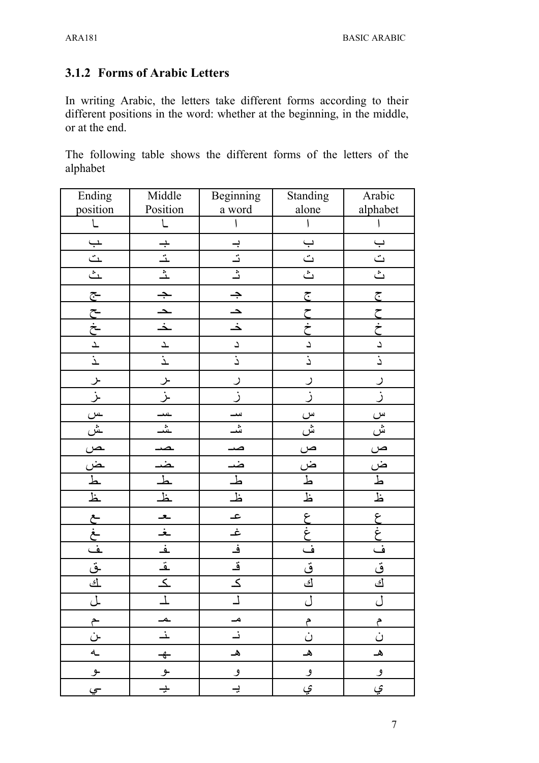### 3.1.2 Forms of Arabic Letters

In writing Arabic, the letters take different forms according to their different positions in the word: whether at the beginning, in the middle, or at the end.

The following table shows the different forms of the letters of the alphabet

| Ending position | Middle Position | Beginning a word | Standing alone | Arabic alphabet |
|---|---|---|---|---|
| ـا | ـا | ا | ا | ا |
| ـب | ـبـ | بـ | ب | ب |
| ـت | ـتـ | تـ | ت | ت |
| ـث | ـثـ | ثـ | ث | ث |
| ـج | ـجـ | جـ | ج | ج |
| ـح | ـحـ | حـ | ح | ح |
| ـخ | ـخـ | خـ | خ | خ |
| ـد | ـد | د | د | د |
| ـذ | ـذ | ذ | ذ | ذ |
| ـر | ـر | ر | ر | ر |
| ـز | ـز | ز | ز | ز |
| ـس | ـسـ | سـ | س | س |
| ـش | ـشـ | شـ | ش | ش |
| ـص | ـصـ | صـ | ص | ص |
| ـض | ـضـ | ضـ | ض | ض |
| ـط | ـطـ | طـ | ط | ط |
| ـظ | ـظـ | ظـ | ظ | ظ |
| ـع | ـعـ | عـ | ع | ع |
| ـغ | ـغـ | غـ | غ | غ |
| ـف | ـفـ | فـ | ف | ف |
| ـق | ـقـ | قـ | ق | ق |
| ـك | ـكـ | كـ | ك | ك |
| ـل | ـلـ | لـ | ل | ل |
| ـم | ـمـ | مـ | م | م |
| ـن | ـنـ | نـ | ن | ن |
| ـه | ـهـ | هـ | هـ | هـ |
| ـو | ـو | و | و | و |
| ـي | ـيـ | يـ | ي | ي |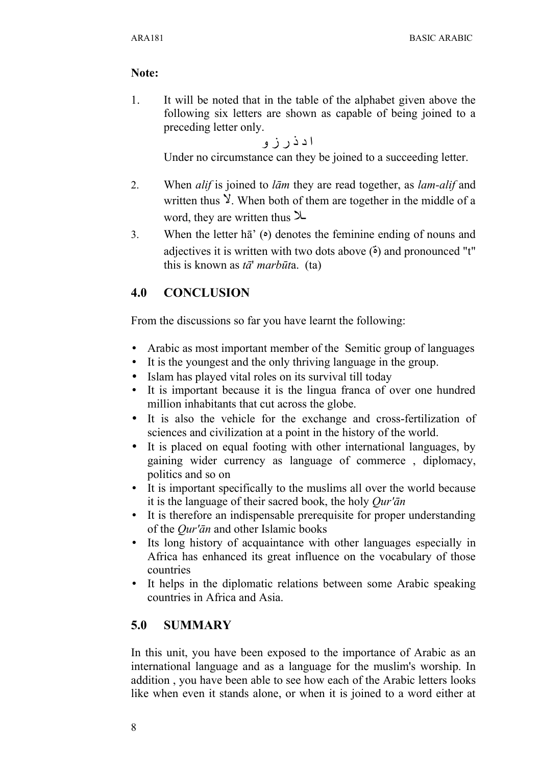**Note:**

1. It will be noted that in the table of the alphabet given above the following six letters are shown as capable of being joined to a preceding letter only.

   ا د ذ ر ز و

   Under no circumstance can they be joined to a succeeding letter.

2. When *alif* is joined to *lām* they are read together, as *lam-alif* and written thus لا. When both of them are together in the middle of a word, they are written thus ـلا

3. When the letter hā' (ه) denotes the feminine ending of nouns and adjectives it is written with two dots above (ة) and pronounced "t" this is known as *tā*' *marbūt*a. (ta)

## 4.0 CONCLUSION

From the discussions so far you have learnt the following:

- Arabic as most important member of the Semitic group of languages
- It is the youngest and the only thriving language in the group.
- Islam has played vital roles on its survival till today
- It is important because it is the lingua franca of over one hundred million inhabitants that cut across the globe.
- It is also the vehicle for the exchange and cross-fertilization of sciences and civilization at a point in the history of the world.
- It is placed on equal footing with other international languages, by gaining wider currency as language of commerce , diplomacy, politics and so on
- It is important specifically to the muslims all over the world because it is the language of their sacred book, the holy *Qur'ān*
- It is therefore an indispensable prerequisite for proper understanding of the *Qur'ān* and other Islamic books
- Its long history of acquaintance with other languages especially in Africa has enhanced its great influence on the vocabulary of those countries
- It helps in the diplomatic relations between some Arabic speaking countries in Africa and Asia.

## 5.0 SUMMARY

In this unit, you have been exposed to the importance of Arabic as an international language and as a language for the muslim's worship. In addition , you have been able to see how each of the Arabic letters looks like when even it stands alone, or when it is joined to a word either at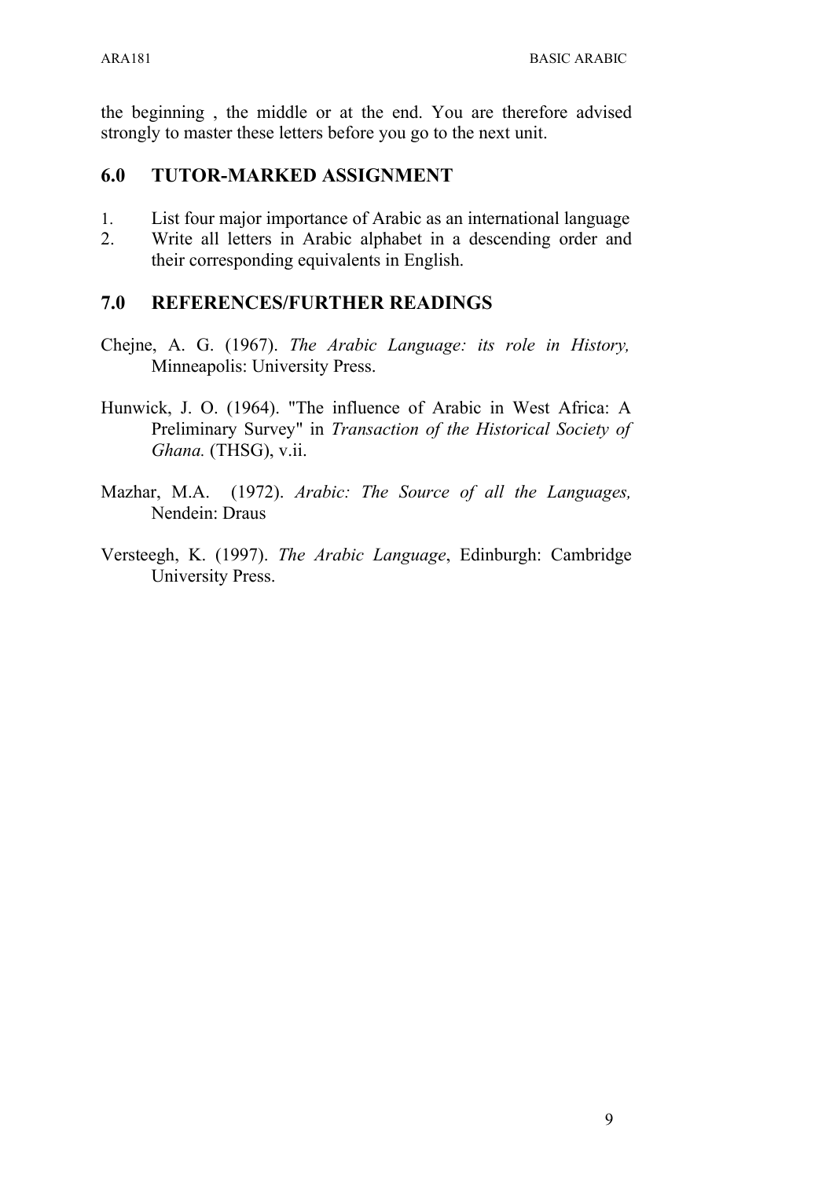the beginning , the middle or at the end. You are therefore advised strongly to master these letters before you go to the next unit.

## 6.0 TUTOR-MARKED ASSIGNMENT

1. List four major importance of Arabic as an international language
2. Write all letters in Arabic alphabet in a descending order and their corresponding equivalents in English.

## 7.0 REFERENCES/FURTHER READINGS

Chejne, A. G. (1967). *The Arabic Language: its role in History,* Minneapolis: University Press.

Hunwick, J. O. (1964). "The influence of Arabic in West Africa: A Preliminary Survey" in *Transaction of the Historical Society of Ghana.* (THSG), v.ii.

Mazhar, M.A. (1972). *Arabic: The Source of all the Languages,* Nendein: Draus

Versteegh, K. (1997). *The Arabic Language*, Edinburgh: Cambridge University Press.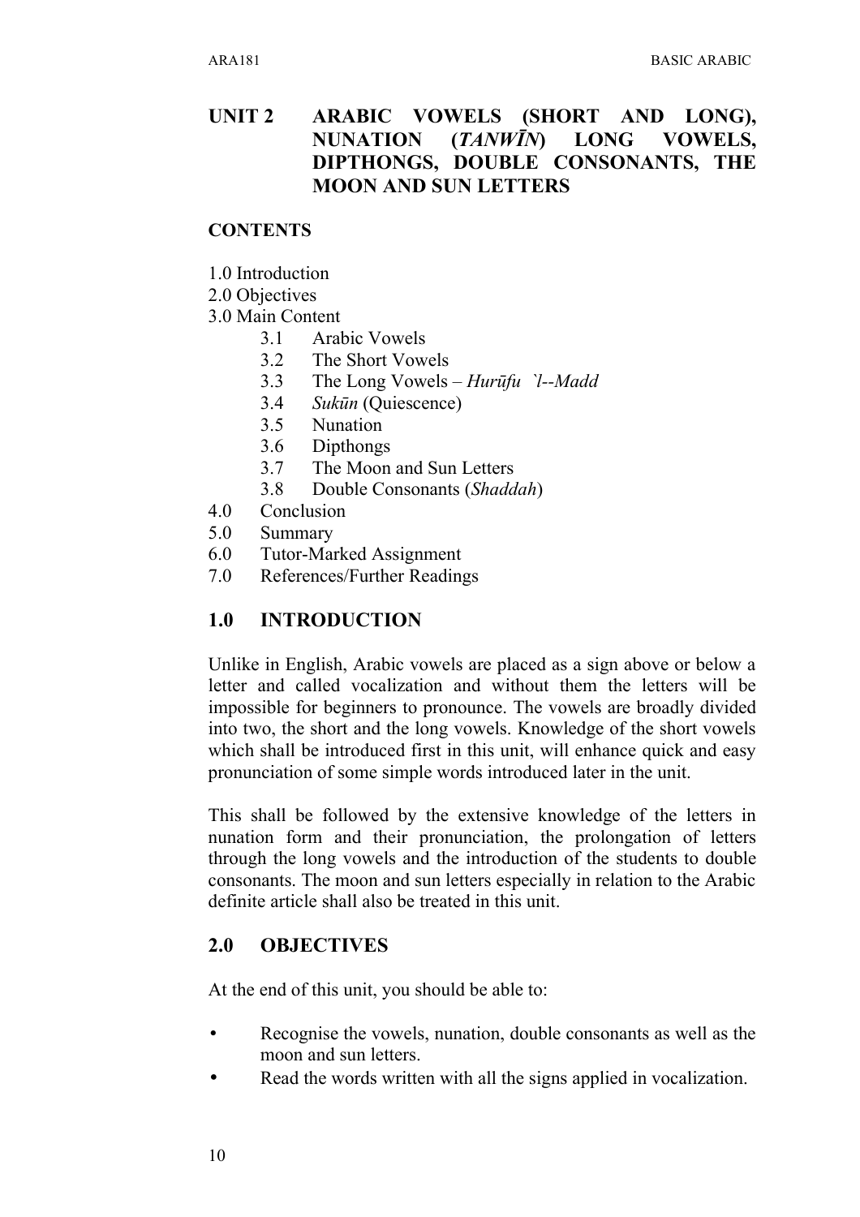# UNIT 2 ARABIC VOWELS (SHORT AND LONG), NUNATION (*TANWĪN*) LONG VOWELS, DIPTHONGS, DOUBLE CONSONANTS, THE MOON AND SUN LETTERS

**CONTENTS**

1.0 Introduction
2.0 Objectives
3.0 Main Content
 3.1 Arabic Vowels
 3.2 The Short Vowels
 3.3 The Long Vowels – *Hurūfu `l--Madd*
 3.4 *Sukūn* (Quiescence)
 3.5 Nunation
 3.6 Dipthongs
 3.7 The Moon and Sun Letters
 3.8 Double Consonants (*Shaddah*)
4.0 Conclusion
5.0 Summary
6.0 Tutor-Marked Assignment
7.0 References/Further Readings

## 1.0 INTRODUCTION

Unlike in English, Arabic vowels are placed as a sign above or below a letter and called vocalization and without them the letters will be impossible for beginners to pronounce. The vowels are broadly divided into two, the short and the long vowels. Knowledge of the short vowels which shall be introduced first in this unit, will enhance quick and easy pronunciation of some simple words introduced later in the unit.

This shall be followed by the extensive knowledge of the letters in nunation form and their pronunciation, the prolongation of letters through the long vowels and the introduction of the students to double consonants. The moon and sun letters especially in relation to the Arabic definite article shall also be treated in this unit.

## 2.0 OBJECTIVES

At the end of this unit, you should be able to:

- Recognise the vowels, nunation, double consonants as well as the moon and sun letters.
- Read the words written with all the signs applied in vocalization.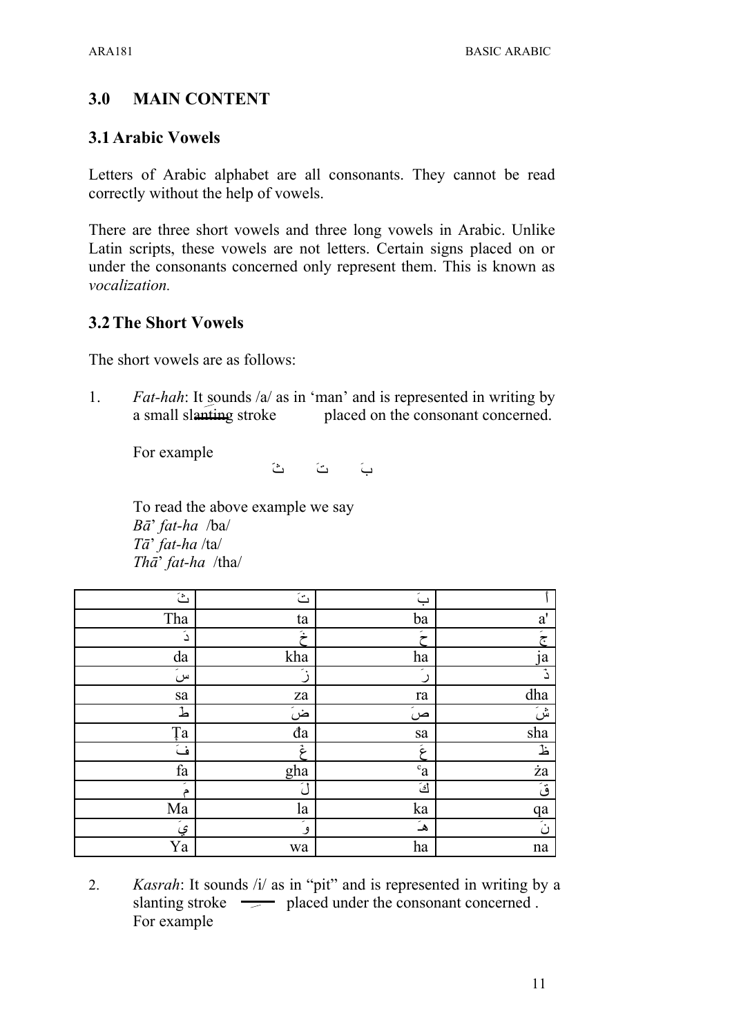## 3.0 MAIN CONTENT

### 3.1 Arabic Vowels

Letters of Arabic alphabet are all consonants. They cannot be read correctly without the help of vowels.

There are three short vowels and three long vowels in Arabic. Unlike Latin scripts, these vowels are not letters. Certain signs placed on or under the consonants concerned only represent them. This is known as *vocalization.*

### 3.2 The Short Vowels

The short vowels are as follows:

1. *Fat-hah*: It sounds /a/ as in 'man' and is represented in writing by a small slanting stroke placed on the consonant concerned.

   For example

   بَ تَ ثَ

   To read the above example we say
   *Bā*' *fat-ha* /ba/
   *Tā*' *fat-ha* /ta/
   *Thā*' *fat-ha* /tha/

| ثَ | تَ | بَ | أ |
|---|---|---|---|
| Tha | ta | ba | a' |
| دَ | خَ | حَ | جَ |
| da | kha | ha | ja |
| سَ | زَ | رَ | ذَ |
| sa | za | ra | dha |
| طَ | ضَ | صَ | شَ |
| Ṭa | đa | sa | sha |
| فَ | غَ | عَ | ظَ |
| fa | gha | ᶜa | ża |
| مَ | لَ | كَ | قَ |
| Ma | la | ka | qa |
| يَ | وَ | هَـ | نَ |
| Ya | wa | ha | na |

2. *Kasrah*: It sounds /i/ as in "pit" and is represented in writing by a slanting stroke placed under the consonant concerned .
   For example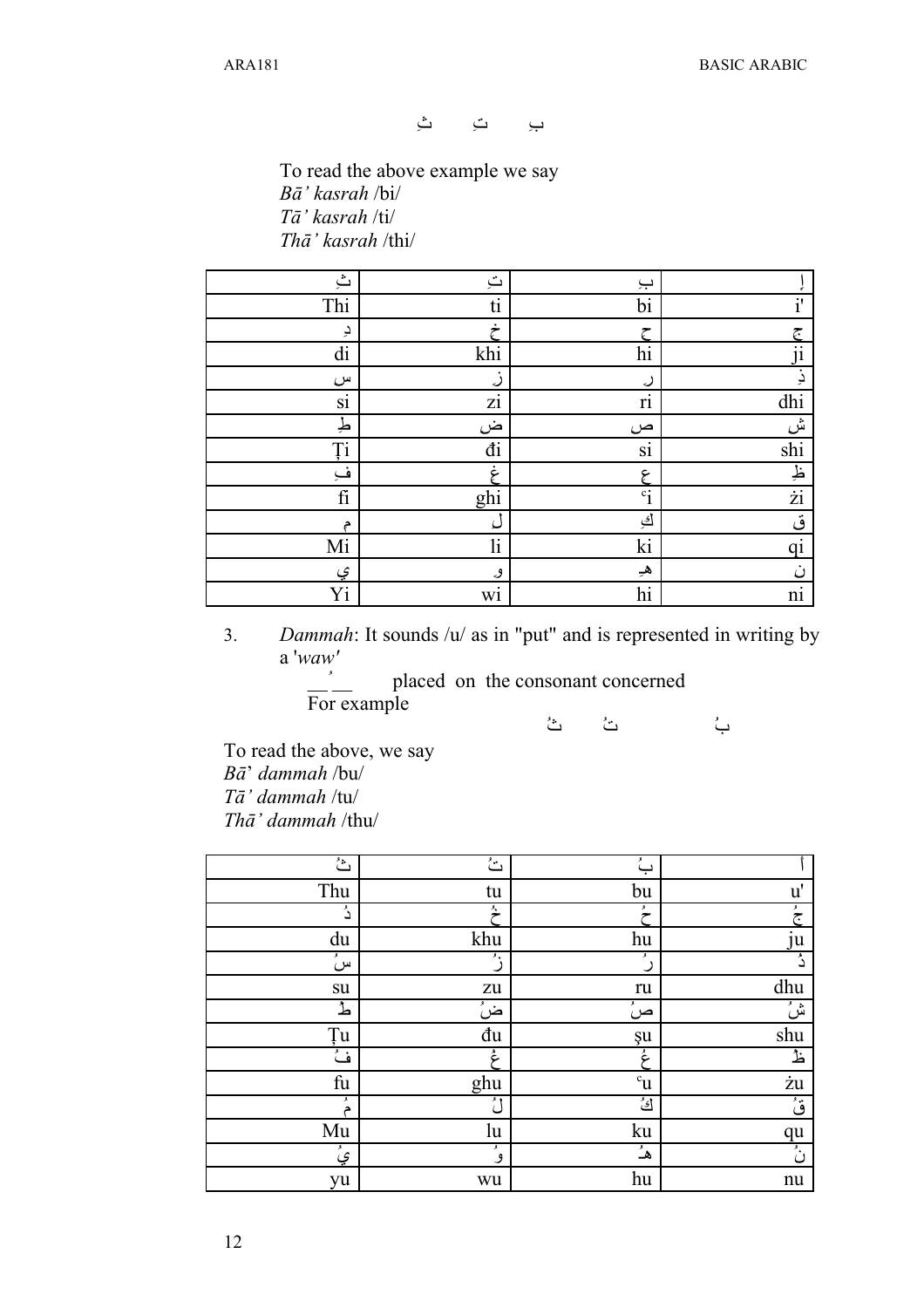بِ تِ ثِ

To read the above example we say
*Bā' kasrah* /bi/
*Tā' kasrah* /ti/
*Thā' kasrah* /thi/

| ثِ | تِ | بِ | إِ |
|---|---|---|---|
| Thi | ti | bi | i' |
| دِ | خِ | حِ | جِ |
| di | khi | hi | ji |
| سِ | زِ | رِ | ذِ |
| si | zi | ri | dhi |
| طِ | ضِ | صِ | شِ |
| Ṭi | đi | si | shi |
| فِ | غِ | عِ | ظِ |
| fi | ghi | ᶜi | żi |
| مِ | لِ | كِ | قِ |
| Mi | li | ki | qi |
| يِ | وِ | هِ | نِ |
| Yi | wi | hi | ni |

3. *Dammah*: It sounds /u/ as in "put" and is represented in writing by a '*waw'*
   \_\_ُ\_\_ placed on the consonant concerned
   For example

بُ تُ ثُ

To read the above, we say
*Bā*' *dammah* /bu/
*Tā' dammah* /tu/
*Thā' dammah* /thu/

| ثُ | تُ | بُ | أُ |
|---|---|---|---|
| Thu | tu | bu | u' |
| دُ | خُ | حُ | جُ |
| du | khu | hu | ju |
| سُ | زُ | رُ | ذُ |
| su | zu | ru | dhu |
| طُ | ضُ | صُ | شُ |
| Ṭu | đu | şu | shu |
| فُ | غُ | عُ | ظُ |
| fu | ghu | ᶜu | żu |
| مُ | لُ | كُ | قُ |
| Mu | lu | ku | qu |
| يُ | وُ | هُ | نُ |
| yu | wu | hu | nu |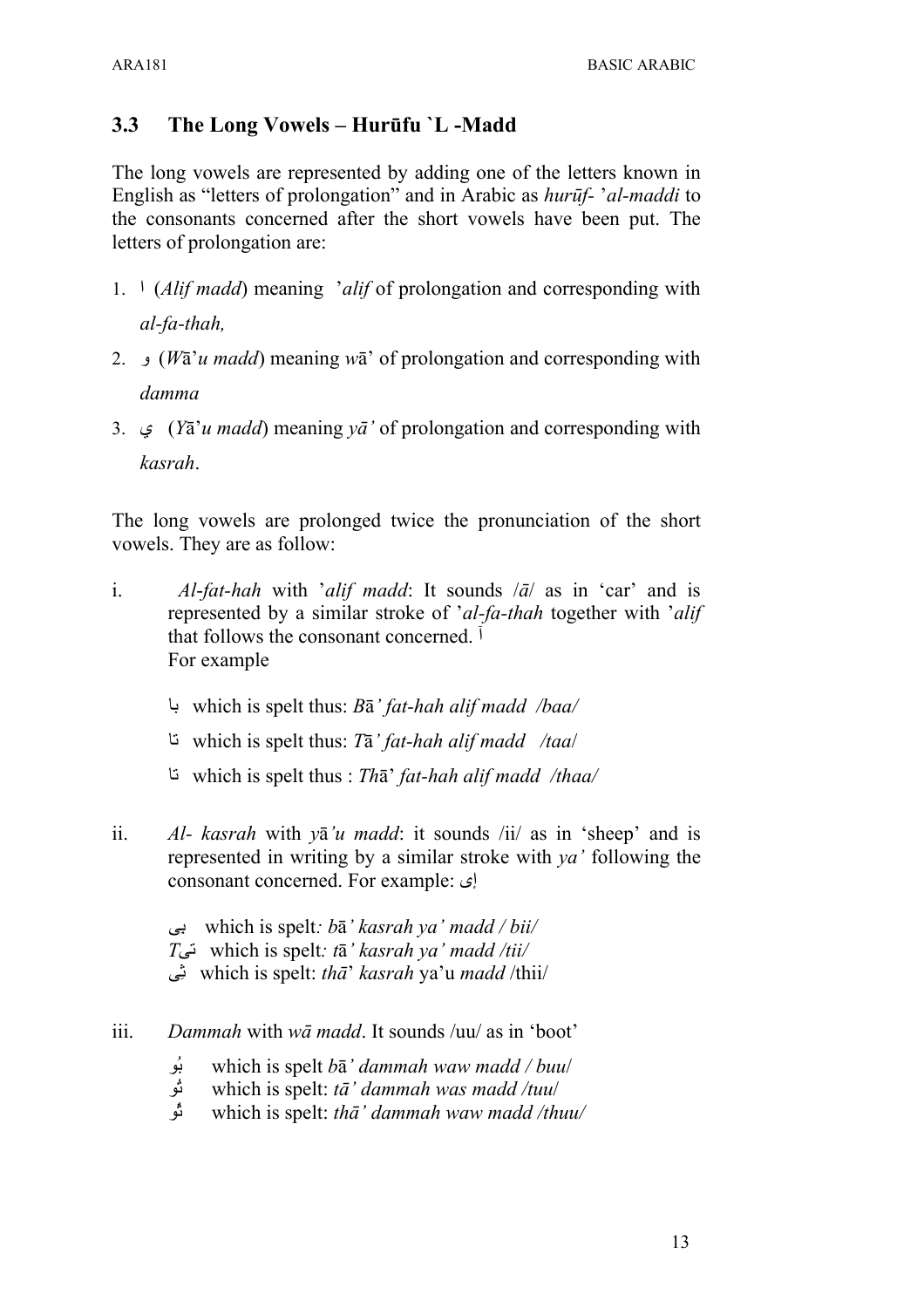## 3.3 The Long Vowels – Hurūfu `L -Madd

The long vowels are represented by adding one of the letters known in English as "letters of prolongation" and in Arabic as *hurūf-* '*al-maddi* to the consonants concerned after the short vowels have been put. The letters of prolongation are:

1. ا (*Alif madd*) meaning '*alif* of prolongation and corresponding with *al-fa-thah,*
2. و (*W*ā'*u madd*) meaning *w*ā' of prolongation and corresponding with *damma*
3. ي (*Y*ā'*u madd*) meaning *yā'* of prolongation and corresponding with *kasrah*.

The long vowels are prolonged twice the pronunciation of the short vowels. They are as follow:

i. *Al-fat-hah* with '*alif madd*: It sounds /*ā*/ as in 'car' and is represented by a similar stroke of '*al-fa-thah* together with '*alif* that follows the consonant concerned. اَ
For example

   با which is spelt thus: *B*ā*' fat-hah alif madd /baa/*

   تا which is spelt thus: *T*ā*' fat-hah alif madd /taa*/

   ثا which is spelt thus : *Th*ā' *fat-hah alif madd /thaa/*

ii. *Al- kasrah* with *y*ā*'u madd*: it sounds /ii/ as in 'sheep' and is represented in writing by a similar stroke with *ya'* following the consonant concerned. For example: اِى

   بى which is spelt*: b*ā*' kasrah ya' madd / bii/*
   *T*تى which is spelt*: t*ā*' kasrah ya' madd /tii/*
   ثِى which is spelt: *thā*' *kasrah* ya'u *madd* /thii/

iii. *Dammah* with *wā madd*. It sounds /uu/ as in 'boot'

   بُو which is spelt *b*ā*' dammah waw madd / buu*/
   تُو which is spelt: *tā' dammah was madd /tuu*/
   ثُو which is spelt: *thā' dammah waw madd /thuu/*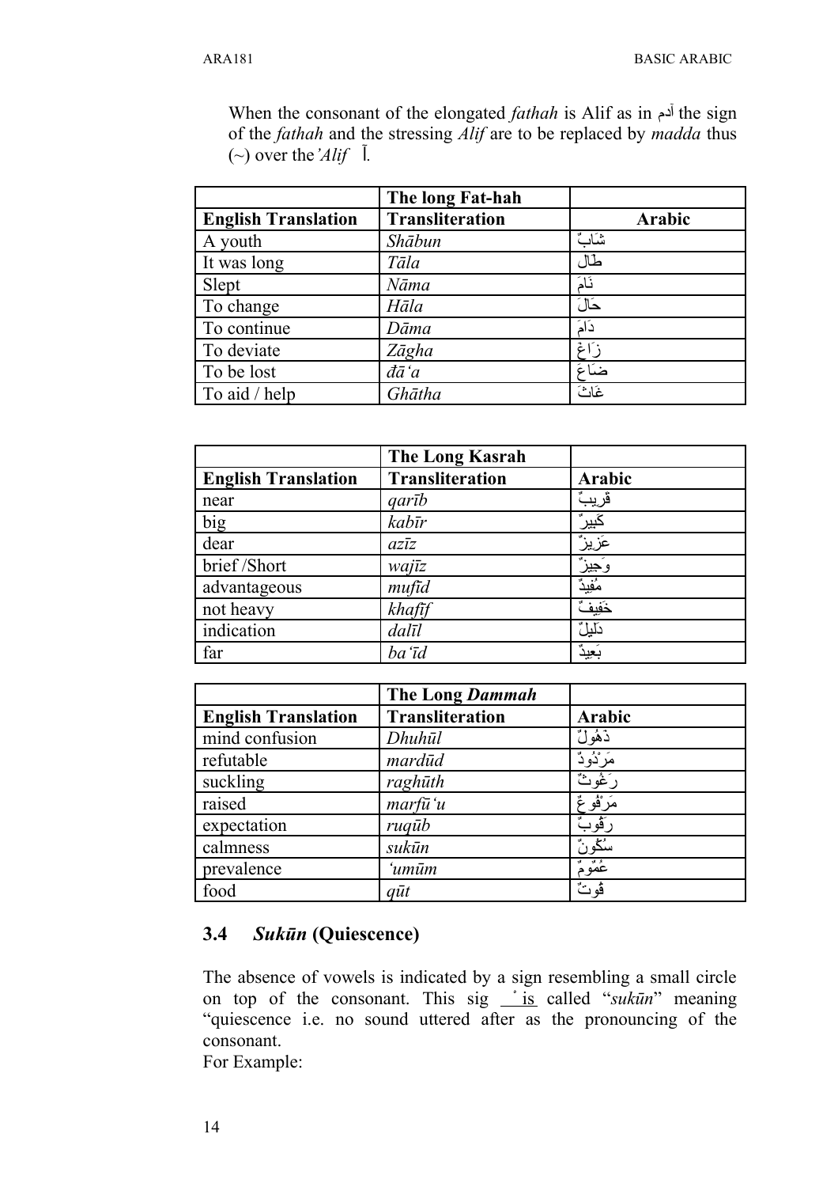When the consonant of the elongated *fathah* is Alif as in آدم the sign of the *fathah* and the stressing *Alif* are to be replaced by *madda* thus (~) over the *'Alif* آ.

| | The long Fat-hah | |
|---|---|---|
| **English Translation** | **Transliteration** | **Arabic** |
| A youth | *Shābun* | شَابٌ |
| It was long | *Tāla* | طَالَ |
| Slept | *Nāma* | نَامَ |
| To change | *Hāla* | حَالَ |
| To continue | *Dāma* | دَامَ |
| To deviate | *Zāgha* | زَاغَ |
| To be lost | *đā'a* | ضَاعَ |
| To aid / help | *Ghātha* | غَاثَ |

| | The Long Kasrah | |
|---|---|---|
| **English Translation** | **Transliteration** | **Arabic** |
| near | *qarīb* | قَرِيبٌ |
| big | *kabīr* | كَبِيرٌ |
| dear | *azīz* | عَزِيزٌ |
| brief /Short | *wajīz* | وَجِيزٌ |
| advantageous | *mufīd* | مُفِيدٌ |
| not heavy | *khafīf* | خَفِيفٌ |
| indication | *dalīl* | دَلِيلٌ |
| far | *ba'īd* | بَعِيدٌ |

| | The Long *Dammah* | |
|---|---|---|
| **English Translation** | **Transliteration** | **Arabic** |
| mind confusion | *Dhuhūl* | ذُهُولٌ |
| refutable | *mardūd* | مَرْدُودٌ |
| suckling | *raghūth* | رَغُوثٌ |
| raised | *marfū'u* | مَرْفُوعٌ |
| expectation | *ruqūb* | رُقُوبٌ |
| calmness | *sukūn* | سُكُونٌ |
| prevalence | *'umūm* | عُمُومٌ |
| food | *qūt* | قُوتٌ |

### 3.4 *Sukūn* (Quiescence)

The absence of vowels is indicated by a sign resembling a small circle on top of the consonant. This sig ْ is called "*sukūn*" meaning "quiescence i.e. no sound uttered after as the pronouncing of the consonant.

For Example: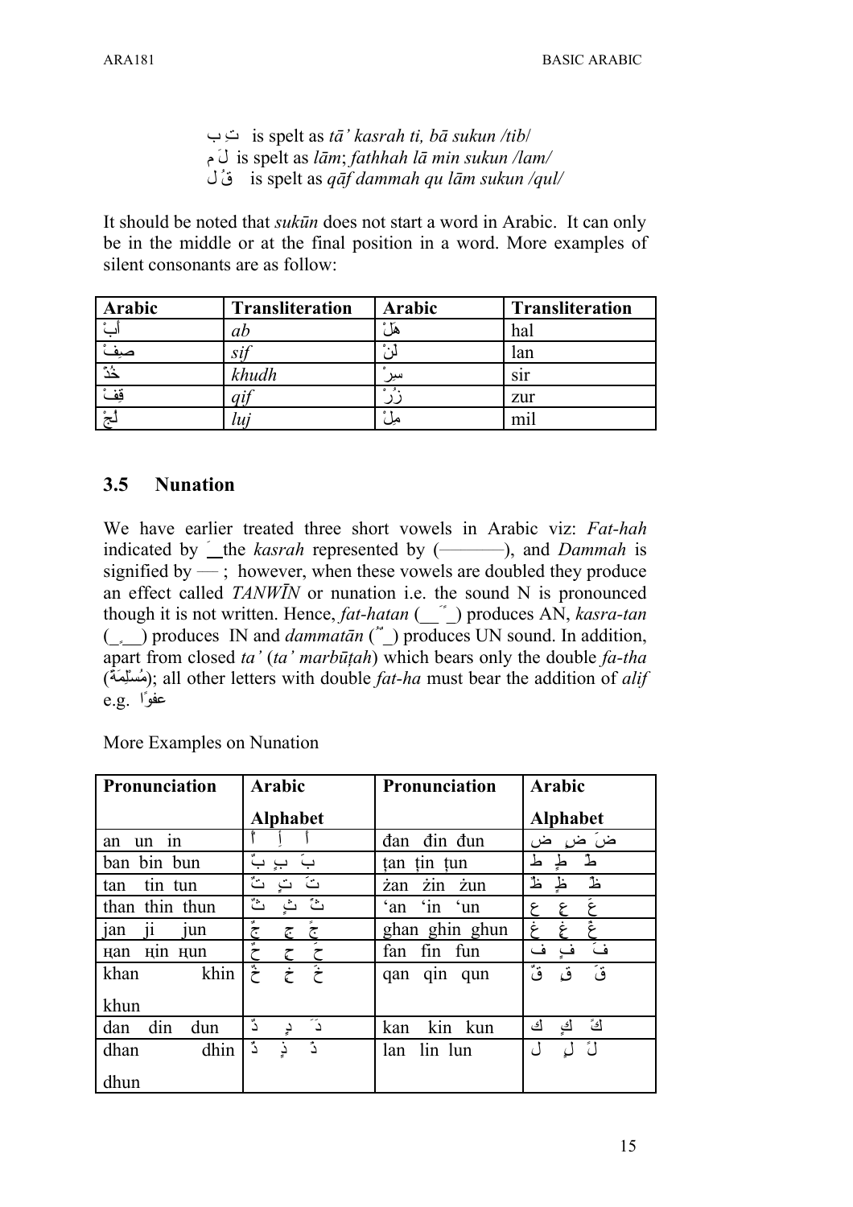تِ ب is spelt as *tā' kasrah ti, bā sukun /tib/*
لَ م is spelt as *lām*; *fathhah lā min sukun /lam/*
قُ ل is spelt as *qāf dammah qu lām sukun /qul/*

It should be noted that *sukūn* does not start a word in Arabic. It can only be in the middle or at the final position in a word. More examples of silent consonants are as follow:

| Arabic | Transliteration | Arabic | Transliteration |
|---|---|---|---|
| أَبْ | *ab* | هَلْ | hal |
| صِفْ | *sif* | لَنْ | lan |
| خُذْ | *khudh* | سِرْ | sir |
| قِفْ | *qif* | زُرْ | zur |
| لُجْ | *luj* | مِلْ | mil |

## 3.5 Nunation

We have earlier treated three short vowels in Arabic viz: *Fat-hah* indicated by َ the *kasrah* represented by (———), and *Dammah* is signified by — ; however, when these vowels are doubled they produce an effect called *TANWĪN* or nunation i.e. the sound N is pronounced though it is not written. Hence, *fat-hatan* (ً) produces AN, *kasra-tan* (ٍ) produces IN and *dammatān* (ٌ) produces UN sound. In addition, apart from closed *ta'* (*ta' marbūṭah*) which bears only the double *fa-tha* (مُسْلِمَةً); all other letters with double *fat-ha* must bear the addition of *alif* e.g. عفوًا

More Examples on Nunation

| Pronunciation | Arabic Alphabet | Pronunciation | Arabic Alphabet |
|---|---|---|---|
| an un in | أً إٍ أٌ | đan đin đun | ضً ضٍ ضٌ |
| ban bin bun | بً بٍ بٌ | ṭan ṭin ṭun | طً طٍ طٌ |
| tan tin tun | تً تٍ تٌ | żan żin żun | ظً ظٍ ظٌ |
| than thin thun | ثً ثٍ ثٌ | 'an 'in 'un | عً عٍ عٌ |
| jan ji jun | جً جٍ جٌ | ghan ghin ghun | غً غٍ غٌ |
| ʜan ʜin ʜun | حً حٍ حٌ | fan fin fun | فً فٍ فٌ |
| khan khin khun | خً خٍ خٌ | qan qin qun | قً قٍ قٌ |
| dan din dun | دً دٍ دٌ | kan kin kun | كً كٍ كٌ |
| dhan dhin dhun | ذً ذٍ ذٌ | lan lin lun | لً لٍ لٌ |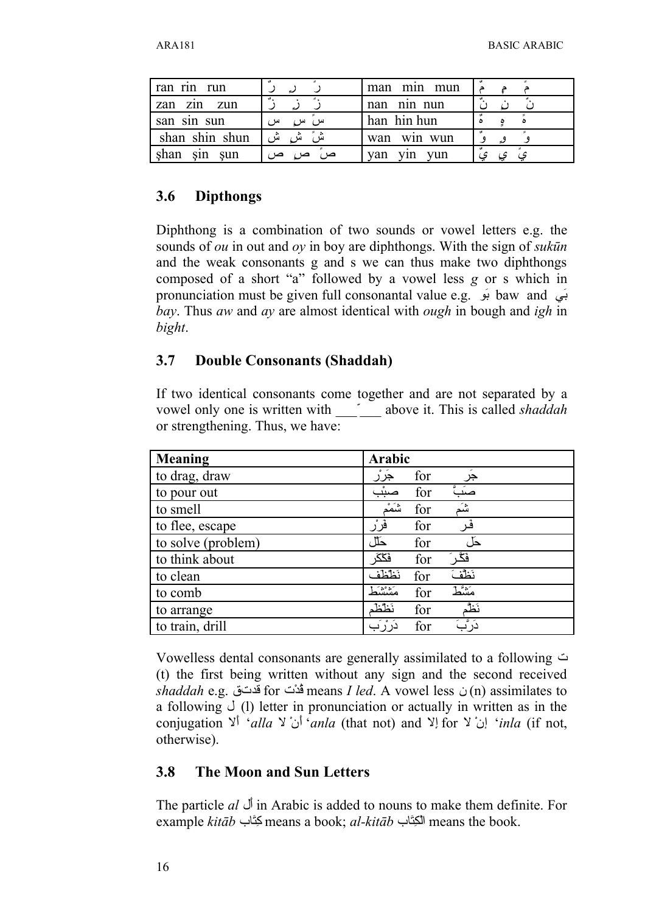| ran rin run | رً رٍ رٌ | man min mun | مً مٍ مٌ |
|---|---|---|---|
| zan zin zun | زً زٍ زٌ | nan nin nun | نً نٍ نٌ |
| san sin sun | سً سٍ سٌ | han hin hun | هً هٍ هٌ |
| shan shin shun | شً شٍ شٌ | wan win wun | وً وٍ وٌ |
| ṣhan ṣin ṣun | صً صٍ صٌ | yan yin yun | يً يٍ يٌ |

## 3.6 Dipthongs

Diphthong is a combination of two sounds or vowel letters e.g. the sounds of *ou* in out and *oy* in boy are diphthongs. With the sign of *sukūn* and the weak consonants g and s we can thus make two diphthongs composed of a short "a" followed by a vowel less *g* or s which in pronunciation must be given full consonantal value e.g. بَو baw and بَي *bay*. Thus *aw* and *ay* are almost identical with *ough* in bough and *igh* in *bight*.

## 3.7 Double Consonants (Shaddah)

If two identical consonants come together and are not separated by a vowel only one is written with ___ّ___ above it. This is called *shaddah* or strengthening. Thus, we have:

| Meaning | Arabic |
|---|---|
| to drag, draw | جَرْر for جَر |
| to pour out | صبْب for صَبَّ |
| to smell | شَمْم for شَم |
| to flee, escape | فرْر for فـر |
| to solve (problem) | حلّل for حَل |
| to think about | فكّكر for فكَّـرَ |
| to clean | نظّظف for نَظّفَ |
| to comb | مَشْشَط for مَشّطَ |
| to arrange | نَظّظم for نَظّم |
| to train, drill | دَرْرَب for دَرَّبَ |

Vowelless dental consonants are generally assimilated to a following ت (t) the first being written without any sign and the second received *shaddah* e.g. قدتق for قُدْت means *I led*. A vowel less ن (n) assimilates to a following ل (l) letter in pronunciation or actually in written as in the conjugation ألا '*alla* أنْ لا '*anla* (that not) and إلا for إنْ لا '*inla* (if not, otherwise).

## 3.8 The Moon and Sun Letters

The particle *al* أل in Arabic is added to nouns to make them definite. For example *kitāb* كِتَاب means a book; *al-kitāb* الكِتَاب means the book.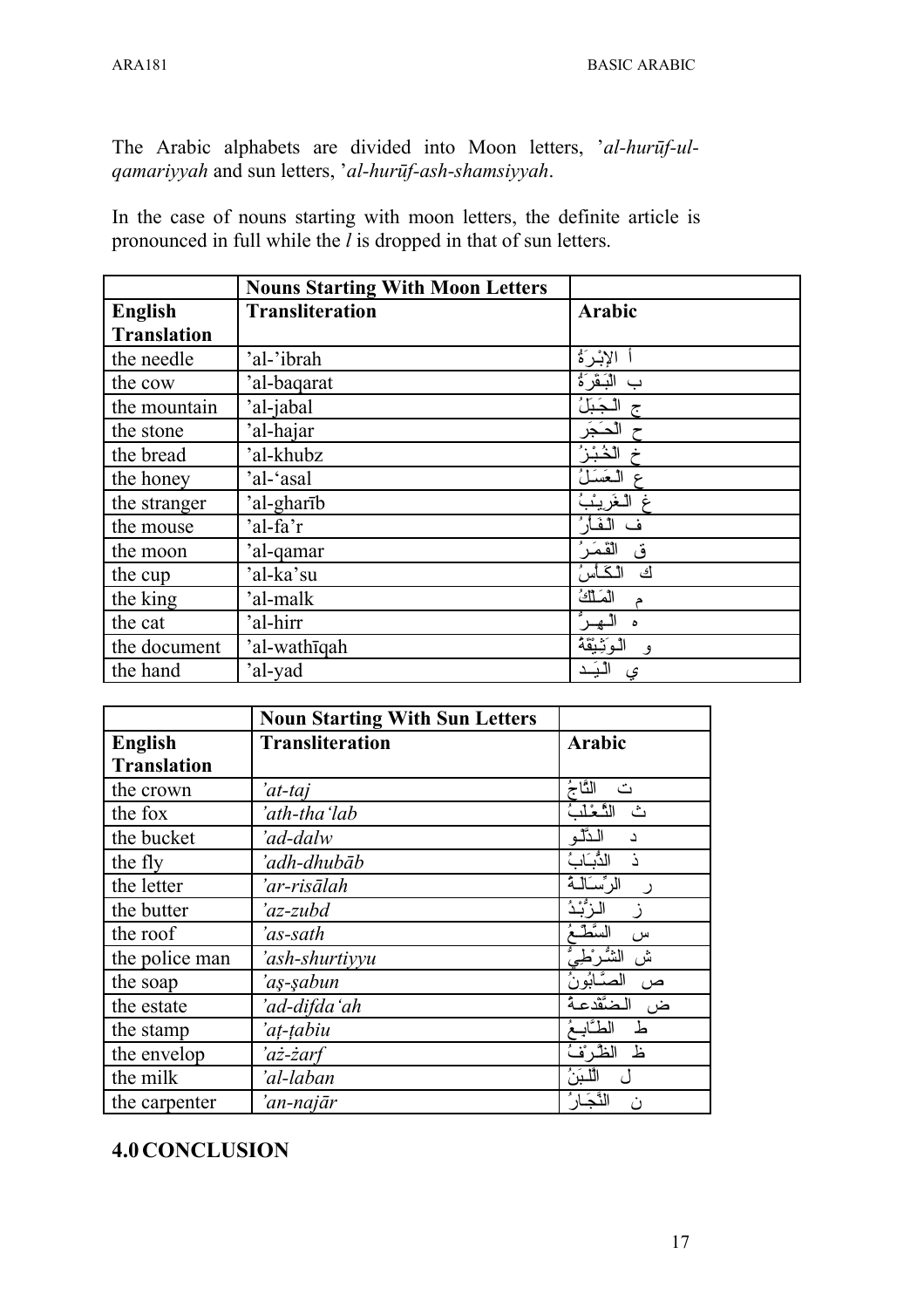The Arabic alphabets are divided into Moon letters, *'al-hurūf-ul-qamariyyah* and sun letters, *'al-hurūf-ash-shamsiyyah*.

In the case of nouns starting with moon letters, the definite article is pronounced in full while the *l* is dropped in that of sun letters.

| | Nouns Starting With Moon Letters | |
|---|---|---|
| **English Translation** | **Transliteration** | **Arabic** |
| the needle | 'al-'ibrah | أ الإِبْرَةُ |
| the cow | 'al-baqarat | ب الْبَقَرَةُ |
| the mountain | 'al-jabal | ج الْجَبَلُ |
| the stone | 'al-hajar | ح الْحَجَر |
| the bread | 'al-khubz | خ الْخُبْزُ |
| the honey | 'al-'asal | ع الْعَسَلُ |
| the stranger | 'al-gharīb | غ الْغَرِيْبُ |
| the mouse | 'al-fa'r | ف الْفَأْرُ |
| the moon | 'al-qamar | ق الْقَمَرُ |
| the cup | 'al-ka'su | ك الْكَأْسُ |
| the king | 'al-malk | م الْمَلِكُ |
| the cat | 'al-hirr | ه الْهِرُّ |
| the document | 'al-wathīqah | و الْوَثِيْقَةُ |
| the hand | 'al-yad | ي الْيَد |

| | Noun Starting With Sun Letters | |
|---|---|---|
| **English Translation** | **Transliteration** | **Arabic** |
| the crown | *'at-taj* | ت التَّاجُ |
| the fox | *'ath-tha'lab* | ث الثَّعْلَبُ |
| the bucket | *'ad-dalw* | د الدَّلْو |
| the fly | *'adh-dhubāb* | ذ الذُّبَابُ |
| the letter | *'ar-risālah* | ر الرِّسَالَةُ |
| the butter | *'az-zubd* | ز الزُّبْدُ |
| the roof | *'as-sath* | س السَّطْحُ |
| the police man | *'ash-shurtiyyu* | ش الشُّرْطِيُّ |
| the soap | *'aṣ-ṣabun* | ص الصَّابُونُ |
| the estate | *'ad-difda'ah* | ض الضَّفْدعةُ |
| the stamp | *'aṭ-ṭabiu* | ط الطَّابِعُ |
| the envelop | *'aẓ-ẓarf* | ظ الظَّرْفُ |
| the milk | *'al-laban* | ل اللَّبَنُ |
| the carpenter | *'an-najār* | ن النَّجَارُ |

## 4.0 CONCLUSION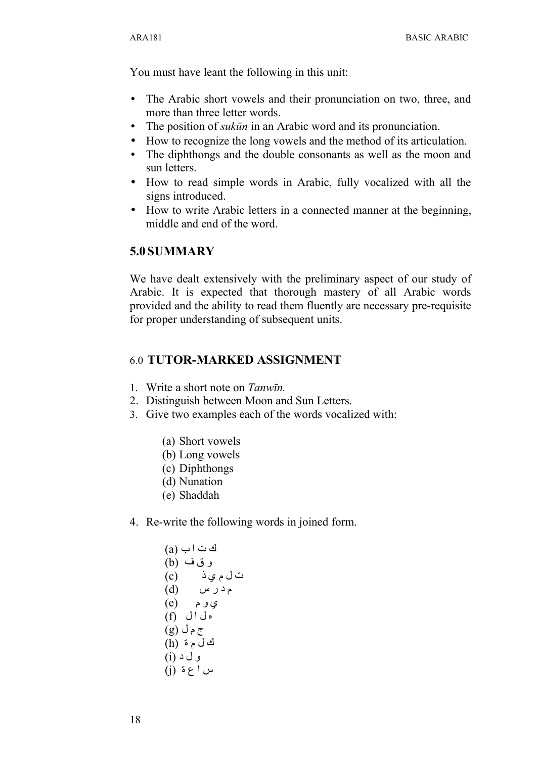You must have leant the following in this unit:

- The Arabic short vowels and their pronunciation on two, three, and more than three letter words.
- The position of *sukūn* in an Arabic word and its pronunciation.
- How to recognize the long vowels and the method of its articulation.
- The diphthongs and the double consonants as well as the moon and sun letters.
- How to read simple words in Arabic, fully vocalized with all the signs introduced.
- How to write Arabic letters in a connected manner at the beginning, middle and end of the word.

## 5.0 SUMMARY

We have dealt extensively with the preliminary aspect of our study of Arabic. It is expected that thorough mastery of all Arabic words provided and the ability to read them fluently are necessary pre-requisite for proper understanding of subsequent units.

## 6.0 TUTOR-MARKED ASSIGNMENT

1. Write a short note on *Tanwīn.*
2. Distinguish between Moon and Sun Letters.
3. Give two examples each of the words vocalized with:

   (a) Short vowels
   (b) Long vowels
   (c) Diphthongs
   (d) Nunation
   (e) Shaddah

4. Re-write the following words in joined form.

   (a) ك ت ا ب
   (b) و ق ف
   (c) ت ل م ي ذ
   (d) م د ر س
   (e) ي و م
   (f) ه ل ا ل
   (g) ج م ل
   (h) ك ل م ة
   (i) و ل د
   (j) س ا ع ة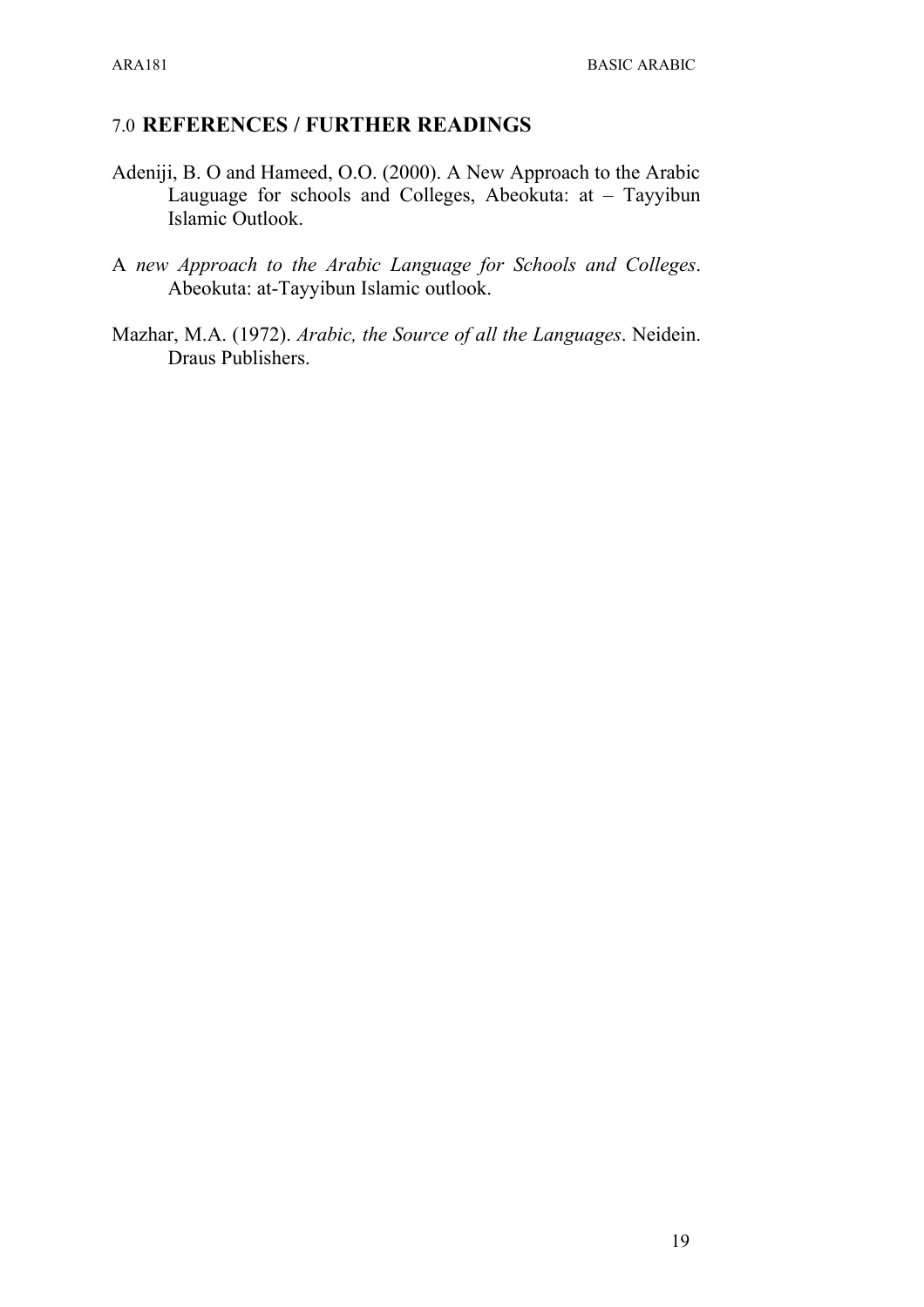## 7.0 **REFERENCES / FURTHER READINGS**

Adeniji, B. O and Hameed, O.O. (2000). A New Approach to the Arabic Lauguage for schools and Colleges, Abeokuta: at – Tayyibun Islamic Outlook.

A *new Approach to the Arabic Language for Schools and Colleges*. Abeokuta: at-Tayyibun Islamic outlook.

Mazhar, M.A. (1972). *Arabic, the Source of all the Languages*. Neidein. Draus Publishers.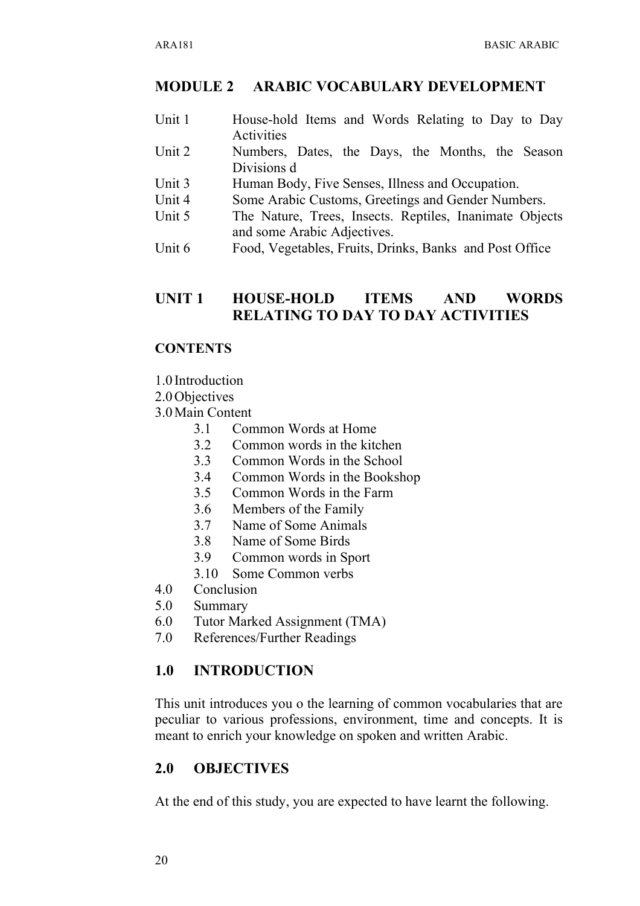## MODULE 2 ARABIC VOCABULARY DEVELOPMENT

| | |
|---|---|
| Unit 1 | House-hold Items and Words Relating to Day to Day Activities |
| Unit 2 | Numbers, Dates, the Days, the Months, the Season Divisions d |
| Unit 3 | Human Body, Five Senses, Illness and Occupation. |
| Unit 4 | Some Arabic Customs, Greetings and Gender Numbers. |
| Unit 5 | The Nature, Trees, Insects. Reptiles, Inanimate Objects and some Arabic Adjectives. |
| Unit 6 | Food, Vegetables, Fruits, Drinks, Banks and Post Office |

## UNIT 1 HOUSE-HOLD ITEMS AND WORDS RELATING TO DAY TO DAY ACTIVITIES

### CONTENTS

1.0 Introduction
2.0 Objectives
3.0 Main Content
- 3.1 Common Words at Home
- 3.2 Common words in the kitchen
- 3.3 Common Words in the School
- 3.4 Common Words in the Bookshop
- 3.5 Common Words in the Farm
- 3.6 Members of the Family
- 3.7 Name of Some Animals
- 3.8 Name of Some Birds
- 3.9 Common words in Sport
- 3.10 Some Common verbs

4.0 Conclusion
5.0 Summary
6.0 Tutor Marked Assignment (TMA)
7.0 References/Further Readings

### 1.0 INTRODUCTION

This unit introduces you o the learning of common vocabularies that are peculiar to various professions, environment, time and concepts. It is meant to enrich your knowledge on spoken and written Arabic.

### 2.0 OBJECTIVES

At the end of this study, you are expected to have learnt the following.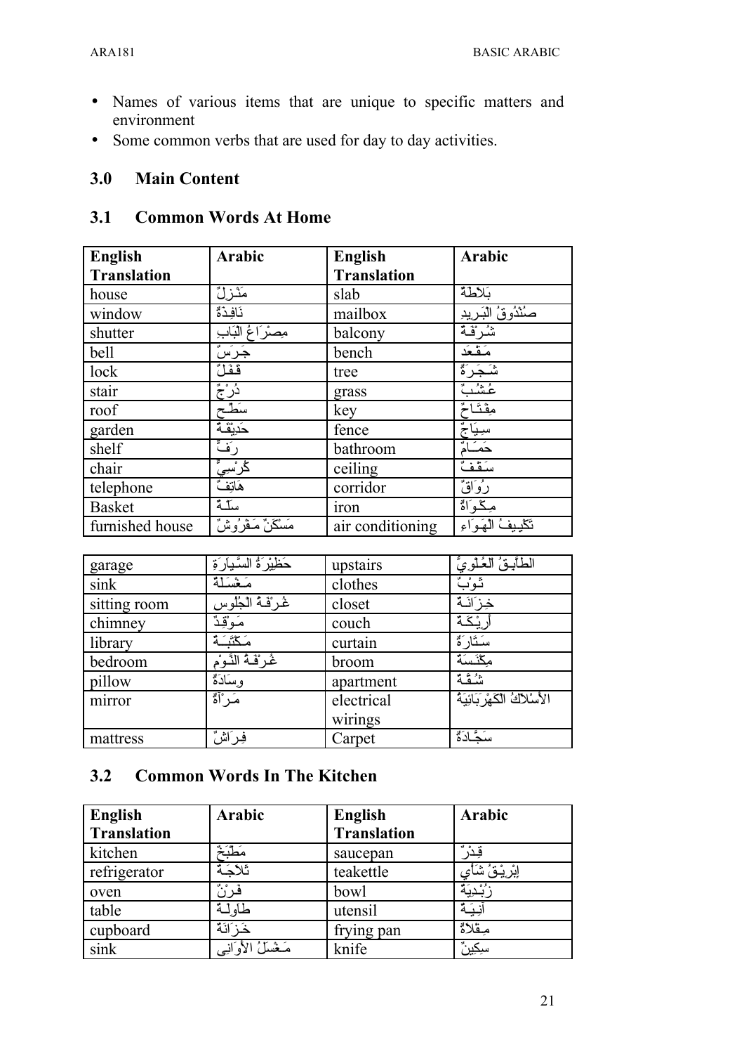- Names of various items that are unique to specific matters and environment
- Some common verbs that are used for day to day activities.

## 3.0 Main Content

### 3.1 Common Words At Home

| English Translation | Arabic | English Translation | Arabic |
|---|---|---|---|
| house | مَنْزِلٌ | slab | بَلاطَةٌ |
| window | نَافِذَةٌ | mailbox | صُنْدُوقُ البَرِيدِ |
| shutter | مِصْرَاعُ الْبَابِ | balcony | شُرْفَةٌ |
| bell | جَرَسٌ | bench | مَقْعَد |
| lock | قُفْلٌ | tree | شَجَرَةٌ |
| stair | دُرْجٌ | grass | عُشُبٌ |
| roof | سَطْح | key | مِفْتَاحٌ |
| garden | حَدِيقَةٌ | fence | سِيَاجٌ |
| shelf | رَفٌّ | bathroom | حَمَّامٌ |
| chair | كُرْسِيٌّ | ceiling | سَقْفٌ |
| telephone | هَاتِفٌ | corridor | رُوَاقٌ |
| Basket | سَلَّةٌ | iron | مِكْوَاةٌ |
| furnished house | مَسْكَنٌ مَفْرُوشٌ | air conditioning | تَكْيِيفُ الْهَوَاءِ |
| garage | حَظِيْرَةُ السَّيارَةِ | upstairs | الطَّابِقُ العُلْوِيُّ |
| sink | مَغْسَلَةٌ | clothes | ثَوْبٌ |
| sitting room | غُرْفَةُ الْجُلُوس | closet | خِزَانَةٌ |
| chimney | مَوْقِدٌ | couch | أَرِيْكَةٌ |
| library | مَكْتَبَةٌ | curtain | سَتَارَةٌ |
| bedroom | غُرْفَةُ النَّوْمِ | broom | مِكْنَسَةٌ |
| pillow | وِسَادَةٌ | apartment | شُقَّةٌ |
| mirror | مَرْآةٌ | electrical wirings | الأَسْلاكُ الكَهْرَبَائِيَةُ |
| mattress | فِرَاشٌ | Carpet | سَجَّادَةٌ |

### 3.2 Common Words In The Kitchen

| English Translation | Arabic | English Translation | Arabic |
|---|---|---|---|
| kitchen | مَطْبَخٌ | saucepan | قِدْرٌ |
| refrigerator | ثَلاجَةٌ | teakettle | إِبْرِيْقُ شَاي |
| oven | فُرْنٌ | bowl | زُبْدِيَةٌ |
| table | طَاوِلَةٌ | utensil | آنِيَةٌ |
| cupboard | خَزَانَةٌ | frying pan | مِقْلاةٌ |
| sink | مَغْسَلُ الأَوَانِي | knife | سِكِينٌ |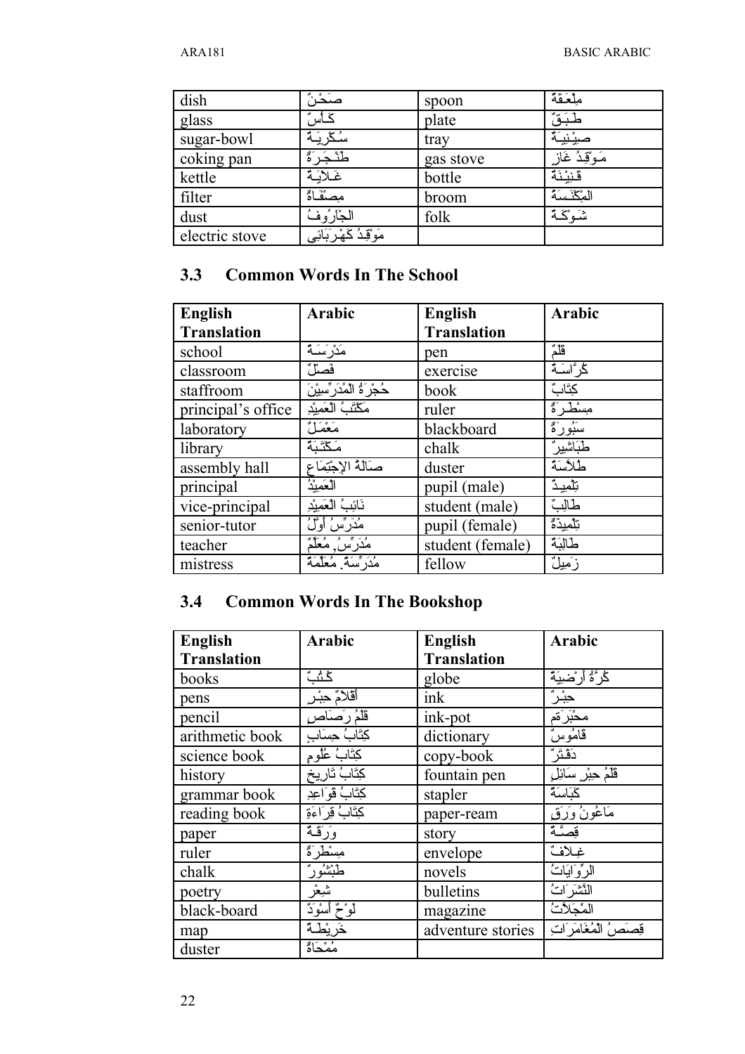| dish | صَحْنٌ | spoon | مِلْعَقَةٌ |
|---|---|---|---|
| glass | كَأْسٌ | plate | طَبَقٌ |
| sugar-bowl | سُكَّرِيَةٌ | tray | صِيْنِيَةٌ |
| coking pan | طَنْجَرَةٌ | gas stove | مَوْقِدُ غَازٍ |
| kettle | غَلاَيَةٌ | bottle | قِنِيْنَةٌ |
| filter | مِصْفَاةٌ | broom | المِكْنَسَةُ |
| dust | الجَارُوفُ | folk | شَوْكَةٌ |
| electric stove | مَوْقِدُ كَهْرَبَائِي | | |

## 3.3 Common Words In The School

| English Translation | Arabic | English Translation | Arabic |
|---|---|---|---|
| school | مَدْرَسَةٌ | pen | قَلَمٌ |
| classroom | فَصْلٌ | exercise | كُرَّاسَةٌ |
| staffroom | حُجْرَةُ الْمُدَرِّسِيْنَ | book | كِتَابٌ |
| principal's office | مَكْتَبُ الْعَمِيْدِ | ruler | مِسْطَرَةٌ |
| laboratory | مَعْمَلٌ | blackboard | سَبُورَةٌ |
| library | مَكْتَبَةٌ | chalk | طَبَاشِيرٌ |
| assembly hall | صَالَةُ الإِجْتِمَاعِ | duster | طَلاَّسَةٌ |
| principal | الْعَمِيْدُ | pupil (male) | تِلْمِيذٌ |
| vice-principal | نَائِبُ الْعَمِيْدِ | student (male) | طَالِبٌ |
| senior-tutor | مُدَرِّسٌ أَوَّلٌ | pupil (female) | تِلْمِيذَةٌ |
| teacher | مُدَرِّسٌ, مُعَلِّمٌ | student (female) | طَالِبَةٌ |
| mistress | مُدَرِّسَةٌ, مُعَلِّمَةٌ | fellow | زَمِيلٌ |

## 3.4 Common Words In The Bookshop

| English Translation | Arabic | English Translation | Arabic |
|---|---|---|---|
| books | كُتُبٌ | globe | كُرَةٌ أَرْضِيَةٌ |
| pens | أَقْلاَمٌ حِبْرٍ | ink | حِبْرٌ |
| pencil | قَلَمُ رَصَاصٍ | ink-pot | مِحْبَرَةٌ |
| arithmetic book | كِتَابُ حِسَابٍ | dictionary | قَامُوسٌ |
| science book | كِتَابُ عُلُومٍ | copy-book | دَفْتَرٌ |
| history | كِتَابُ تَارِيخٍ | fountain pen | قَلَمُ حِبْرٍ سَائِلٍ |
| grammar book | كِتَابُ قَوَاعِدِ | stapler | كَبَاسَةٌ |
| reading book | كِتَابُ قِرَاءَةٍ | paper-ream | مَاعُونُ وَرَقٍ |
| paper | وَرَقَةٌ | story | قِصَّةٌ |
| ruler | مِسْطَرَةٌ | envelope | غِلاَفٌ |
| chalk | طَبْشُورٌ | novels | الرِّوَايَاتُ |
| poetry | شِعْرٌ | bulletins | النَّشَرَاتُ |
| black-board | لَوْحٌ أَسْوَدٌ | magazine | الْمَجَلاَّتُ |
| map | خَرِيْطَةٌ | adventure stories | قِصَصُ الْمُغَامَرَاتِ |
| duster | مُمْحَاةٌ | | |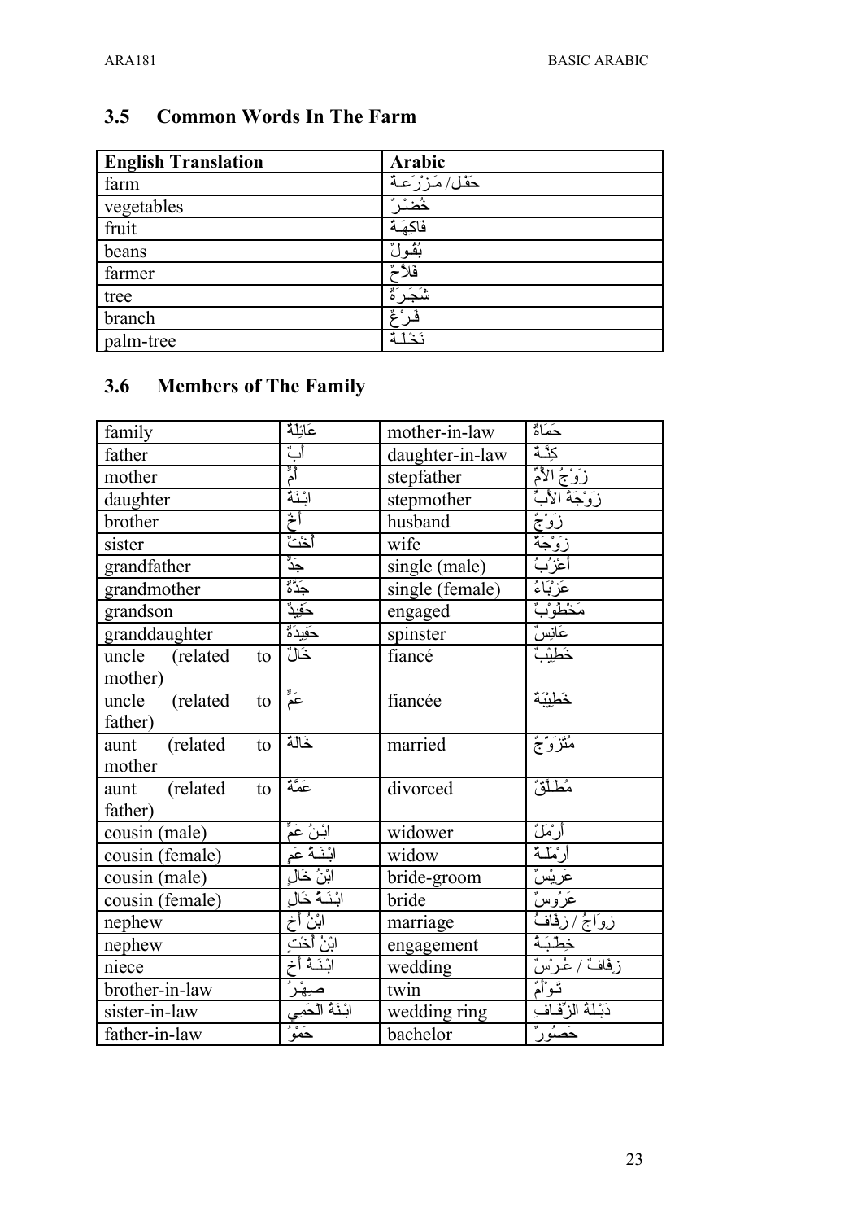## 3.5 Common Words In The Farm

| English Translation | Arabic |
|---|---|
| farm | حَقْل/ مَـزْرَعـة |
| vegetables | خُضَرٌ |
| fruit | فاكِهَـة |
| beans | بُقُـولٌ |
| farmer | فلاَّحٌ |
| tree | شَجَـرَةٌ |
| branch | فَـرْعٌ |
| palm-tree | نَخْلَـةٌ |

## 3.6 Members of The Family

| | | | |
|---|---|---|---|
| family | عَائِلَةٌ | mother-in-law | حَمَاةٌ |
| father | أَبٌ | daughter-in-law | كِنَّـةٌ |
| mother | أُمٌّ | stepfather | زَوْجُ الأُمِّ |
| daughter | ابْنَةٌ | stepmother | زَوْجَةُ الأَبِّ |
| brother | أَخٌ | husband | زَوْجٌ |
| sister | أُخْتٌ | wife | زَوْجَةٌ |
| grandfather | جَدٌّ | single (male) | أَعْزَبٌ |
| grandmother | جَدَّةٌ | single (female) | عَزْبَاءُ |
| grandson | حَفِيدٌ | engaged | مَخْطُوْبٌ |
| granddaughter | حَفِيدَةٌ | spinster | عَانِسٌ |
| uncle (related to mother) | خَالٌ | fiancé | خَطِيْبٌ |
| uncle (related to father) | عَمٌّ | fiancée | خَطِيْبَةٌ |
| aunt (related to mother | خَالَةٌ | married | مُتَزَوِّجٌ |
| aunt (related to father) | عَمَّةٌ | divorced | مُطَـلَّقٌ |
| cousin (male) | ابْـنُ عَمٍّ | widower | أَرْمَلٌ |
| cousin (female) | ابْـنَـةُ عَمٍ | widow | أَرْمَلَـةٌ |
| cousin (male) | ابْنُ خَالٍ | bride-groom | عَرِيْسٌ |
| cousin (female) | ابْـنَـةُ خَالٍ | bride | عَرُوسٌ |
| nephew | ابْنُ أَخٍ | marriage | زِوَاجُ / زِفَافُ |
| nephew | ابْنُ أُخْتٍ | engagement | خِطْبَـةٌ |
| niece | ابْـنَـةُ أَخٍ | wedding | زِفافٌ / عُـرْسٌ |
| brother-in-law | صِهْرُ | twin | تَـوْأَمٌ |
| sister-in-law | ابْـنَةُ الْحَمِي | wedding ring | دَبْـلَةُ الزِّفَـافِ |
| father-in-law | حَمُوُ | bachelor | حَصُورٌ |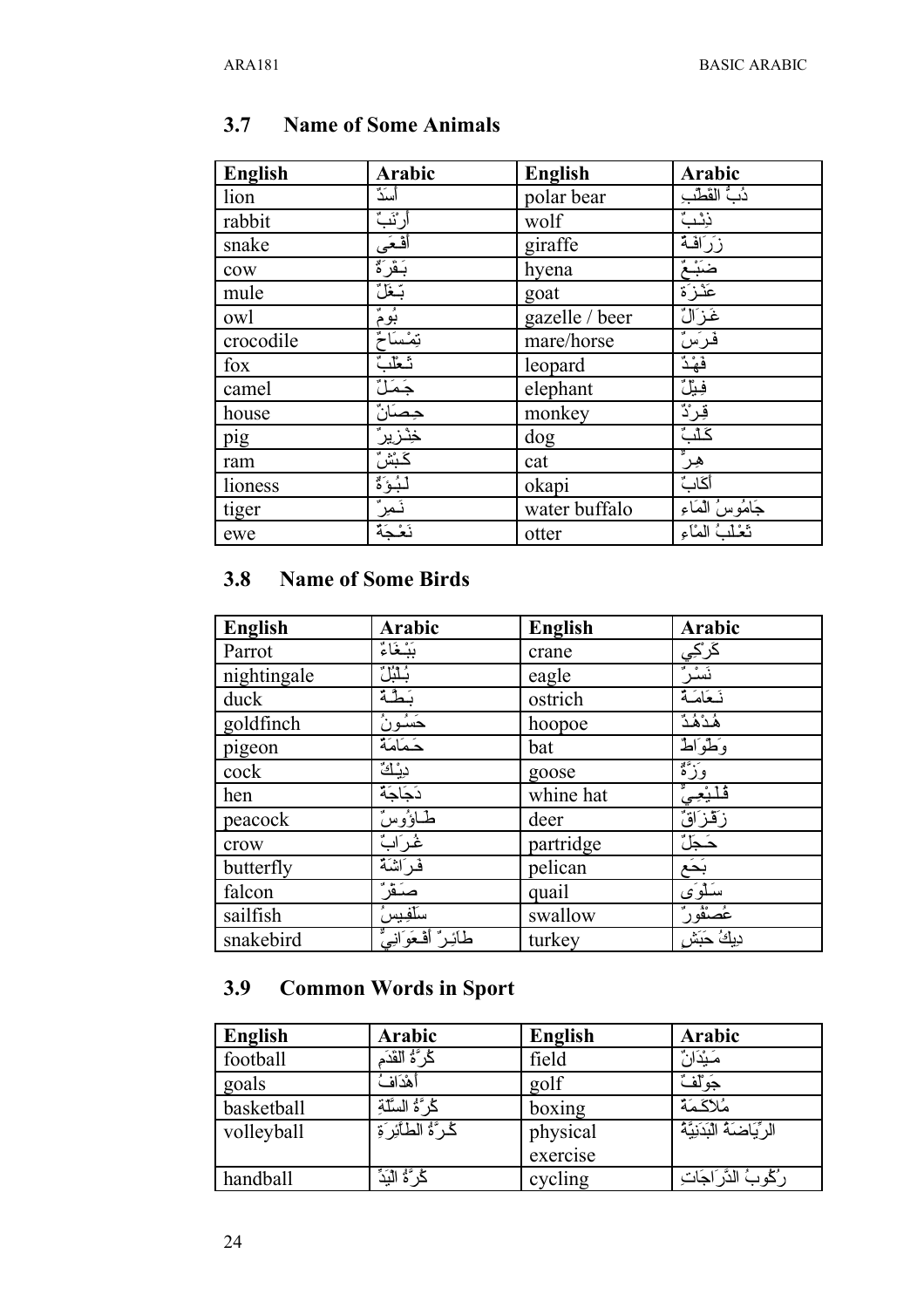## 3.7 Name of Some Animals

| English | Arabic | English | Arabic |
|---|---|---|---|
| lion | أَسَدٌ | polar bear | دُبُّ القُطْبِ |
| rabbit | أَرْنَبٌ | wolf | ذِئْبٌ |
| snake | أَفْعَى | giraffe | زَرَافَةٌ |
| cow | بَقَرَةٌ | hyena | ضَبُعٌ |
| mule | بَغْلٌ | goat | عَنْزَةٌ |
| owl | بُومٌ | gazelle / beer | غَزَالٌ |
| crocodile | تِمْسَاحٌ | mare/horse | فَرَسٌ |
| fox | ثَعْلَبٌ | leopard | فَهْدٌ |
| camel | جَمَلٌ | elephant | فِيلٌ |
| house | حِصَانٌ | monkey | قِرْدٌ |
| pig | خِنْزِيرٌ | dog | كَلْبٌ |
| ram | كَبْشٌ | cat | هِرٌّ |
| lioness | لَبُؤَةٌ | okapi | أَكَابٌ |
| tiger | نَمِرٌ | water buffalo | جَامُوسُ المَاءِ |
| ewe | نَعْجَةٌ | otter | ثَعْلَبُ المَاءِ |

## 3.8 Name of Some Birds

| English | Arabic | English | Arabic |
|---|---|---|---|
| Parrot | بَبْغَاءٌ | crane | كَرْكِي |
| nightingale | بُلْبُلٌ | eagle | نَسْرٌ |
| duck | بَطَّةٌ | ostrich | نَعَامَةٌ |
| goldfinch | حَسُونٌ | hoopoe | هُدْهُدٌ |
| pigeon | حَمَامَةٌ | bat | وَطْوَاطٌ |
| cock | دِيْكٌ | goose | وَزَّةٌ |
| hen | دَجَاجَةٌ | whine hat | قُلَيْعِيٌّ |
| peacock | طَاوُوسٌ | deer | زَقْزَاقٌ |
| crow | غُرَابٌ | partridge | حَجَلٌ |
| butterfly | فَرَاشَةٌ | pelican | بَجَع |
| falcon | صَقْرٌ | quail | سَلْوَى |
| sailfish | سَلَفِيسٌ | swallow | عُصْفُورٌ |
| snakebird | طَائِرٌ أَفْعَوَانِيٌّ | turkey | دِيكُ حَبَشٍ |

## 3.9 Common Words in Sport

| English | Arabic | English | Arabic |
|---|---|---|---|
| football | كُرَةُ القَدَمِ | field | مَيْدَانٌ |
| goals | أَهْدَافٌ | golf | جَوْلَفٌ |
| basketball | كُرَةُ السَّلَّةِ | boxing | مُلاَكَمَةٌ |
| volleyball | كُرَةُ الطَّائِرَةِ | physical exercise | الرِّيَاضَةُ البَدَنِيَّةُ |
| handball | كُرَةُ اليَدِ | cycling | رُكُوبُ الدَّرَاجَاتِ |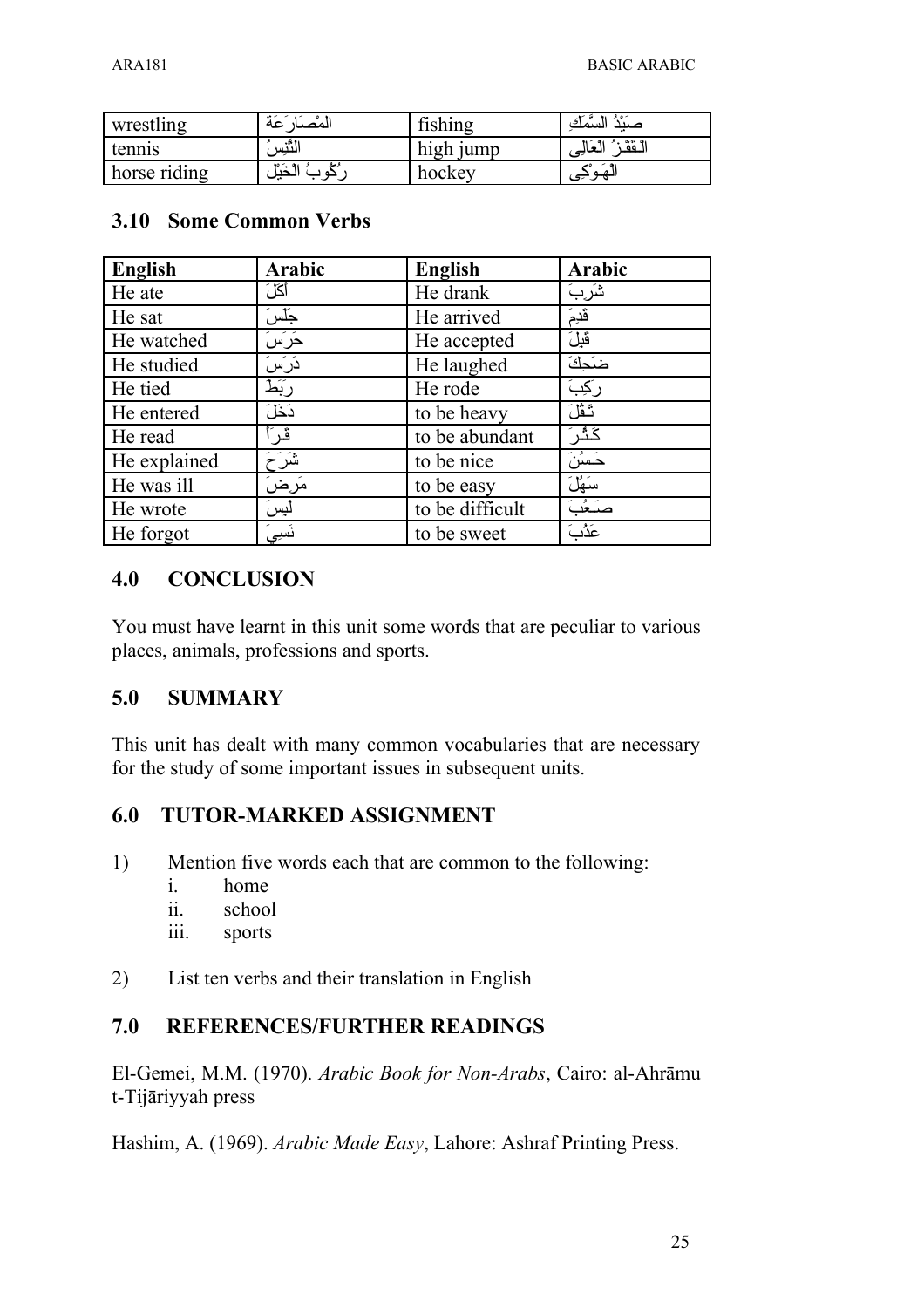| wrestling | المُصَارَعَة | fishing | صَيْدُ السَّمَكِ |
|---|---|---|---|
| tennis | التِّنِسُ | high jump | الْقَفْزُ الْعَالِى |
| horse riding | رُكُوبُ الْخَيْل | hockey | الْهَوكِى |

### 3.10 Some Common Verbs

| English | Arabic | English | Arabic |
|---|---|---|---|
| He ate | أَكَلَ | He drank | شَرِبَ |
| He sat | جَلَسَ | He arrived | قَدِمَ |
| He watched | حَرَسَ | He accepted | قَبِلَ |
| He studied | دَرَسَ | He laughed | ضَحِكَ |
| He tied | رَبَطَ | He rode | رَكِبَ |
| He entered | دَخَلَ | to be heavy | ثَقُلَ |
| He read | قَرَأَ | to be abundant | كَثُرَ |
| He explained | شَرَحَ | to be nice | حَسُنَ |
| He was ill | مَرِضَ | to be easy | سَهُلَ |
| He wrote | لَبِسَ | to be difficult | صَعُبَ |
| He forgot | نَسِيَ | to be sweet | عَذُبَ |

## 4.0 CONCLUSION

You must have learnt in this unit some words that are peculiar to various places, animals, professions and sports.

## 5.0 SUMMARY

This unit has dealt with many common vocabularies that are necessary for the study of some important issues in subsequent units.

## 6.0 TUTOR-MARKED ASSIGNMENT

1) Mention five words each that are common to the following:
   i. home
   ii. school
   iii. sports

2) List ten verbs and their translation in English

## 7.0 REFERENCES/FURTHER READINGS

El-Gemei, M.M. (1970). *Arabic Book for Non-Arabs*, Cairo: al-Ahrāmu t-Tijāriyyah press

Hashim, A. (1969). *Arabic Made Easy*, Lahore: Ashraf Printing Press.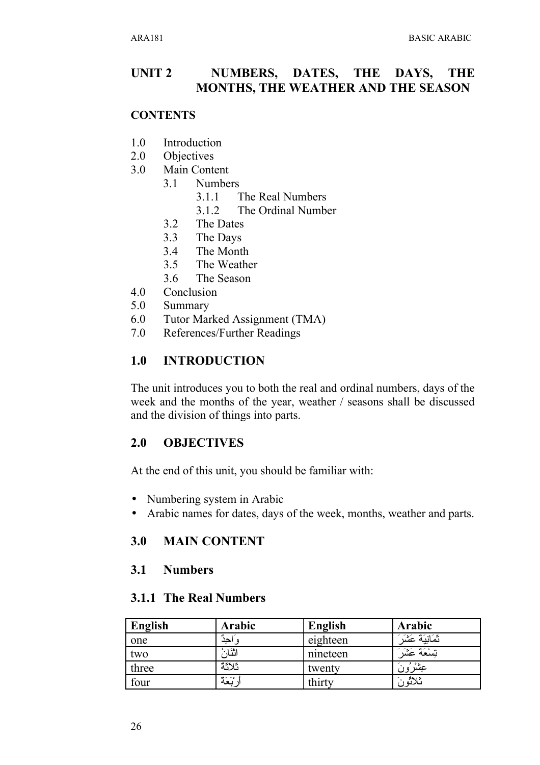## UNIT 2 NUMBERS, DATES, THE DAYS, THE MONTHS, THE WEATHER AND THE SEASON

### CONTENTS

1.0 Introduction
2.0 Objectives
3.0 Main Content
  3.1 Numbers
    3.1.1 The Real Numbers
    3.1.2 The Ordinal Number
  3.2 The Dates
  3.3 The Days
  3.4 The Month
  3.5 The Weather
  3.6 The Season
4.0 Conclusion
5.0 Summary
6.0 Tutor Marked Assignment (TMA)
7.0 References/Further Readings

### 1.0 INTRODUCTION

The unit introduces you to both the real and ordinal numbers, days of the week and the months of the year, weather / seasons shall be discussed and the division of things into parts.

### 2.0 OBJECTIVES

At the end of this unit, you should be familiar with:

- Numbering system in Arabic
- Arabic names for dates, days of the week, months, weather and parts.

### 3.0 MAIN CONTENT

### 3.1 Numbers

#### 3.1.1 The Real Numbers

| English | Arabic | English | Arabic |
|---|---|---|---|
| one | وَاحِدٌ | eighteen | ثَمَانِيَةَ عَشَرَ |
| two | اثْنَانُ | nineteen | تِسْعَةَ عَشَرَ |
| three | ثَلاَثَةٌ | twenty | عِشْرُونَ |
| four | أَرْبَعَةٌ | thirty | ثَلاثُونَ |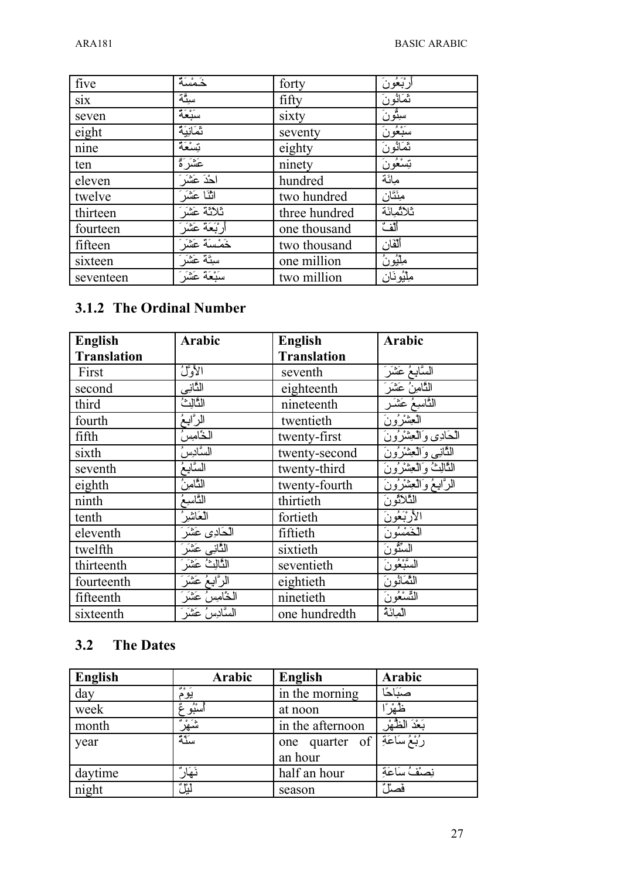| five | خَـمْسَةٌ | forty | أَرْبَعُونَ |
|---|---|---|---|
| six | سِتَّةٌ | fifty | ثَمَانُونَ |
| seven | سَبْعَةٌ | sixty | سِتُّونَ |
| eight | ثَمَانِيَةٌ | seventy | سَبْعُونَ |
| nine | تِسْعَةٌ | eighty | ثَمَانُونَ |
| ten | عَشَرَةٌ | ninety | تِسْعُونَ |
| eleven | احْدَ عَشَرَ | hundred | مِائَةٌ |
| twelve | اثْنَا عَشَرَ | two hundred | مِئَتَانِ |
| thirteen | ثَلاثَةَ عَشَرَ | three hundred | ثَلاثُمِائَةٌ |
| fourteen | أَرْبَعَةَ عَشَرَ | one thousand | أَلْفٌ |
| fifteen | خَمْسَةَ عَشَرَ | two thousand | أَلْفَانِ |
| sixteen | سِتَّةَ عَشَرَ | one million | مِلْيُونٌ |
| seventeen | سَبْعَةَ عَشَرَ | two million | مِلْيُونَانِ |

### 3.1.2 The Ordinal Number

| English Translation | Arabic | English Translation | Arabic |
|---|---|---|---|
| First | الأَوَّلُ | seventh | السَّابِعُ عَشَرَ |
| second | الثَّانِي | eighteenth | الثَّامِنُ عَشَرَ |
| third | الثَّالِثُ | nineteenth | التَّاسِعُ عَشَر |
| fourth | الرَّابِعُ | twentieth | الْعِشْرُونَ |
| fifth | الخَامِسُ | twenty-first | الْحَادِي وَالْعِشْرُونَ |
| sixth | السَّادِسُ | twenty-second | الثَّانِي وَالْعِشْرُونَ |
| seventh | السَّابِعُ | twenty-third | الثَّالِثُ وَالْعِشْرُونَ |
| eighth | الثَّامِنُ | twenty-fourth | الرَّابِعُ وَالْعِشْرُونَ |
| ninth | التَّاسِعُ | thirtieth | الثَّلاثُونَ |
| tenth | الْعَاشِرُ | fortieth | الأَرْبَعُونَ |
| eleventh | الْحَادِي عَشَرَ | fiftieth | الْخَمْسُونَ |
| twelfth | الثَّانِي عَشَرَ | sixtieth | السِّتُّونَ |
| thirteenth | الثَّالِثُ عَشَرَ | seventieth | السَّبْعُونَ |
| fourteenth | الرَّابِعُ عَشَرَ | eightieth | الثَّمَانُونَ |
| fifteenth | الخَامِسُ عَشَرَ | ninetieth | التِّسْعُونَ |
| sixteenth | السَّادِسُ عَشَرَ | one hundredth | الْمِائَةُ |

## 3.2 The Dates

| English | Arabic | English | Arabic |
|---|---|---|---|
| day | يَوْمٌ | in the morning | صَبَاحًا |
| week | أُسْبُوعٌ | at noon | ظُهْرًا |
| month | شَهْرٌ | in the afternoon | بَعْدَ الظُّهْرِ |
| year | سَنَةٌ | one quarter of an hour | رُبْعُ سَاعَةٍ |
| daytime | نَهَارٌ | half an hour | نِصْفُ سَاعَةٍ |
| night | لَيْلٌ | season | فَصْلٌ |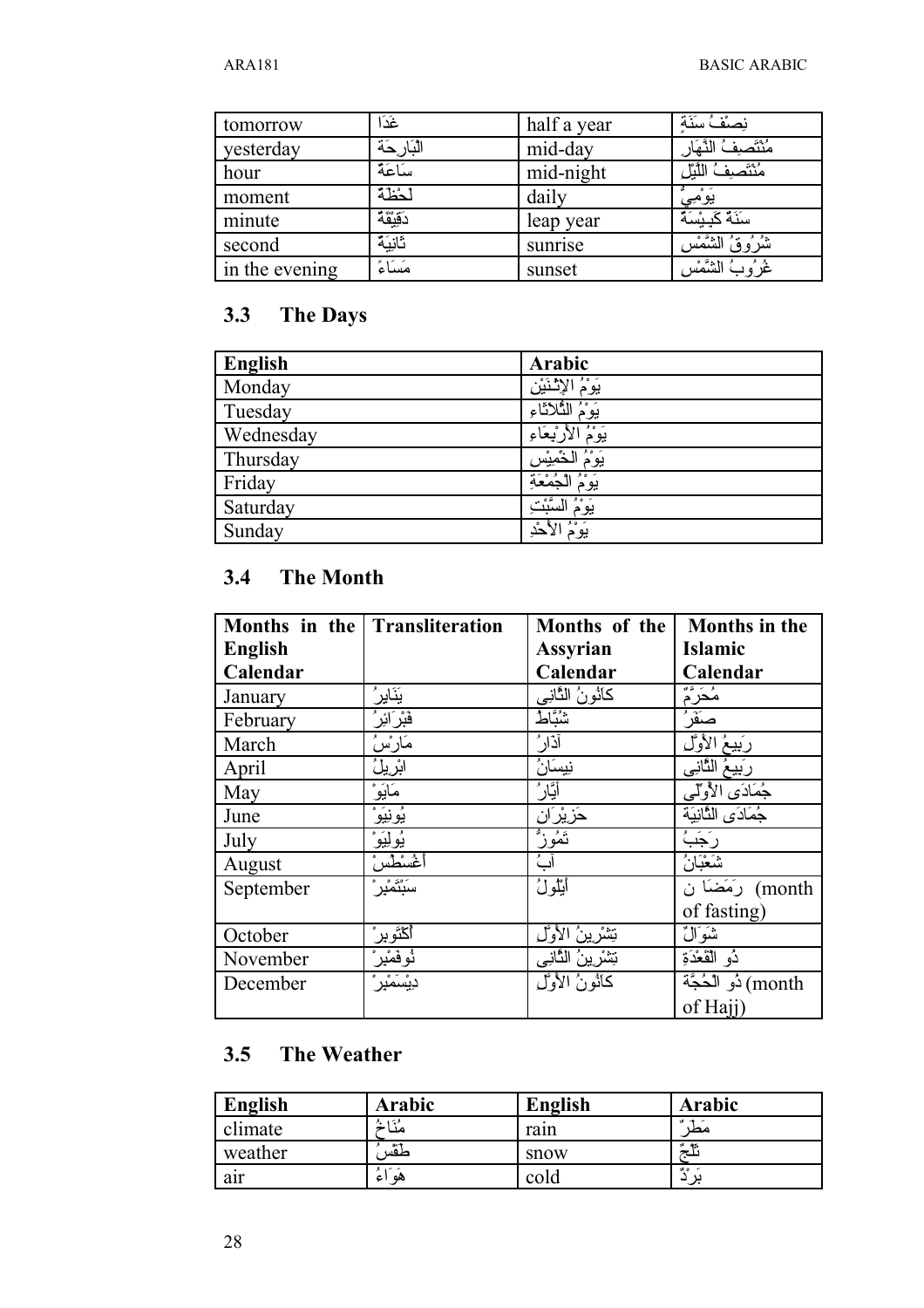| tomorrow | غدًا | half a year | نِصْفُ سَنَةٍ |
|---|---|---|---|
| yesterday | البَارِحَة | mid-day | مُنْتَصِفُ النَّهَارِ |
| hour | سَاعَةٌ | mid-night | مُنْتَصِفُ اللَّيْلِ |
| moment | لَحْظَةٌ | daily | يَوْمِيٌّ |
| minute | دَقِيقَةٌ | leap year | سَنَةٌ كَبِيْسَةٌ |
| second | ثَانِيَةٌ | sunrise | شُرُوقُ الشَّمْسِ |
| in the evening | مَسَاءً | sunset | غُرُوبُ الشَّمْسِ |

## 3.3 The Days

| English | Arabic |
|---|---|
| Monday | يَوْمُ الإِثْنَيْنِ |
| Tuesday | يَوْمُ الثُّلاثَاءِ |
| Wednesday | يَوْمُ الأَرْبِعَاءِ |
| Thursday | يَوْمُ الخَمِيْسِ |
| Friday | يَوْمُ الجُمْعَةِ |
| Saturday | يَوْمُ السَّبْتِ |
| Sunday | يَوْمُ الأَحَدِ |

## 3.4 The Month

| Months in the English Calendar | Transliteration | Months of the Assyrian Calendar | Months in the Islamic Calendar |
|---|---|---|---|
| January | يَنَايِرُ | كَانُونُ الثَّانِي | مُحَرَّمٌ |
| February | فَبْرَايِرُ | شُبَّاطُ | صَفَرُ |
| March | مَارْسُ | آذَارُ | رَبِيعُ الأَوَّل |
| April | ابْرِيلُ | نِيسَانُ | رَبِيعُ الثَّانِي |
| May | مَايَوْ | أَيَّارُ | جُمَادَى الأُولَى |
| June | يُونِيَوْ | حَزِيْرَان | جُمَادَى الثَّانِيَةِ |
| July | يُولِيَوْ | تَمُوزُ | رَجَبُ |
| August | أَغُسْطُسْ | آبُ | شَعْبَانُ |
| September | سَبْتَمْبِرْ | أَيْلُولُ | رَمَضَا ن (month of fasting) |
| October | أُكْتُوبِرْ | تِشْرِينُ الأَوَّل | شَوَّالٌ |
| November | نُوفَمْبِرْ | تِشْرِينُ الثَّانِي | ذُو القَعْدَةِ |
| December | دِيْسَمْبِرْ | كَانُونُ الأَوَّل | ذُو الحُجَّةِ (month of Hajj) |

## 3.5 The Weather

| English | Arabic | English | Arabic |
|---|---|---|---|
| climate | مُنَاخٌ | rain | مَطَرٌ |
| weather | طَقْسٌ | snow | ثَلْجٌ |
| air | هَوَاءٌ | cold | بَرْدٌ |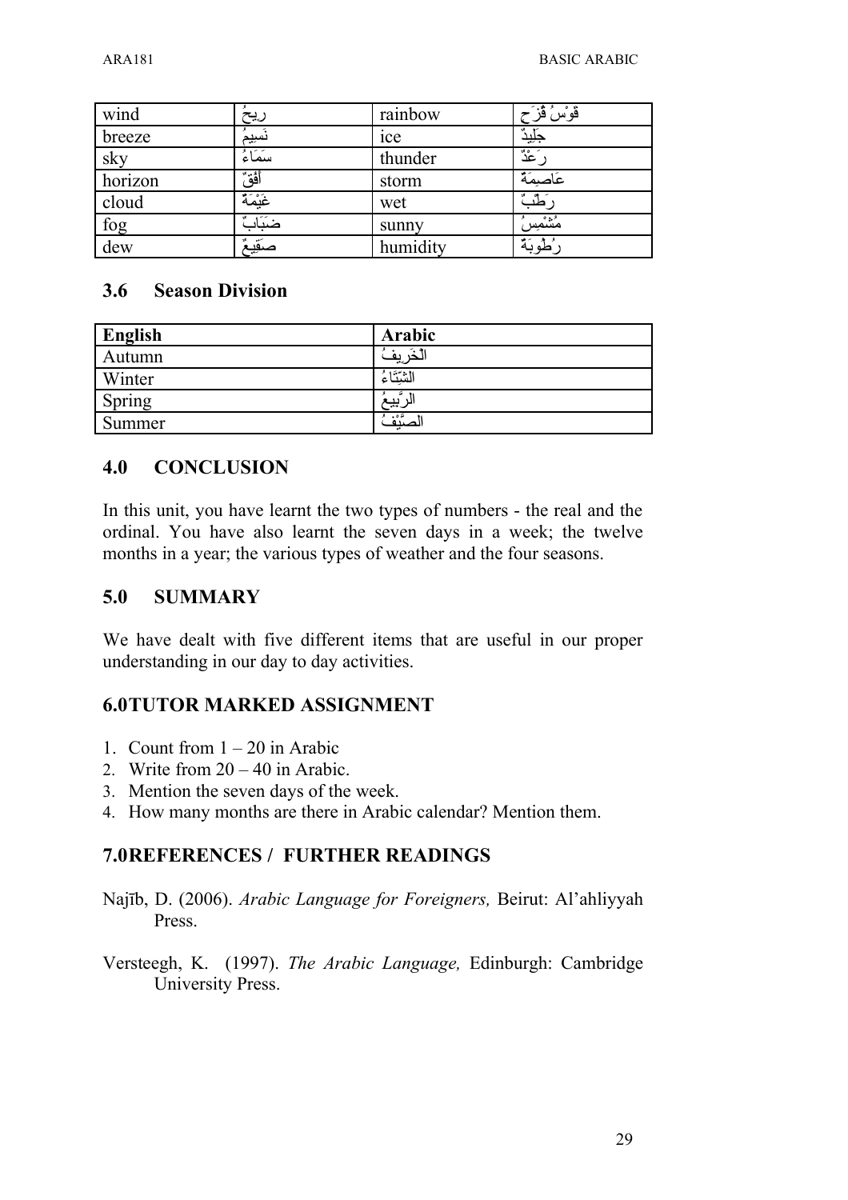| wind | رِيحٌ | rainbow | قَوْسُ قُزَحٍ |
|---|---|---|---|
| breeze | نَسِيمٌ | ice | جَلِيدٌ |
| sky | سَمَاءٌ | thunder | رَعْدٌ |
| horizon | أُفُقٌ | storm | عَاصِفَةٌ |
| cloud | غَيْمَةٌ | wet | رَطْبٌ |
| fog | ضَبَابٌ | sunny | مُشْمِسٌ |
| dew | صَقِيعٌ | humidity | رُطُوبَةٌ |

### 3.6 Season Division

| English | Arabic |
|---|---|
| Autumn | الْخَرِيفُ |
| Winter | الشِّتَاءُ |
| Spring | الرَّبِيعُ |
| Summer | الصَّيْفُ |

## 4.0 CONCLUSION

In this unit, you have learnt the two types of numbers - the real and the ordinal. You have also learnt the seven days in a week; the twelve months in a year; the various types of weather and the four seasons.

## 5.0 SUMMARY

We have dealt with five different items that are useful in our proper understanding in our day to day activities.

## 6.0 TUTOR MARKED ASSIGNMENT

1. Count from 1 – 20 in Arabic
2. Write from 20 – 40 in Arabic.
3. Mention the seven days of the week.
4. How many months are there in Arabic calendar? Mention them.

## 7.0 REFERENCES / FURTHER READINGS

Najīb, D. (2006). *Arabic Language for Foreigners,* Beirut: Al'ahliyyah Press.

Versteegh, K. (1997). *The Arabic Language,* Edinburgh: Cambridge University Press.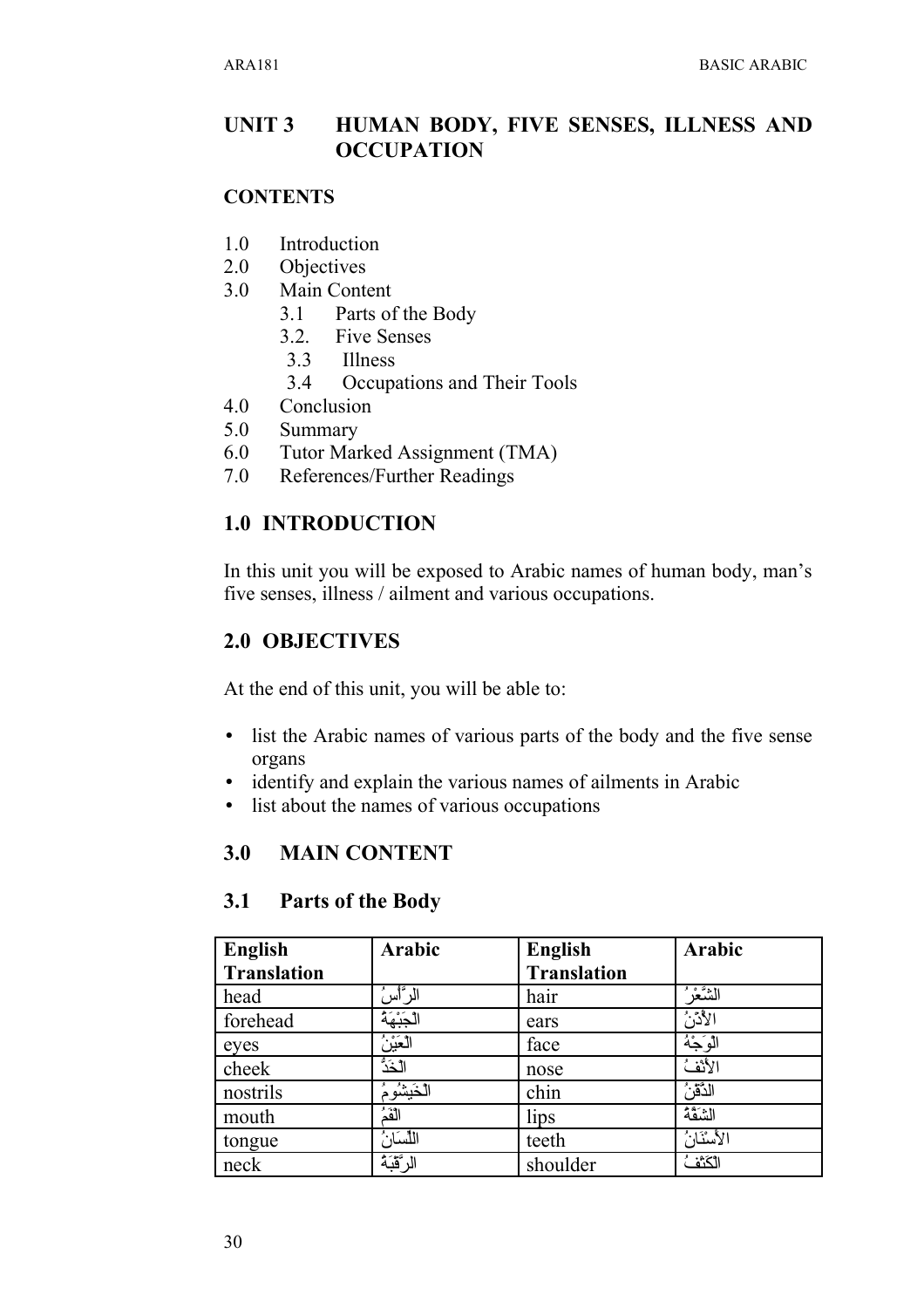## UNIT 3 HUMAN BODY, FIVE SENSES, ILLNESS AND OCCUPATION

### CONTENTS

1.0 Introduction
2.0 Objectives
3.0 Main Content
 3.1 Parts of the Body
 3.2. Five Senses
 3.3 Illness
 3.4 Occupations and Their Tools
4.0 Conclusion
5.0 Summary
6.0 Tutor Marked Assignment (TMA)
7.0 References/Further Readings

## 1.0 INTRODUCTION

In this unit you will be exposed to Arabic names of human body, man's five senses, illness / ailment and various occupations.

## 2.0 OBJECTIVES

At the end of this unit, you will be able to:

- list the Arabic names of various parts of the body and the five sense organs
- identify and explain the various names of ailments in Arabic
- list about the names of various occupations

## 3.0 MAIN CONTENT

### 3.1 Parts of the Body

| English Translation | Arabic | English Translation | Arabic |
|---|---|---|---|
| head | الرَّأسُ | hair | الشَّعْرُ |
| forehead | الجَبْهَةُ | ears | الأُذُنُ |
| eyes | الْعَيْنُ | face | الوَجْهُ |
| cheek | الْخَدُّ | nose | الأَنْفُ |
| nostrils | الْخَيْشُومُ | chin | الذَّقْنُ |
| mouth | الفَمُ | lips | الشَفَةُ |
| tongue | اللِّسَانُ | teeth | الأَسْنَانُ |
| neck | الرَّقَبَةُ | shoulder | الكَتْفُ |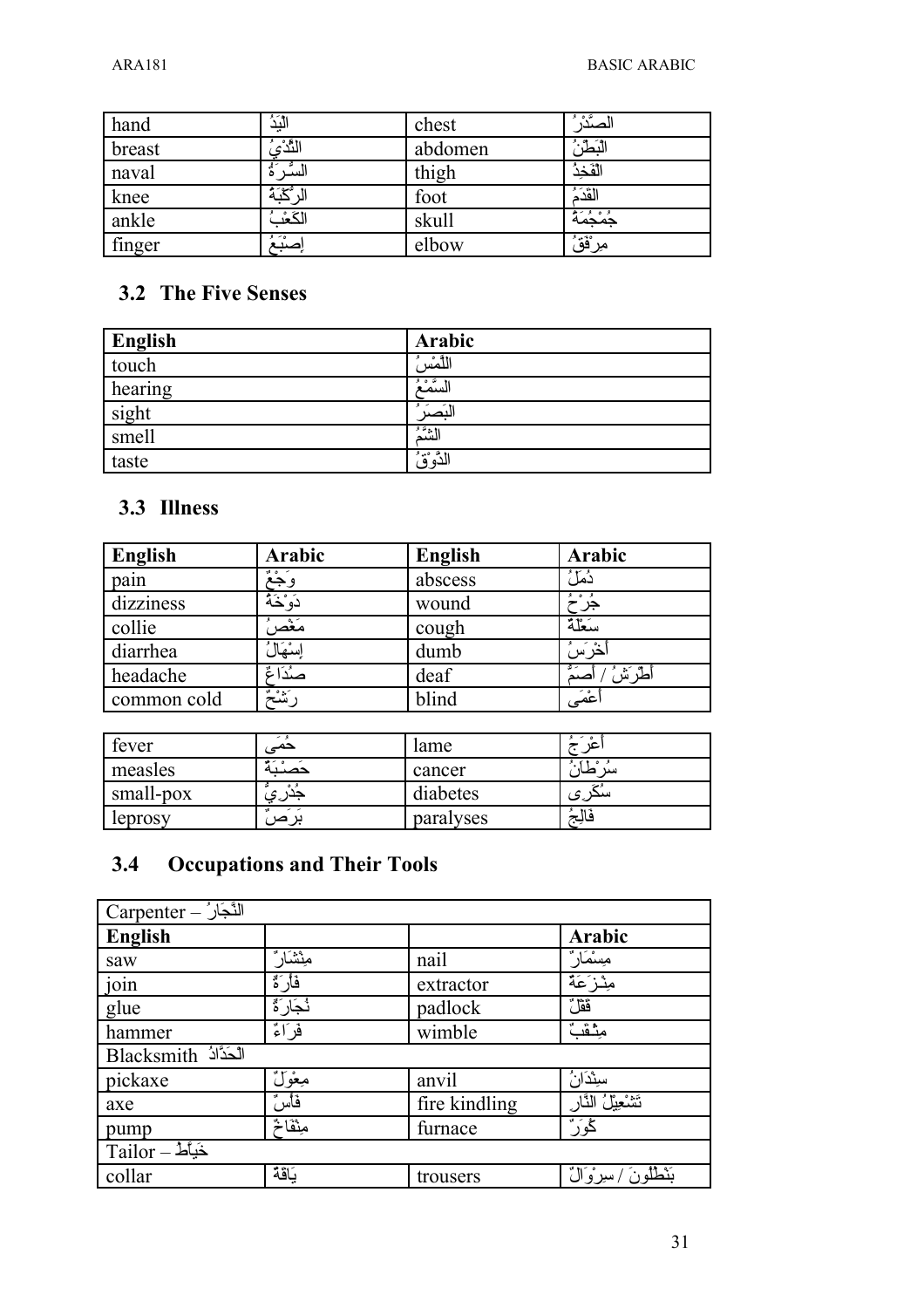| hand | الْيَدُ | chest | الصَّدْرُ |
|---|---|---|---|
| breast | الثَّدْيُ | abdomen | الْبَطْنُ |
| naval | السُّرَةُ | thigh | الْفَخِذُ |
| knee | الرُّكْبَةُ | foot | الْقَدَمُ |
| ankle | الْكَعْبُ | skull | جُمْجُمَةٌ |
| finger | إِصْبَعُ | elbow | مِرْفَقٌ |

## 3.2 The Five Senses

| English | Arabic |
|---|---|
| touch | اللَّمْسُ |
| hearing | السَّمْعُ |
| sight | الْبَصَرُ |
| smell | الشَّمُّ |
| taste | الذَّوْقُ |

## 3.3 Illness

| English | Arabic | English | Arabic |
|---|---|---|---|
| pain | وَجَعٌ | abscess | دُمَلُ |
| dizziness | دَوْخَةٌ | wound | جُرْحُ |
| collie | مَغْصُ | cough | سَعْلَةٌ |
| diarrhea | إِسْهَالُ | dumb | أَخْرَسُ |
| headache | صُدَاعٌ | deaf | أَطْرَشُ / أَصَمٌّ |
| common cold | رَشْحٌ | blind | أَعْمَى |
| fever | حُمَى | lame | أَعْرَجُ |
| measles | حَصْبَةٌ | cancer | سُرْطَانُ |
| small-pox | جُدْرِيٌّ | diabetes | سُكَرِى |
| leprosy | بَرَصٌ | paralyses | فَالِجُ |

## 3.4 Occupations and Their Tools

| Carpenter – النَّجَارُ | | | |
|---|---|---|---|
| **English** | | | **Arabic** |
| saw | مِنْشَارٌ | nail | مِسْمَارٌ |
| join | فَأْرَةٌ | extractor | مِنْزَعَةٌ |
| glue | نُجَارَةٌ | padlock | قَفْلٌ |
| hammer | فِرَاءٌ | wimble | مِثْقَبٌ |
| Blacksmith الْحَدَّادُ | | | |
| pickaxe | مِعْوَلٌ | anvil | سِنْدَانُ |
| axe | فَأْسٌ | fire kindling | تَشْعِيلُ النَّارِ |
| pump | مِنْفَاخٌ | furnace | كُوَرٌ |
| Tailor – خَيَاطٌ | | | |
| collar | يَاقَةٌ | trousers | بَنْطَلُونَ / سِرْوَالٌ |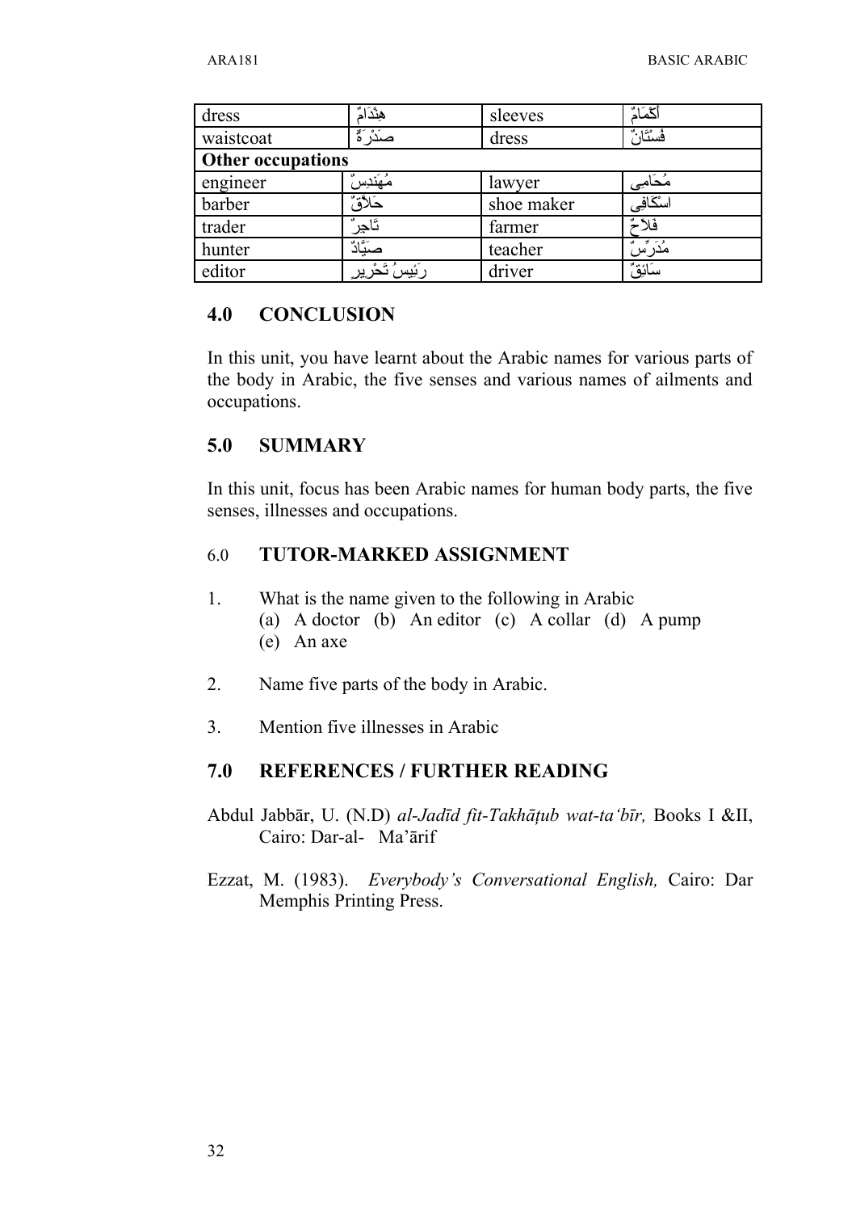| dress | هِنْدَامٌ | sleeves | أَكْمَامٌ |
|---|---|---|---|
| waistcoat | صَدْرَةٌ | dress | فُسْتَانٌ |
| **Other occupations** | | | |
| engineer | مُهَنْدِسٌ | lawyer | مُحَامِى |
| barber | حَلاَّقٌ | shoe maker | اسْكَافِى |
| trader | تَاجِرٌ | farmer | فَلاَّحٌ |
| hunter | صَيَّادٌ | teacher | مُدَرِّسٌ |
| editor | رَئِيسُ تَحْرِيرٍ | driver | سَائِقٌ |

## 4.0 CONCLUSION

In this unit, you have learnt about the Arabic names for various parts of the body in Arabic, the five senses and various names of ailments and occupations.

## 5.0 SUMMARY

In this unit, focus has been Arabic names for human body parts, the five senses, illnesses and occupations.

## 6.0 TUTOR-MARKED ASSIGNMENT

1. What is the name given to the following in Arabic
   (a) A doctor (b) An editor (c) A collar (d) A pump
   (e) An axe

2. Name five parts of the body in Arabic.

3. Mention five illnesses in Arabic

## 7.0 REFERENCES / FURTHER READING

Abdul Jabbār, U. (N.D) *al-Jadīd fit-Takhāṭub wat-ta'bīr,* Books I &II, Cairo: Dar-al- Ma'ārif

Ezzat, M. (1983). *Everybody's Conversational English,* Cairo: Dar Memphis Printing Press.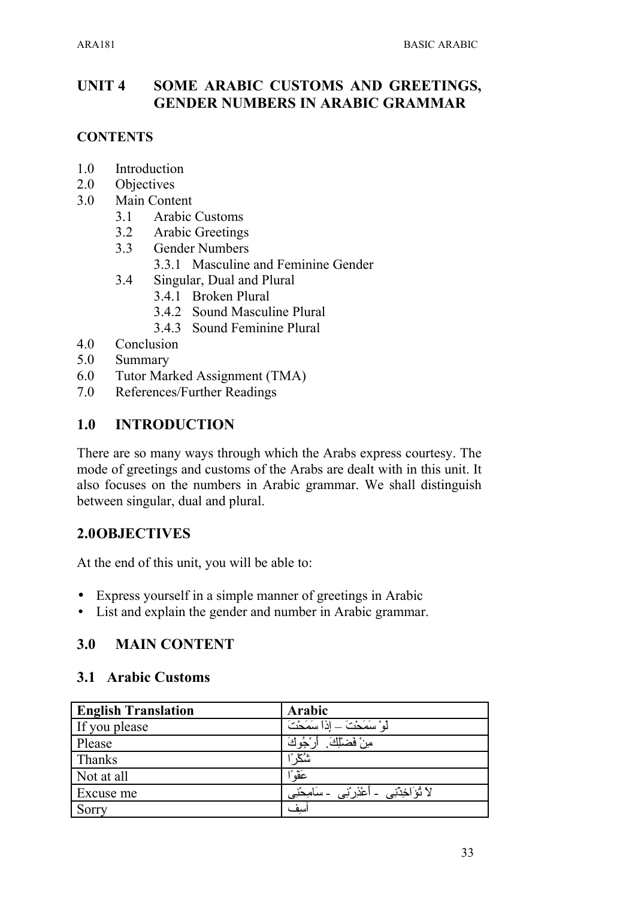# UNIT 4 SOME ARABIC CUSTOMS AND GREETINGS, GENDER NUMBERS IN ARABIC GRAMMAR

## CONTENTS

- 1.0 Introduction
- 2.0 Objectives
- 3.0 Main Content
  - 3.1 Arabic Customs
  - 3.2 Arabic Greetings
  - 3.3 Gender Numbers
    - 3.3.1 Masculine and Feminine Gender
  - 3.4 Singular, Dual and Plural
    - 3.4.1 Broken Plural
    - 3.4.2 Sound Masculine Plural
    - 3.4.3 Sound Feminine Plural
- 4.0 Conclusion
- 5.0 Summary
- 6.0 Tutor Marked Assignment (TMA)
- 7.0 References/Further Readings

## 1.0 INTRODUCTION

There are so many ways through which the Arabs express courtesy. The mode of greetings and customs of the Arabs are dealt with in this unit. It also focuses on the numbers in Arabic grammar. We shall distinguish between singular, dual and plural.

## 2.0 OBJECTIVES

At the end of this unit, you will be able to:

- Express yourself in a simple manner of greetings in Arabic
- List and explain the gender and number in Arabic grammar.

## 3.0 MAIN CONTENT

### 3.1 Arabic Customs

| English Translation | Arabic |
|---|---|
| If you please | لَوْ سَمَحْتَ – إِذَا سَمَحْتَ |
| Please | مِنْ فَضْلِكَ. أَرْجُوكَ |
| Thanks | شُكْرًا |
| Not at all | عَفْوًا |
| Excuse me | لاَ تُؤَاخِذْنِي - أَعْذِرْنِي - سَامِحْنِي |
| Sorry | آسِف |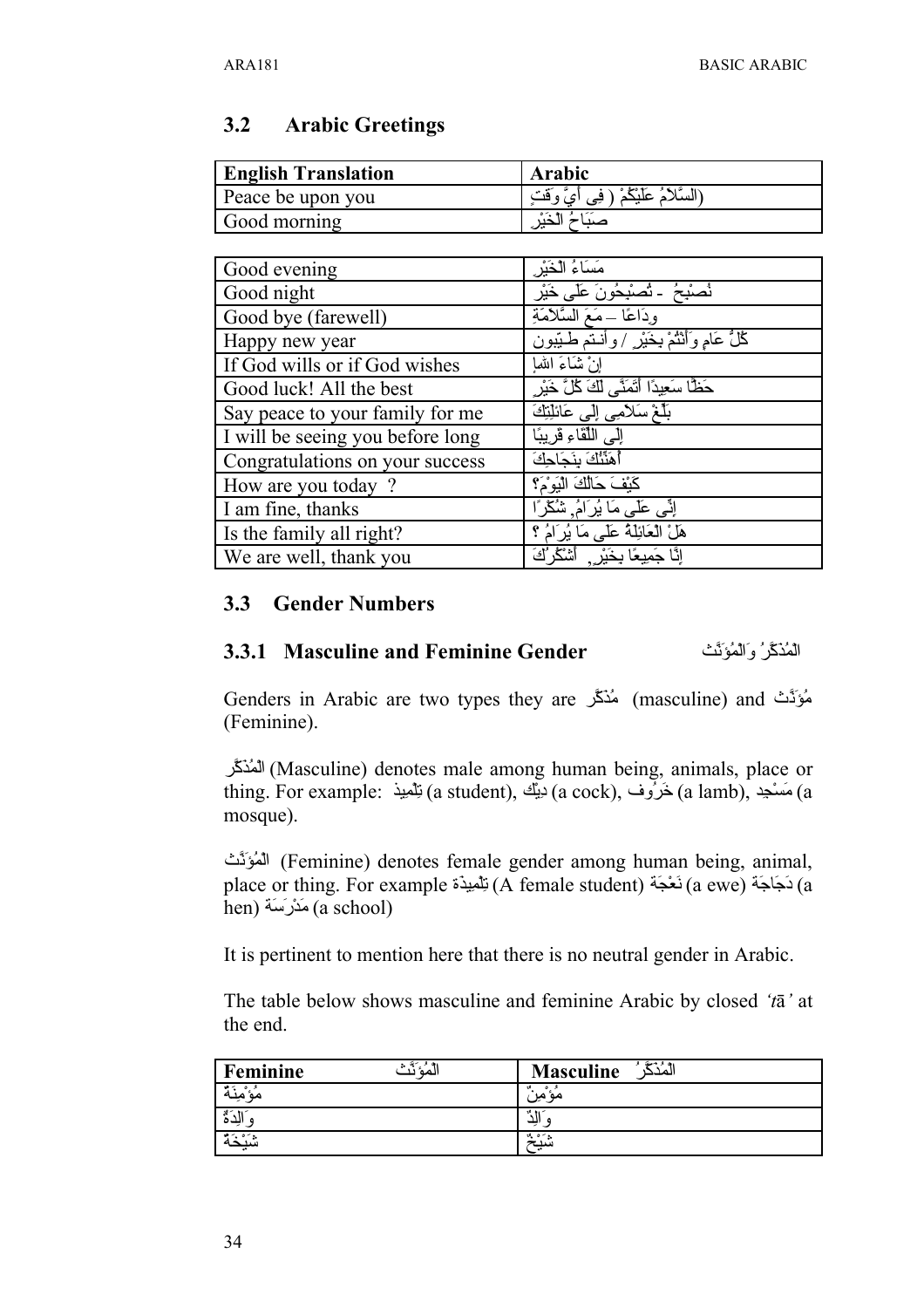## 3.2 Arabic Greetings

| English Translation | Arabic |
|---|---|
| Peace be upon you | السَّلاَمُ عَلَيْكُمْ ( فِي أَيِّ وَقتٍ) |
| Good morning | صَبَاحُ الْخَيْرِ |
| Good evening | مَسَاءُ الْخَيْرِ |
| Good night | تُصْبِحُ - تُصْبِحُونَ عَلَى خَيْرٍ |
| Good bye (farewell) | وداعًا – مَعَ السَّلاَمَةِ |
| Happy new year | كُلُّ عَامٍ وَأَنْتُمْ بِخَيْرٍ / وأنـتم طـيّبون |
| If God wills or if God wishes | إنْ شَاءَ اللهُ |
| Good luck! All the best | حَظًّا سَعِيدًا أَتَمَنَّى لَكَ كُلَّ خَيْرٍ |
| Say peace to your family for me | بَلِّغْ سَلاَمِي إلى عَائِلَتِكَ |
| I will be seeing you before long | إلى اللِّقَاءِ قَرِيبًا |
| Congratulations on your success | أُهَنِّئُكَ بِنَجَاحِكَ |
| How are you today ? | كَيْفَ حَالُكَ الْيَوْمَ؟ |
| I am fine, thanks | إنِّي عَلَى مَا يُرَامُ, شُكْرًا |
| Is the family all right? | هَلْ الْعَائِلَةُ عَلَى مَا يُرَامُ ؟ |
| We are well, thank you | إنَّا جَمِيعًا بِخَيْرٍ, أَشْكُرُكَ |

## 3.3 Gender Numbers

### 3.3.1 Masculine and Feminine Gender الْمُذَكَّرُ وَالْمُؤَنَّث

Genders in Arabic are two types they are مُذَكَّر (masculine) and مُؤَنَّث (Feminine).

الْمُذَكَّر (Masculine) denotes male among human being, animals, place or thing. For example: تِلْمِيذ (a student), دِيْك (a cock), خَرُوف (a lamb), مَسْجِد (a mosque).

الْمُؤَنَّث (Feminine) denotes female gender among human being, animal, place or thing. For example تِلْمِيذَة (A female student) نَعْجَة (a ewe) دَجَاجَة (a hen) مَدْرَسَة (a school)

It is pertinent to mention here that there is no neutral gender in Arabic.

The table below shows masculine and feminine Arabic by closed *'tā'* at the end.

| Feminine الْمُؤَنَّث | Masculine الْمُذَكَّرُ |
|---|---|
| مُؤْمِنَةٌ | مُؤْمِنٌ |
| وَالِدَةٌ | وَالِدٌ |
| شَيْخَةٌ | شَيْخٌ |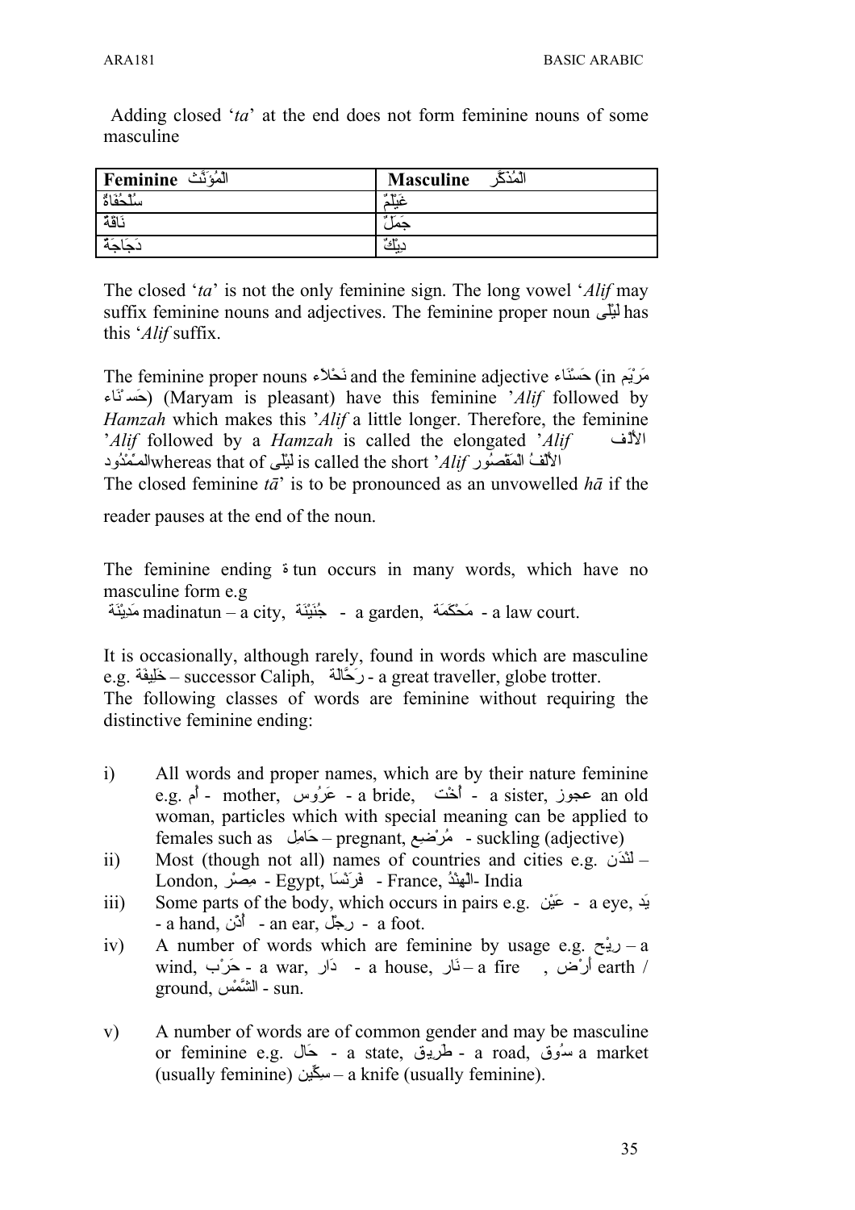Adding closed '*ta*' at the end does not form feminine nouns of some masculine

| **Feminine** الْمُؤَنَّثُ | **Masculine** الْمُذَكَّر |
|---|---|
| سُلْحُفَاةٌ | غَيْلَمٌ |
| نَاقَةٌ | جَمَلٌ |
| دَجَاجَةٌ | دِيْكٌ |

The closed '*ta*' is not the only feminine sign. The long vowel '*Alif* may suffix feminine nouns and adjectives. The feminine proper noun لَيْلَى has this '*Alif* suffix.

The feminine proper nouns نَجْلاَء and the feminine adjective حَسْنَاء (in مَرْيَم حَسْنَاء) (Maryam is pleasant) have this feminine '*Alif* followed by *Hamzah* which makes this '*Alif* a little longer. Therefore, the feminine '*Alif* followed by a *Hamzah* is called the elongated '*Alif* الأَلْف المَمْدُود whereas that of لَيْلَى is called the short '*Alif* الأَلْفُ الْمَقْصُور

The closed feminine *tā*' is to be pronounced as an unvowelled *hā* if the reader pauses at the end of the noun.

The feminine ending ة tun occurs in many words, which have no masculine form e.g

مَدِيْنَة madinatun – a city, جُنَيْنَة - a garden, مَحْكَمَة - a law court.

It is occasionally, although rarely, found in words which are masculine e.g. خَلِيفَة – successor Caliph, رَحَّالَة - a great traveller, globe trotter.

The following classes of words are feminine without requiring the distinctive feminine ending:

i) All words and proper names, which are by their nature feminine e.g. أُم - mother, عَرُوس - a bride, أُخْت - a sister, عجوز an old woman, particles which with special meaning can be applied to females such as حَامِل – pregnant, مُرْضِع - suckling (adjective)
ii) Most (though not all) names of countries and cities e.g. لَنْدَن – London, مِصْر - Egypt, فَرَنْسَا - France, الْهِنْدُ- India
iii) Some parts of the body, which occurs in pairs e.g. عَيْن - a eye, يَد - a hand, أُذُن - an ear, رِجْل - a foot.
iv) A number of words which are feminine by usage e.g. رِيْح – a wind, حَرْب - a war, دَار - a house, نَار – a fire , أَرْض earth / ground, الشَّمْس - sun.
v) A number of words are of common gender and may be masculine or feminine e.g. حَال - a state, طَرِيق - a road, سُوق a market (usually feminine) سِكِّين – a knife (usually feminine).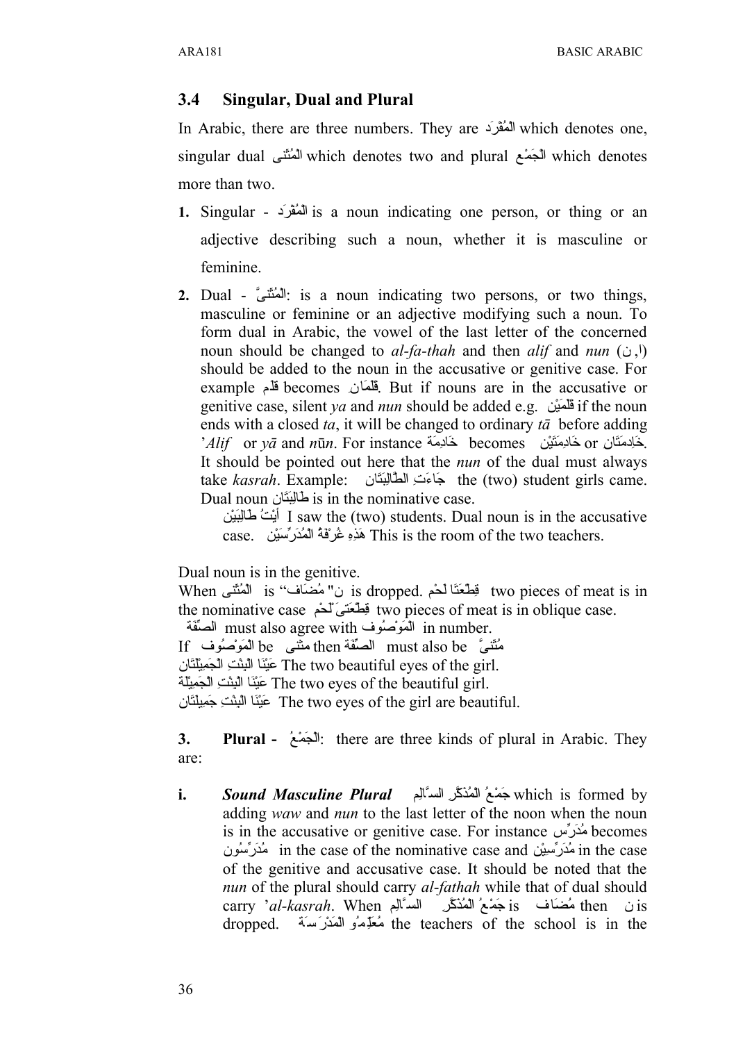## 3.4 Singular, Dual and Plural

In Arabic, there are three numbers. They are الْمُفْرَد which denotes one, singular dual الْمُثَنى which denotes two and plural الْجَمْع which denotes more than two.

1. Singular - الْمُفْرَد is a noun indicating one person, or thing or an adjective describing such a noun, whether it is masculine or feminine.

2. Dual - الْمُثَنىً: is a noun indicating two persons, or two things, masculine or feminine or an adjective modifying such a noun. To form dual in Arabic, the vowel of the last letter of the concerned noun should be changed to *al-fa-thah* and then *alif* and *nun* (ن ,ا) should be added to the noun in the accusative or genitive case. For example قلم becomes قَلَمَانِ. But if nouns are in the accusative or genitive case, silent *ya* and *nun* should be added e.g. قَلَمَيْنِ if the noun ends with a closed *ta*, it will be changed to ordinary *tā* before adding *'Alif* or *yā* and *nūn*. For instance خَادِمَةَ becomes خَادِمَتَيْن or خَادِمَتَان. It should be pointed out here that the *nun* of the dual must always take *kasrah*. Example: جَاءَتِ الطَّالِبَتَان the (two) student girls came. Dual noun طَالِبَتَانِ is in the nominative case.

   أَيْتُ طَالِبَيْنِ I saw the (two) students. Dual noun is in the accusative case. هَذِهِ غُرْفَةُ الْمُدَرِّسَيْنِ This is the room of the two teachers.

Dual noun is in the genitive.

When الْمُثَنى is "مُضَاف "ن is dropped. قِطْعَتَا لَحْمٍ two pieces of meat is in the nominative case قِطْعَتَىْ لَحْمٍ two pieces of meat is in oblique case.

الصِّفَة must also agree with الْمَوْصُوف in number.

If الْمَوْصُوف be مثنى then الصِّفَة must also be مُثَنىً

عَيْنَا الْبِنْتِ الْجَمِيلَتَان The two beautiful eyes of the girl.

عَيْنَا الْبِنْتِ الْجَمِيلَة The two eyes of the beautiful girl.

عَيْنَا الْبِنْتِ جَمِيلَتَان The two eyes of the girl are beautiful.

3. **Plural - الْجَمْعُ**: there are three kinds of plural in Arabic. They are:

   i. ***Sound Masculine Plural*** جَمْعُ الْمُذَكَّر السَّالِم which is formed by adding *waw* and *nun* to the last letter of the noon when the noun is in the accusative or genitive case. For instance مُدَرِّس becomes مُدَرِّسُون in the case of the nominative case and مُدَرِّسِيْن in the case of the genitive and accusative case. It should be noted that the *nun* of the plural should carry *al-fathah* while that of dual should carry *'al-kasrah*. When جَمْعُ الْمُذَكَّر السَّالِم is مُضَاف then ن is dropped. مُعَلِّمُو الْمَدْرَسَةَ the teachers of the school is in the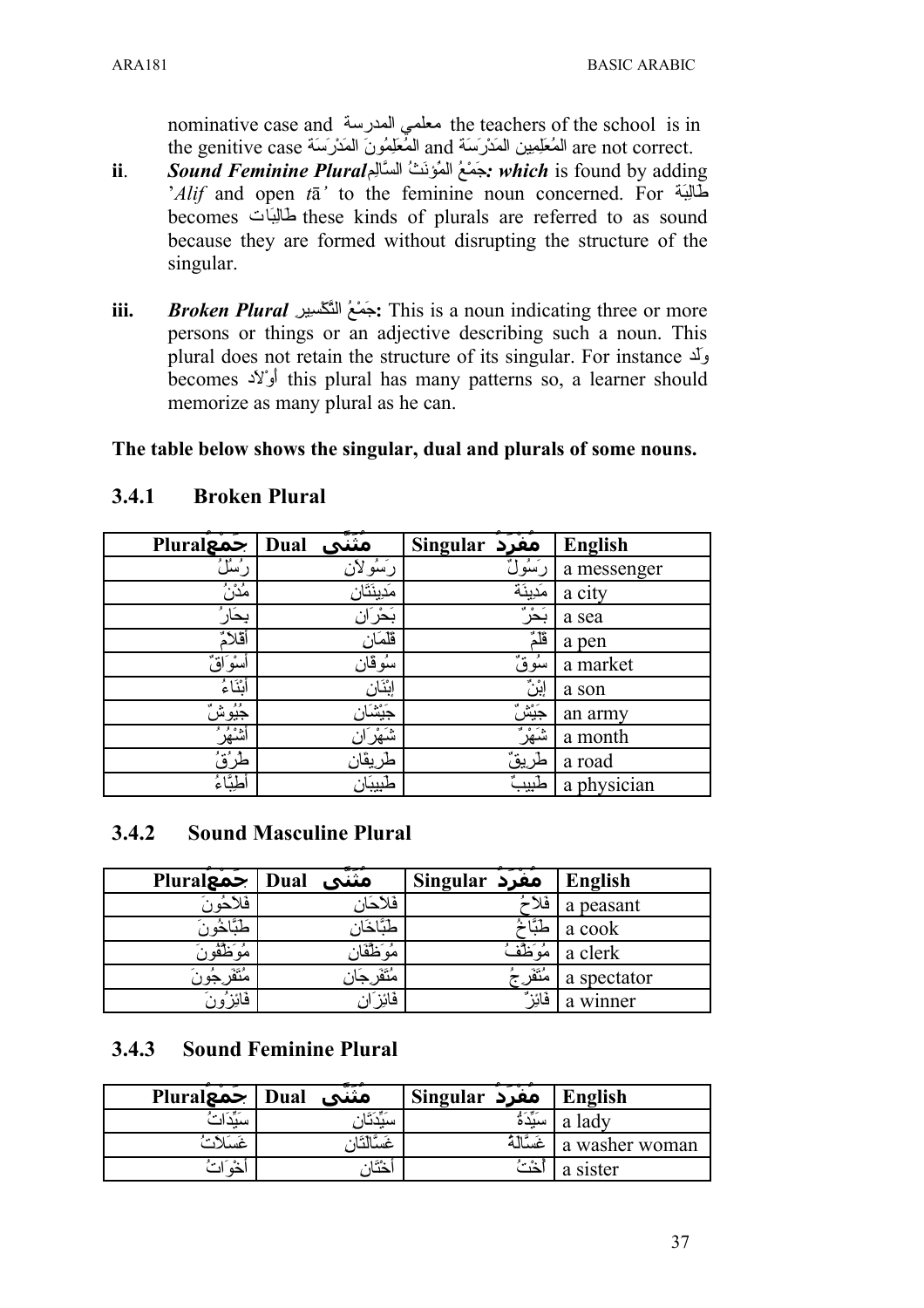nominative case and معلمي المدرسة the teachers of the school is in the genitive case المُعَلِمُونَ المَدْرَسَة and المُعَلِمين المَدْرَسَة are not correct.

**ii**. ***Sound Feminine Plural*** **جَمْعُ المُؤنَثُ السَّالِم*: which*** is found by adding *'Alif* and open *tā'* to the feminine noun concerned. For طَالِبَة becomes طَالِبَات these kinds of plurals are referred to as sound because they are formed without disrupting the structure of the singular.

**iii.** ***Broken Plural*** **جَمْعُ التَّكسير:** This is a noun indicating three or more persons or things or an adjective describing such a noun. This plural does not retain the structure of its singular. For instance وَلَد becomes أَوْلاد this plural has many patterns so, a learner should memorize as many plural as he can.

**The table below shows the singular, dual and plurals of some nouns.**

### 3.4.1 Broken Plural

| Plural جَمْعٌ | Dual مُثَنَّى | Singular مُفْرَدٌ | English |
|---|---|---|---|
| رُسُلٌ | رَسُولاَن | رَسُولٌ | a messenger |
| مُدُنٌ | مَدِينَتَان | مَدِينَة | a city |
| بِحَارٌ | بَحْرَان | بَحْرٌ | a sea |
| أَقْلاَمٌ | قَلَمَان | قَلَمٌ | a pen |
| أَسْوَاقٌ | سُوقَان | سُوقٌ | a market |
| أَبْنَاءُ | إِبْنَان | إِبْنٌ | a son |
| جُيُوشٌ | جَيْشَان | جَيْشٌ | an army |
| أَشْهُرٌ | شَهْرَان | شَهْرٌ | a month |
| طُرُقٌ | طَرِيقَان | طَرِيقٌ | a road |
| أَطِبَّاءُ | طَبِيبَان | طَبِيبٌ | a physician |

### 3.4.2 Sound Masculine Plural

| Plural جَمْعٌ | Dual مُثَنَّى | Singular مُفْرَدٌ | English |
|---|---|---|---|
| فَلاَحُونَ | فَلاَحَان | فَلاَحُ | a peasant |
| طَبَّاخُونَ | طَبَّاخَان | طَبَّاخُ | a cook |
| مُوَظَّفُونَ | مُوَظَّفَان | مُوَظَّفُ | a clerk |
| مُتَفَرِجُونَ | مُتَفَرِجَان | مُتَفَرِجُ | a spectator |
| فَائِزُونَ | فَائِزَان | فَائِزٌ | a winner |

### 3.4.3 Sound Feminine Plural

| Plural جَمْعٌ | Dual مُثَنَّى | Singular مُفْرَدٌ | English |
|---|---|---|---|
| سَيِّدَاتٌ | سَيِّدَتَان | سَيِّدَةُ | a lady |
| غَسَّلاَتٌ | غَسَّالَتَان | غَسَّالَةُ | a washer woman |
| أَخَوَاتٌ | أُخْتَان | أُخْتٌ | a sister |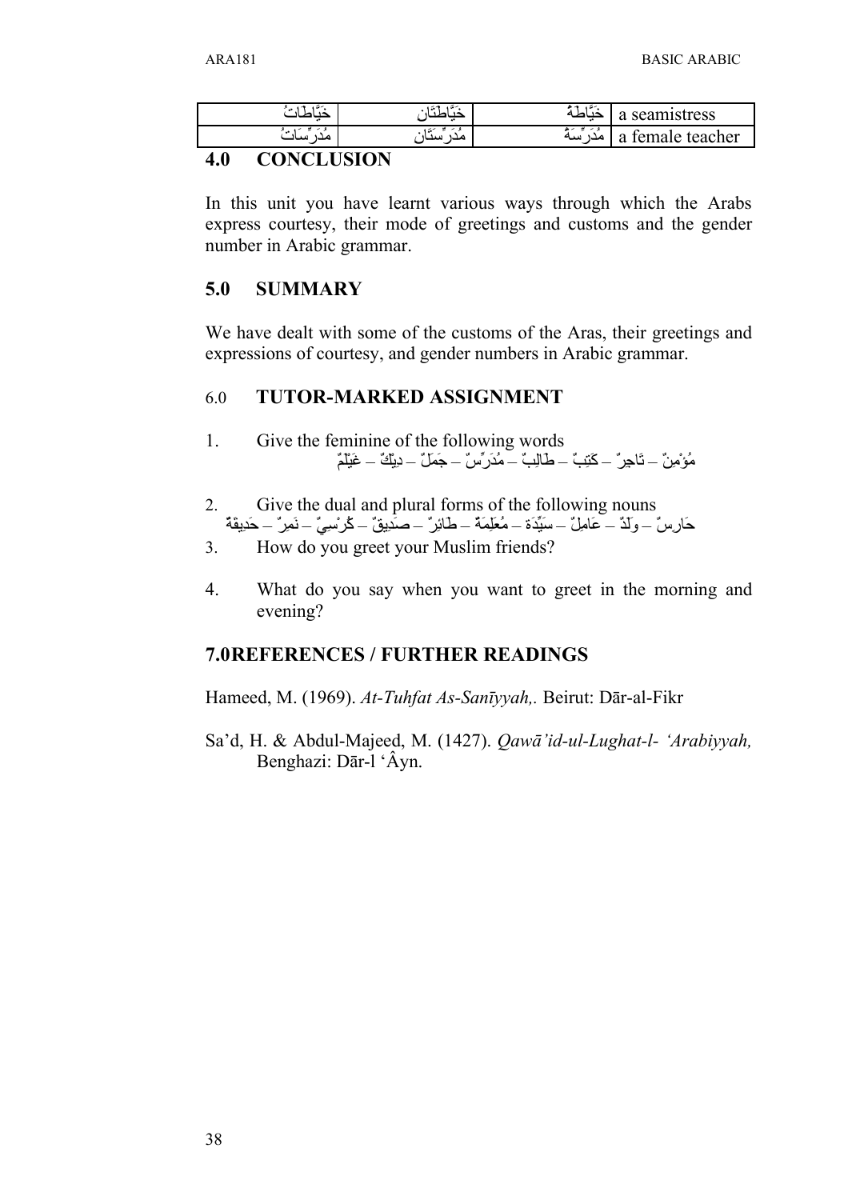| خَيَّاطَاتٌ | خَيَّاطَتَانِ | خَيَّاطَةٌ | a seamistress |
|---|---|---|---|
| مُدَرِّسَاتٌ | مُدَرِّسَتَانِ | مُدَرِّسَةٌ | a female teacher |

## 4.0 CONCLUSION

In this unit you have learnt various ways through which the Arabs express courtesy, their mode of greetings and customs and the gender number in Arabic grammar.

## 5.0 SUMMARY

We have dealt with some of the customs of the Aras, their greetings and expressions of courtesy, and gender numbers in Arabic grammar.

## 6.0 TUTOR-MARKED ASSIGNMENT

1. Give the feminine of the following words

   مُؤْمِنٌ – تَاجِرٌ – كَتِبٌ – طَالِبٌ – مُدَرِّسٌ – جَمَلٌ – دِيْكٌ – غَيْلَمٌ

2. Give the dual and plural forms of the following nouns

   حَارِسٌ – وَلَدٌ – عَامِلٌ – سَيِّدَة – مُعَلِّمَةٌ – طَائِرٌ – صَدِيقٌ – كُرْسِيٌّ – نَمِرٌ – حَدِيقَةٌ

3. How do you greet your Muslim friends?

4. What do you say when you want to greet in the morning and evening?

## 7.0 REFERENCES / FURTHER READINGS

Hameed, M. (1969). *At-Tuhfat As-Sanīyyah,.* Beirut: Dār-al-Fikr

Sa'd, H. & Abdul-Majeed, M. (1427). *Qawā'id-ul-Lughat-l- 'Arabiyyah,* Benghazi: Dār-l 'Âyn.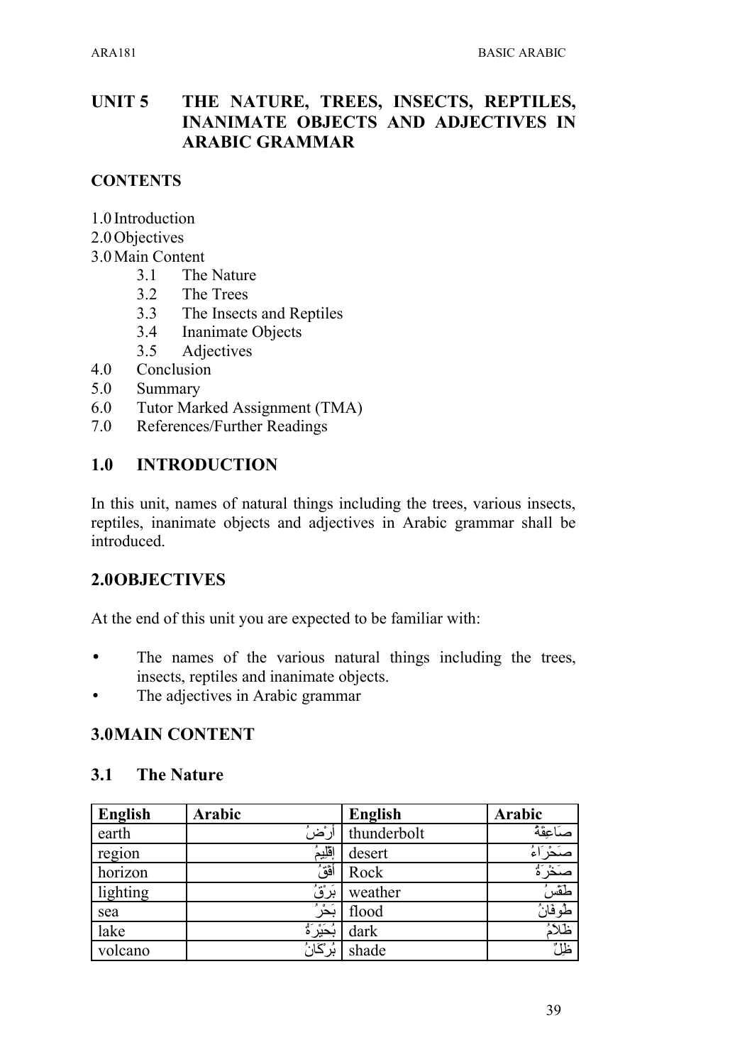# UNIT 5 THE NATURE, TREES, INSECTS, REPTILES, INANIMATE OBJECTS AND ADJECTIVES IN ARABIC GRAMMAR

## CONTENTS

1.0 Introduction
2.0 Objectives
3.0 Main Content
- 3.1 The Nature
- 3.2 The Trees
- 3.3 The Insects and Reptiles
- 3.4 Inanimate Objects
- 3.5 Adjectives

4.0 Conclusion
5.0 Summary
6.0 Tutor Marked Assignment (TMA)
7.0 References/Further Readings

## 1.0 INTRODUCTION

In this unit, names of natural things including the trees, various insects, reptiles, inanimate objects and adjectives in Arabic grammar shall be introduced.

## 2.0 OBJECTIVES

At the end of this unit you are expected to be familiar with:

- The names of the various natural things including the trees, insects, reptiles and inanimate objects.
- The adjectives in Arabic grammar

## 3.0 MAIN CONTENT

### 3.1 The Nature

| English | Arabic | English | Arabic |
|---|---|---|---|
| earth | أَرْضٌ | thunderbolt | صَاعِقَةٌ |
| region | إِقْلِيمٌ | desert | صَحْرَاءُ |
| horizon | أُفُقٌ | Rock | صَخْرَةٌ |
| lighting | بَرْقٌ | weather | طَقْسٌ |
| sea | بَحْرٌ | flood | طُوفَانٌ |
| lake | بُحَيْرَةٌ | dark | ظَلَامٌ |
| volcano | بُرْكَانٌ | shade | ظِلٌّ |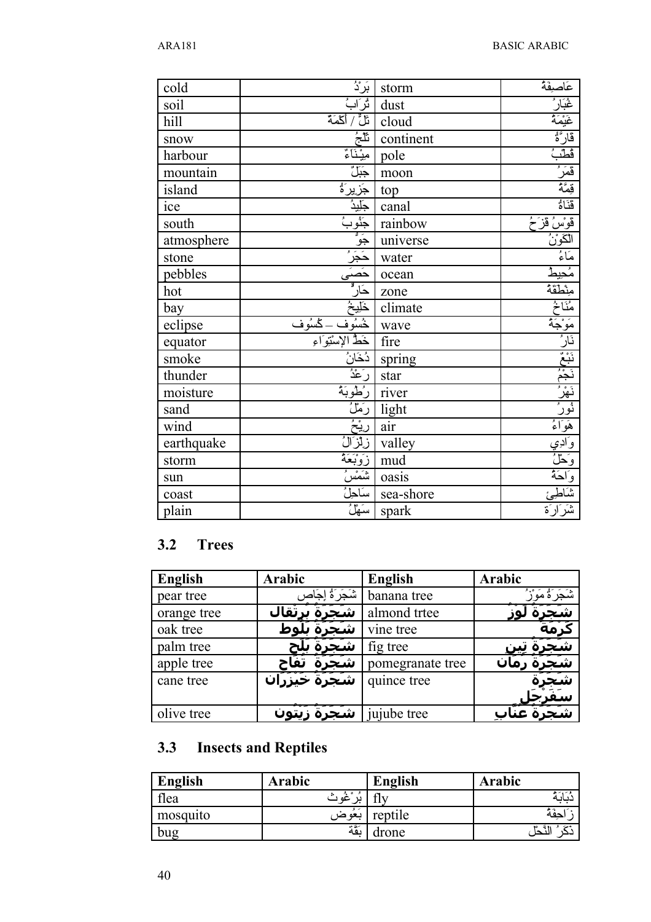| cold | بَرْدٌ | storm | عَاصِفَةٌ |
|---|---|---|---|
| soil | تُرَابٌ | dust | غُبَارٌ |
| hill | تَلٌّ / أَكَمَةٌ | cloud | غَيْمَةٌ |
| snow | ثَلْجٌ | continent | قَارَّةٌ |
| harbour | مِيْنَاءٌ | pole | قُطْبٌ |
| mountain | جَبَلٌ | moon | قَمَرٌ |
| island | جَزِيرَةٌ | top | قِمَّةٌ |
| ice | جَلِيدٌ | canal | قَنَاةٌ |
| south | جَنُوبٌ | rainbow | قَوْسُ قَزَحٌ |
| atmosphere | جَوٌّ | universe | الكَوْنُ |
| stone | حَجَرٌ | water | مَاءٌ |
| pebbles | حَصَى | ocean | مُحِيطٌ |
| hot | حَارٌّ | zone | مِنْطَقَةٌ |
| bay | خَلِيجٌ | climate | مُنَاخٌ |
| eclipse | خُسُوف – كُسُوف | wave | مَوْجَةٌ |
| equator | خَطُّ الإِسْتِوَاء | fire | نَارٌ |
| smoke | دُخَانٌ | spring | نَبْعٌ |
| thunder | رَعْدٌ | star | نَجْمٌ |
| moisture | رُطُوبَةٌ | river | نَهْرٌ |
| sand | رَمْلٌ | light | نُورٌ |
| wind | رِيْحٌ | air | هَوَاءٌ |
| earthquake | زِلْزَالٌ | valley | وَادِي |
| storm | زَوْبَعَةٌ | mud | وَحْلٌ |
| sun | شَمْسٌ | oasis | وَاحَةٌ |
| coast | سَاحِلٌ | sea-shore | شَاطِئ |
| plain | سَهْلٌ | spark | شَرَارَة |

## 3.2 Trees

| English | Arabic | English | Arabic |
|---|---|---|---|
| pear tree | شَجَرَةُ إِجَاص | banana tree | شَجَرَةُ مَوْزٌ |
| orange tree | شَجَرَةُ بُرتُقال | almond trtee | شَجَرَةُ لَوْزٌ |
| oak tree | شَجَرَةُ بَلُوط | vine tree | كَرْمَة |
| palm tree | شَجَرَةُ بَلَح | fig tree | شَجَرَةُ تِين |
| apple tree | شَجَرَةُ تُفَاح | pomegranate tree | شَجَرَةُ رُمَان |
| cane tree | شَجَرَةُ خَيْزُرَان | quince tree | شَجَرَةُ سَفَرْجَل |
| olive tree | شَجَرَةُ زَيْتُون | jujube tree | شَجَرَةُ عُنَابِ |

## 3.3 Insects and Reptiles

| English | Arabic | English | Arabic |
|---|---|---|---|
| flea | بُرْغُوث | fly | ذُبَابَةٌ |
| mosquito | بَعُوض | reptile | زَاحِفَةٌ |
| bug | بَقَّة | drone | ذَكَرُ النَّحْل |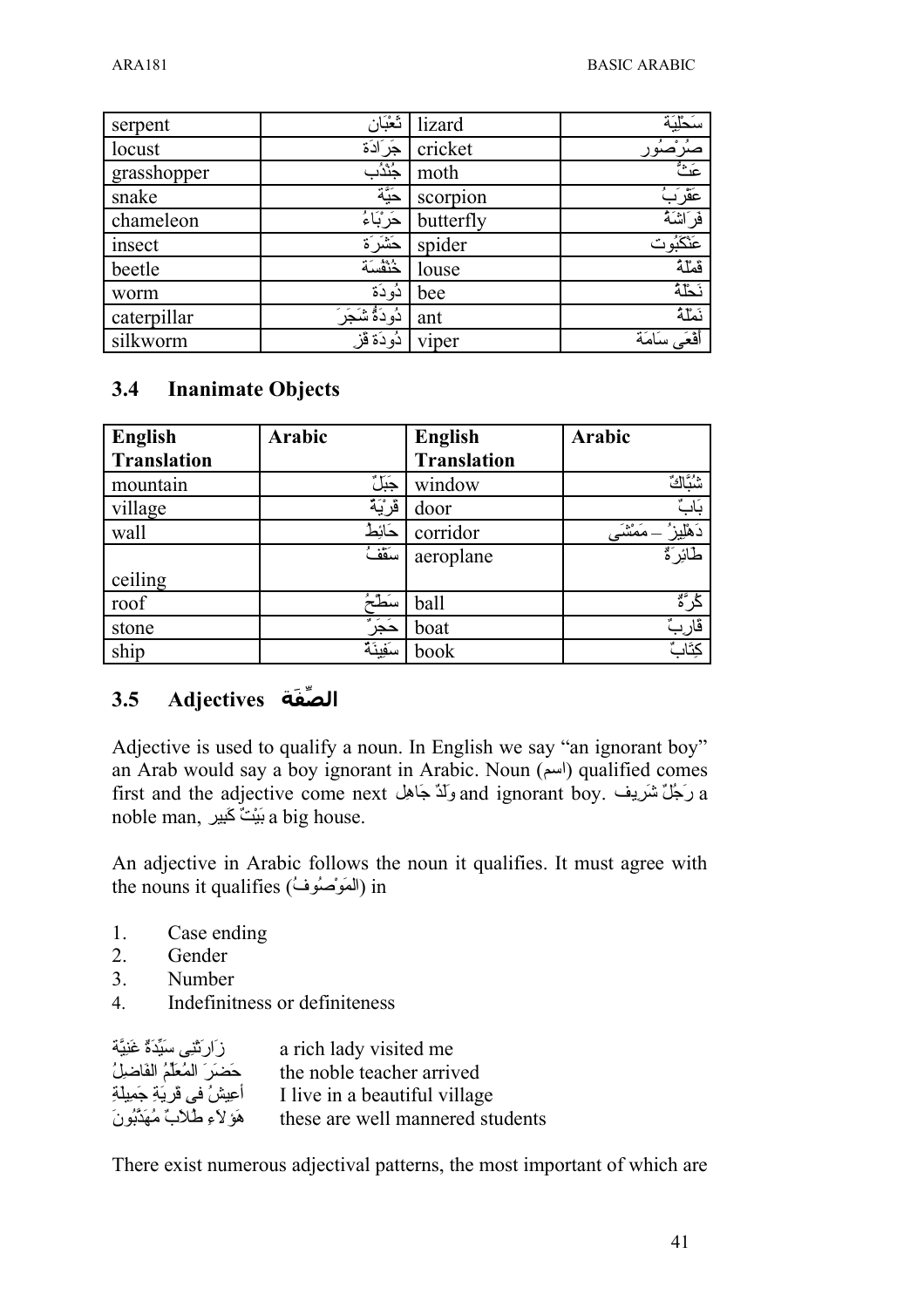| serpent | ثُعْبَان | lizard | سَحْلِيَة |
|---|---|---|---|
| locust | جَرَادَة | cricket | صُرْصُور |
| grasshopper | جُنْدُب | moth | عَثٌّ |
| snake | حَيَّة | scorpion | عقْرَبُ |
| chameleon | حَرْبَاءُ | butterfly | فَرَاشَةٌ |
| insect | حَشَرَة | spider | عَنْكَبُوت |
| beetle | خُنْفَسَة | louse | قَمْلَةٌ |
| worm | دُودَة | bee | نَحْلَةٌ |
| caterpillar | دُودَةُ شَجَرَ | ant | نَمْلَةٌ |
| silkworm | دُودَة قز | viper | أَفْعَى سَامَة |

## 3.4 Inanimate Objects

| English Translation | Arabic | English Translation | Arabic |
|---|---|---|---|
| mountain | جَبَلٌ | window | شُبَّاكٌ |
| village | قَرْيَةٌ | door | بَابٌ |
| wall | حَائِطٌ | corridor | دَهْلِيزُ – مَمْشَى |
| ceiling | سَقْفُ | aeroplane | طَائِرَةٌ |
| roof | سَطْحُ | ball | كُرَّةٌ |
| stone | حَجَرٌ | boat | قَارِبٌ |
| ship | سَفِينَةٌ | book | كِتَابٌ |

## 3.5 Adjectives الصِّفَة

Adjective is used to qualify a noun. In English we say "an ignorant boy" an Arab would say a boy ignorant in Arabic. Noun (اسم) qualified comes first and the adjective come next وَلَدٌ جَاهِل and ignorant boy. رَجُلٌ شَرِيف a noble man, بَيْتٌ كَبِير a big house.

An adjective in Arabic follows the noun it qualifies. It must agree with the nouns it qualifies (المَوْصُوفُ) in

1. Case ending
2. Gender
3. Number
4. Indefinitness or definiteness

| | |
|---|---|
| زَارَتْنِى سَيِّدَةٌ غَنِيَّة | a rich lady visited me |
| حَضَرَ المُعَلِّمُ الفَاضِلُ | the noble teacher arrived |
| أعِيشُ فى قَرِيَةٍ جَمِيلَةٍ | I live in a beautiful village |
| هَؤلاءِ طُلاَبٌ مُهَذَّبُونَ | these are well mannered students |

There exist numerous adjectival patterns, the most important of which are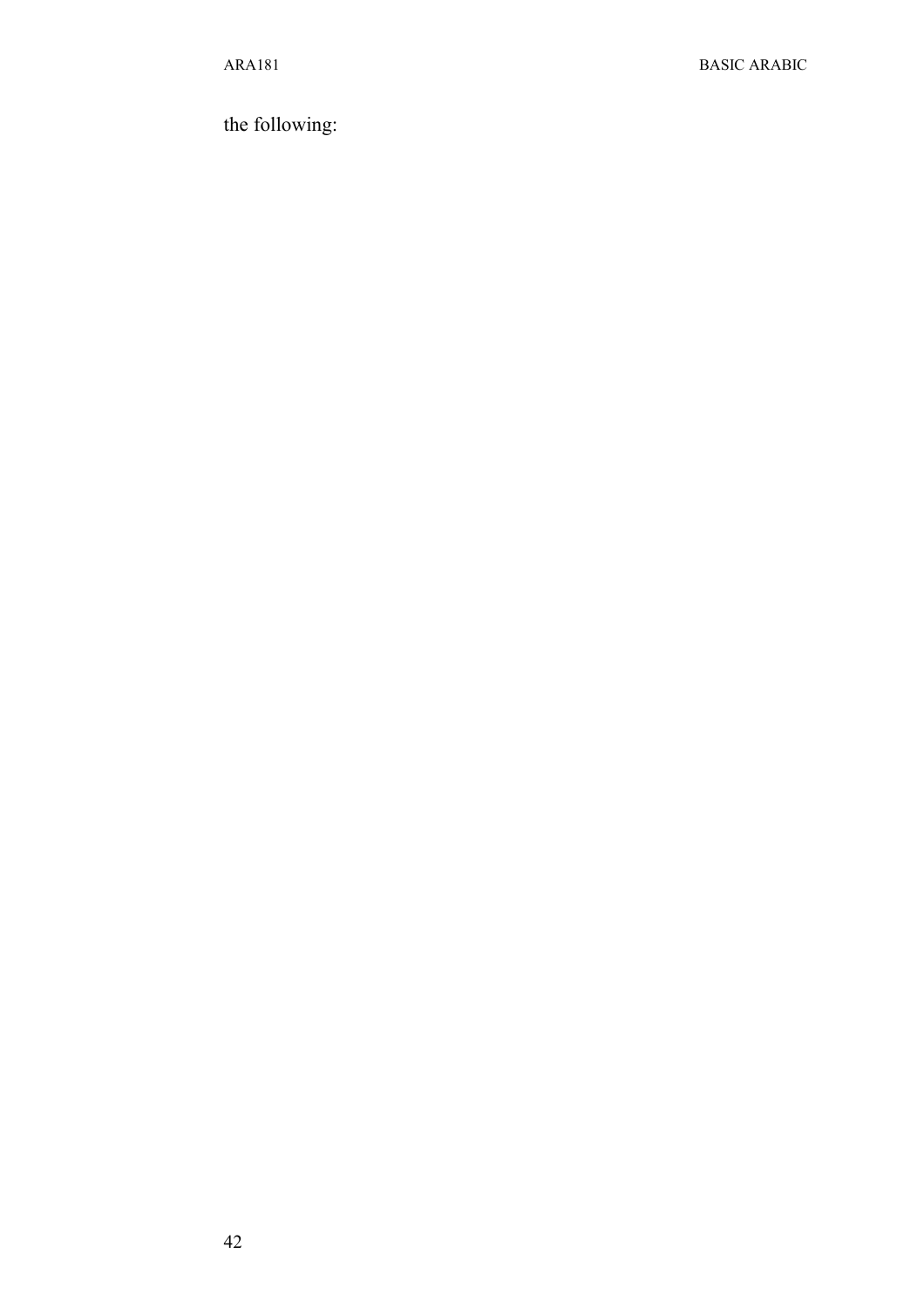the following: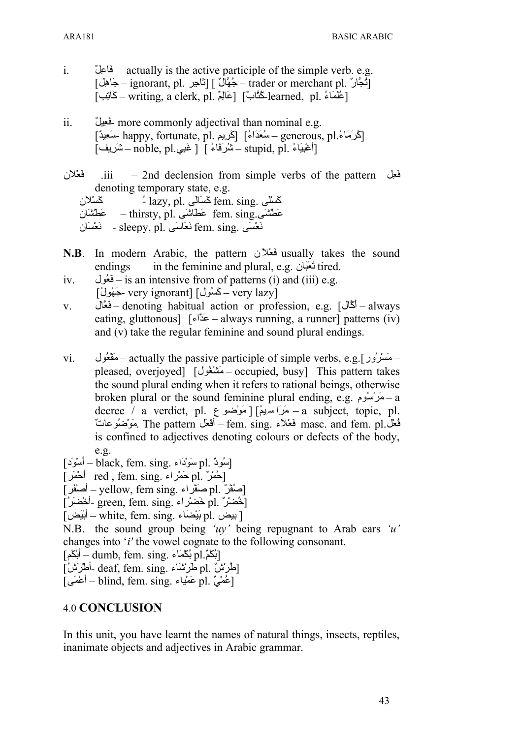i. فَاعِلٌ actually is the active participle of the simple verb. e.g. [جَاهِل – ignorant, pl. جُهَّالٌ ] [تَاجِر – trader or merchant pl. تُجَّارٌ] [كَاتِب – writing, a clerk, pl. كُتَّابٌ] [عَالِمٌ -learned, pl. عُلَمَاءُ]

ii. فَعِيلٌ- more commonly adjectival than nominal e.g. [سَعِيدٌ- happy, fortunate, pl. سُعَدَاءُ] [كَرِيم – generous, pl. كُرَمَاءُ] [شَرِيف – noble, pl. شُرَفَاءُ] [غَبِي – stupid, pl. أَغْبِيَاءُ]

iii. فَعْلاَن – 2nd declension from simple verbs of the pattern فعِل denoting temporary state, e.g.
كَسْلاَن – lazy, pl. كَسَالى fem. sing. كَسْلَى
عَطْشَان – thirsty, pl. عَطَاشَى fem. sing. عَطْشَى
نَعْسَان - sleepy, pl. نَعَاسَى fem. sing. نَعْسَى

**N.B**. In modern Arabic, the pattern فعْلاَن usually takes the sound endings in the feminine and plural, e.g. تَعْبَان tired.

iv. فَعُول – is an intensive from of patterns (i) and (iii) e.g. [جَهُولُ- very ignorant] [كَسُول – very lazy]

v. فَعَّال – denoting habitual action or profession, e.g. [أَكَّال – always eating, gluttonous] [عَدَّاء – always running, a runner] patterns (iv) and (v) take the regular feminine and sound plural endings.

vi. مَفْعُول – actually the passive participle of simple verbs, e.g.[مَسْرُور – pleased, overjoyed] [مَشْغُول – occupied, busy] This pattern takes the sound plural ending when it refers to rational beings, otherwise broken plural or the sound feminine plural ending, e.g. مَرْسُوم – a decree / a verdict, pl. مَرَاسِيمُ [مَوْضوع – a subject, topic, pl. مَوْضُوعاتٌ. The pattern أَفْعَل – fem. sing. فَعْلاء masc. and fem. pl. فُعْل is confined to adjectives denoting colours or defects of the body, e.g.

[أَسْوَد – black, fem. sing. سَوْدَاء pl. سُودٌ]
[أَحْمَر –red , fem. sing. حَمْراء pl. حُمْرٌ]
[أَصْفَر – yellow, fem sing. صَفْراء pl. صُفْرٌ]
[أَخْضَرُ- green, fem. sing. خَضْراء pl. خُضْرٌ]
[أَبْيَض – white, fem. sing. بَيْضَاء pl. بيض ]

N.B. the sound group being *'uy'* being repugnant to Arab ears *'u'* changes into '*i'* the vowel cognate to the following consonant.

[أَبْكَم – dumb, fem. sing. بَكْمَاء pl. بُكْمٌ]
[أَطْرَشُ- deaf, fem. sing. طَرْشَاء pl. طُرْشٌ]
[أَعْمَى – blind, fem. sing. عَمْيَاء pl. عُمْيٌ]

## 4.0 CONCLUSION

In this unit, you have learnt the names of natural things, insects, reptiles, inanimate objects and adjectives in Arabic grammar.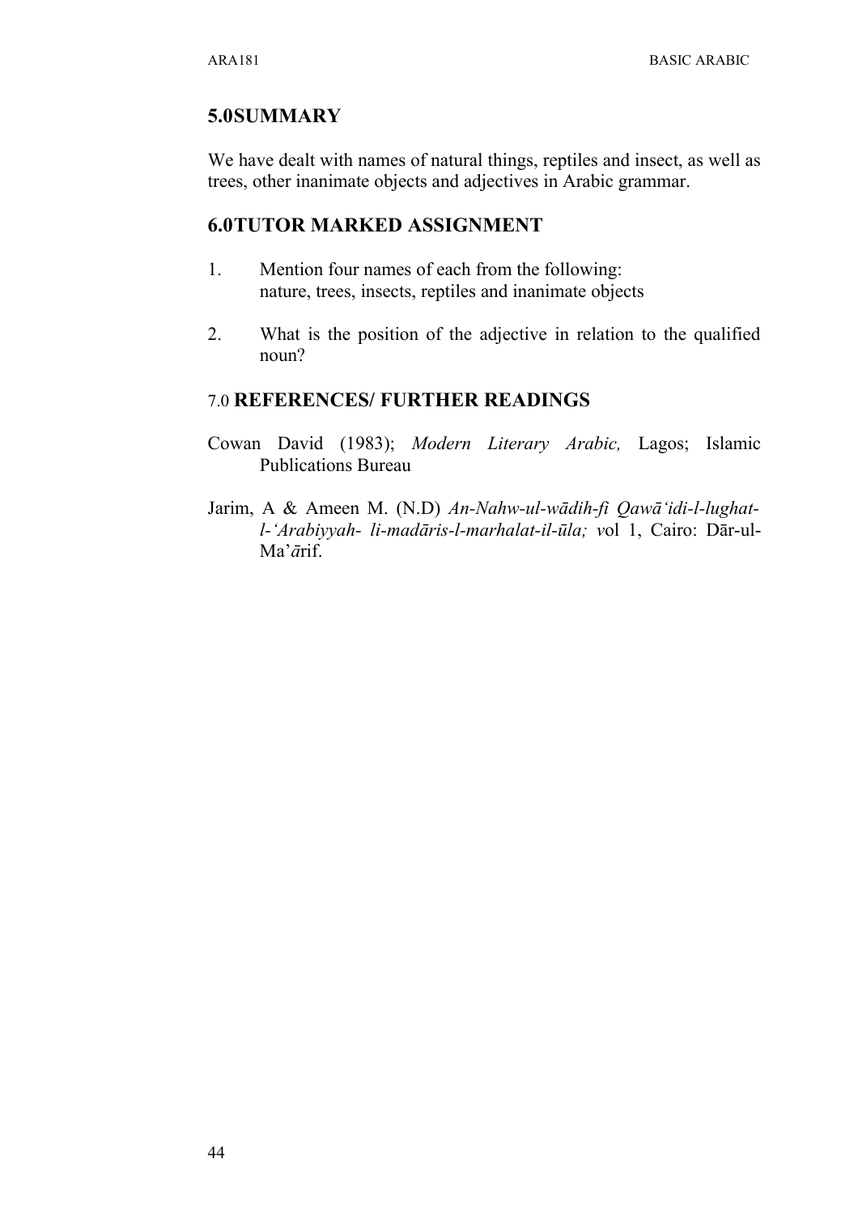## 5.0 SUMMARY

We have dealt with names of natural things, reptiles and insect, as well as trees, other inanimate objects and adjectives in Arabic grammar.

## 6.0 TUTOR MARKED ASSIGNMENT

1. Mention four names of each from the following:
   nature, trees, insects, reptiles and inanimate objects

2. What is the position of the adjective in relation to the qualified noun?

## 7.0 REFERENCES/ FURTHER READINGS

Cowan David (1983); *Modern Literary Arabic,* Lagos; Islamic Publications Bureau

Jarim, A & Ameen M. (N.D) *An-Nahw-ul-wādih-fi Qawā'idi-l-lughat-l-'Arabiyyah- li-madāris-l-marhalat-il-ūla; v*ol 1, Cairo: Dār-ul-Ma'ārif.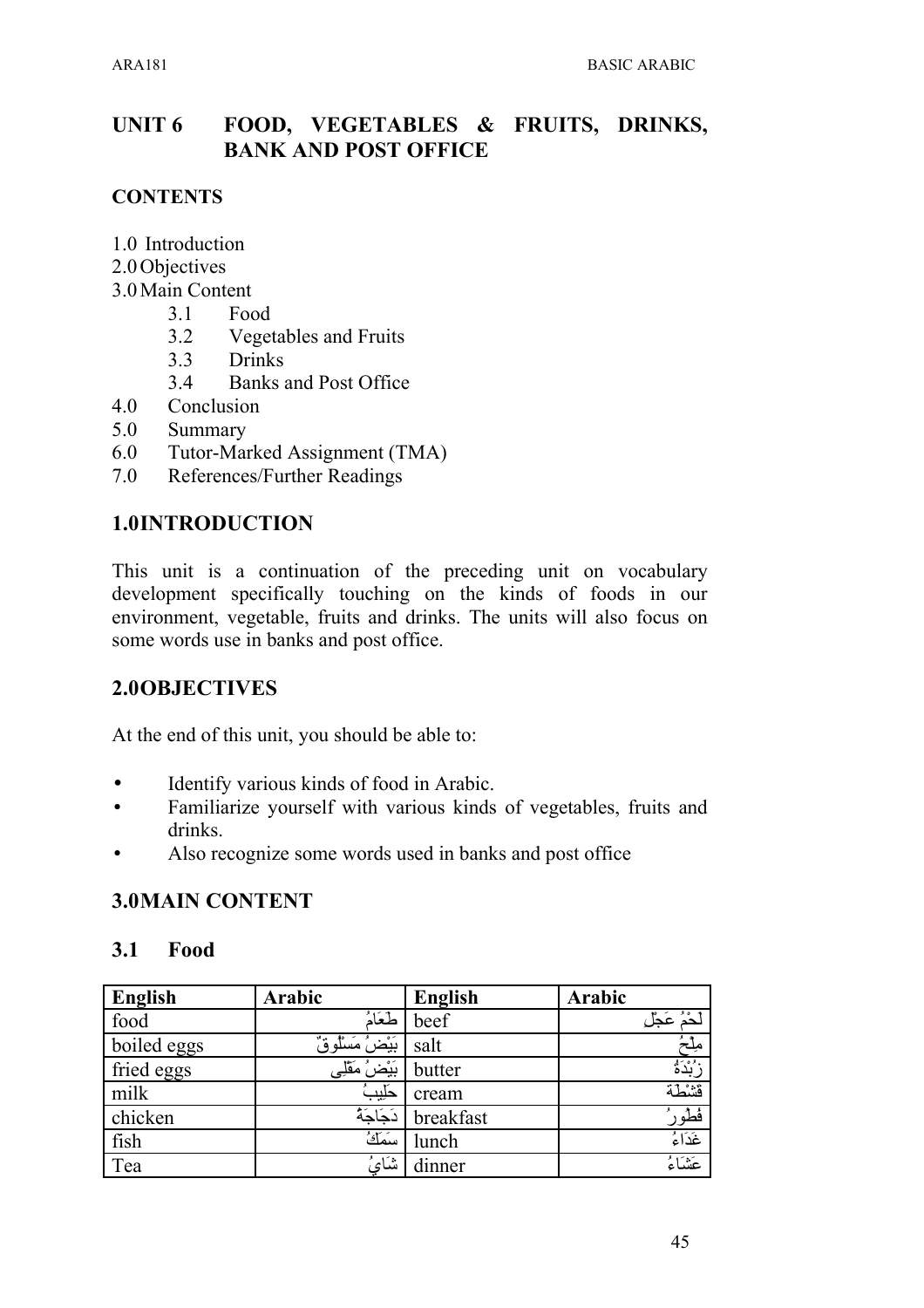## UNIT 6 FOOD, VEGETABLES & FRUITS, DRINKS, BANK AND POST OFFICE

### CONTENTS

1.0 Introduction
2.0 Objectives
3.0 Main Content
  3.1 Food
  3.2 Vegetables and Fruits
  3.3 Drinks
  3.4 Banks and Post Office
4.0 Conclusion
5.0 Summary
6.0 Tutor-Marked Assignment (TMA)
7.0 References/Further Readings

### 1.0 INTRODUCTION

This unit is a continuation of the preceding unit on vocabulary development specifically touching on the kinds of foods in our environment, vegetable, fruits and drinks. The units will also focus on some words use in banks and post office.

### 2.0 OBJECTIVES

At the end of this unit, you should be able to:

- Identify various kinds of food in Arabic.
- Familiarize yourself with various kinds of vegetables, fruits and drinks.
- Also recognize some words used in banks and post office

### 3.0 MAIN CONTENT

### 3.1 Food

| English | Arabic | English | Arabic |
|---|---|---|---|
| food | طَعَامٌ | beef | لَحْمُ عَجْلٍ |
| boiled eggs | بَيْضٌ مَسْلُوقٌ | salt | مِلْحٌ |
| fried eggs | بَيْضٌ مَقْلِى | butter | زُبْدَةٌ |
| milk | حَلِيبٌ | cream | قِشْطَة |
| chicken | دَجَاجَةٌ | breakfast | فُطُورٌ |
| fish | سَمَكٌ | lunch | غَدَاءٌ |
| Tea | شَايٌ | dinner | عَشَاءٌ |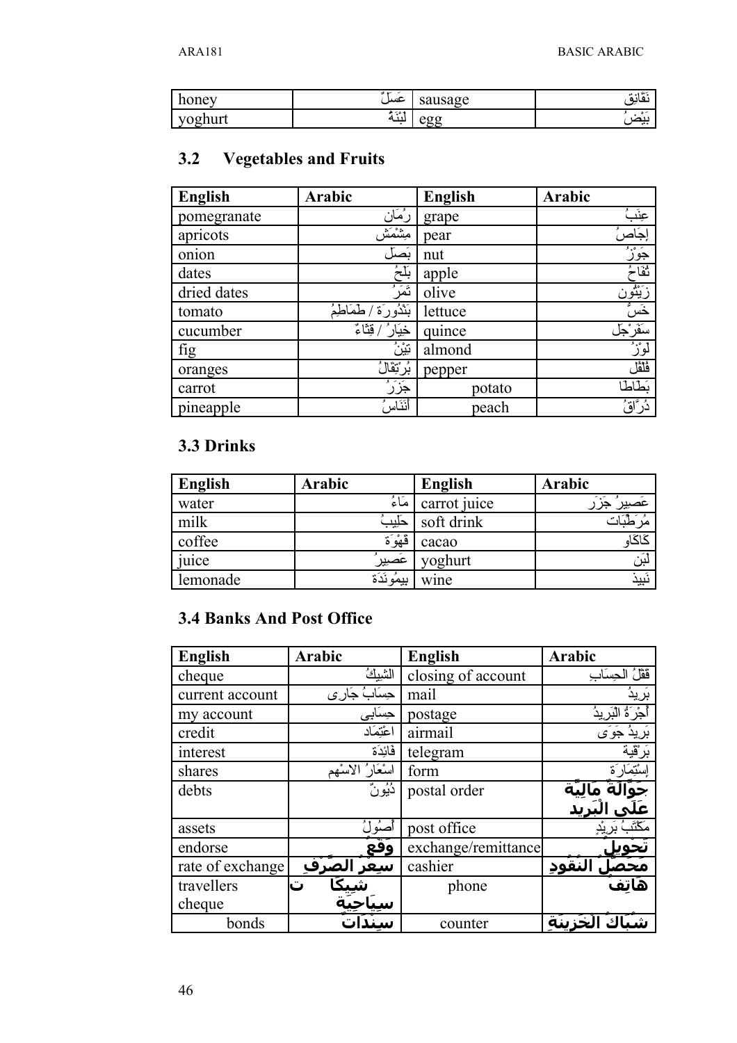| honey | عَسَلٌ | sausage | نَقَانِق |
|---|---|---|---|
| yoghurt | لَبْنَةٌ | egg | بَيْضٌ |

## 3.2 Vegetables and Fruits

| English | Arabic | English | Arabic |
|---|---|---|---|
| pomegranate | رُمَان | grape | عِنَبٌ |
| apricots | مِشْمَش | pear | إجَاصٌ |
| onion | بَصَل | nut | جَوْزٌ |
| dates | بَلَحٌ | apple | تُفَاحٌ |
| dried dates | تَمَرٌ | olive | زَيْتُون |
| tomato | بَنْدُورَة / طَمَاطِمُ | lettuce | خَسٌّ |
| cucumber | خِيَارٌ / قِثَاءٌ | quince | سَفَرْجَل |
| fig | تِيْنٌ | almond | لَوْزٌ |
| oranges | بُرتقالُ | pepper | فُلْفُل |
| carrot | جَزَرٌ | potato | بَطَاطَا |
| pineapple | أنَنَاسٌ | peach | دُرَّاقٌ |

## 3.3 Drinks

| English | Arabic | English | Arabic |
|---|---|---|---|
| water | مَاءٌ | carrot juice | عَصِيرُ جَزَر |
| milk | حَلِيبٌ | soft drink | مُرَطِّبَات |
| coffee | قَهْوَة | cacao | كَاكَاو |
| juice | عَصِيرٌ | yoghurt | لَبَن |
| lemonade | بِيمُونَدَة | wine | نَبِيذ |

## 3.4 Banks And Post Office

| English | Arabic | English | Arabic |
|---|---|---|---|
| cheque | الشِيكُ | closing of account | قَفْلُ الحِسَابِ |
| current account | حِسَابُ جَارى | mail | بَرِيدُ |
| my account | حِسَابِى | postage | أُجْرَةُ البَرِيدُ |
| credit | اعْتِمَاد | airmail | بَرِيدُ جَوَى |
| interest | فَائِدَة | telegram | بَرْقِية |
| shares | اسْعَارُ الاسْهم | form | إِسْتِمَارَة |
| debts | دُيُونٌ | postal order | حَوَّالَةٌ مَالِيَّة عَلَى الْبَرِيد |
| assets | أُصُولُ | post office | مَكْتَبُ بَرِيْدٍ |
| endorse | وَقَّعَ | exchange/remittance | تَحْوِيل |
| rate of exchange | سِعْرُ الصَّرْفِ | cashier | مُحَصِّلُ النُّقُودِ |
| travellers cheque | شِيكَات سِيَاحِيَة | phone | هَاتِفٌ |
| bonds | سَنَدَاتٌ | counter | شُبَّاكُ الْخَزِينَةِ |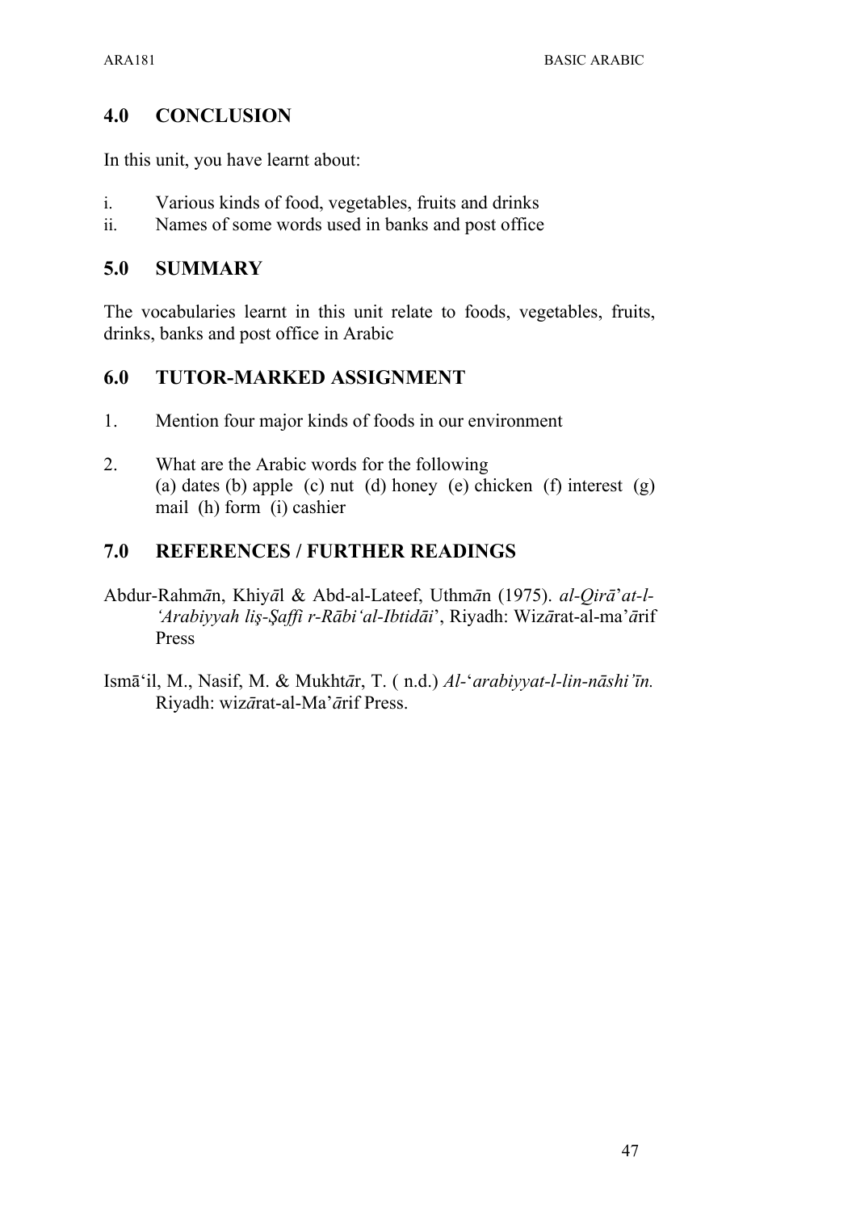## 4.0 CONCLUSION

In this unit, you have learnt about:

i. Various kinds of food, vegetables, fruits and drinks
ii. Names of some words used in banks and post office

## 5.0 SUMMARY

The vocabularies learnt in this unit relate to foods, vegetables, fruits, drinks, banks and post office in Arabic

## 6.0 TUTOR-MARKED ASSIGNMENT

1. Mention four major kinds of foods in our environment

2. What are the Arabic words for the following
   (a) dates (b) apple (c) nut (d) honey (e) chicken (f) interest (g) mail (h) form (i) cashier

## 7.0 REFERENCES / FURTHER READINGS

Abdur-Rahm*ā*n, Khiy*ā*l & Abd-al-Lateef, Uthm*ā*n (1975). *al-Qirā*'*at-l-'Arabiyyah liş-Şaffi r-Rābi'al-Ibtidāi*', Riyadh: Wiz*ā*rat-al-ma'*ā*rif Press

Ismā'il, M., Nasif, M. & Mukht*ā*r, T. ( n.d.) *Al-*'*arabiyyat-l-lin-nāshi'īn.* Riyadh: wiz*ā*rat-al-Ma'*ā*rif Press.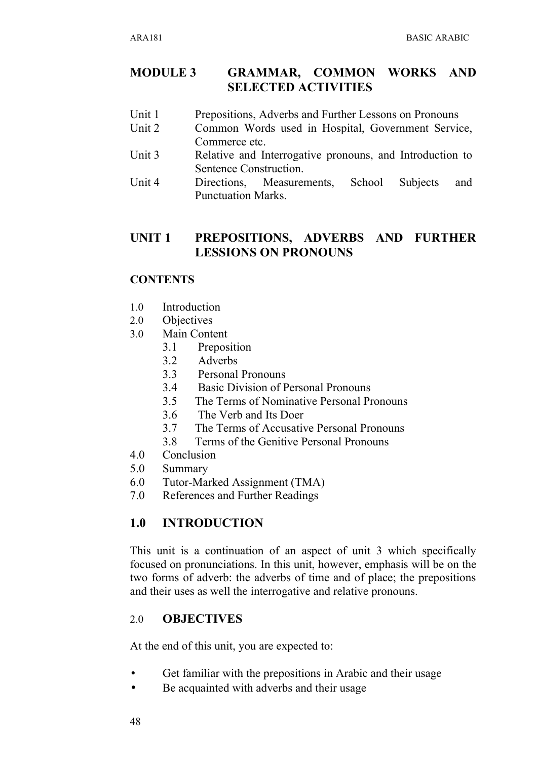# MODULE 3 GRAMMAR, COMMON WORKS AND SELECTED ACTIVITIES

Unit 1 Prepositions, Adverbs and Further Lessons on Pronouns
Unit 2 Common Words used in Hospital, Government Service, Commerce etc.
Unit 3 Relative and Interrogative pronouns, and Introduction to Sentence Construction.
Unit 4 Directions, Measurements, School Subjects and Punctuation Marks.

## UNIT 1 PREPOSITIONS, ADVERBS AND FURTHER LESSIONS ON PRONOUNS

### CONTENTS

1.0 Introduction
2.0 Objectives
3.0 Main Content
 3.1 Preposition
 3.2 Adverbs
 3.3 Personal Pronouns
 3.4 Basic Division of Personal Pronouns
 3.5 The Terms of Nominative Personal Pronouns
 3.6 The Verb and Its Doer
 3.7 The Terms of Accusative Personal Pronouns
 3.8 Terms of the Genitive Personal Pronouns
4.0 Conclusion
5.0 Summary
6.0 Tutor-Marked Assignment (TMA)
7.0 References and Further Readings

## 1.0 INTRODUCTION

This unit is a continuation of an aspect of unit 3 which specifically focused on pronunciations. In this unit, however, emphasis will be on the two forms of adverb: the adverbs of time and of place; the prepositions and their uses as well the interrogative and relative pronouns.

## 2.0 OBJECTIVES

At the end of this unit, you are expected to:

- Get familiar with the prepositions in Arabic and their usage
- Be acquainted with adverbs and their usage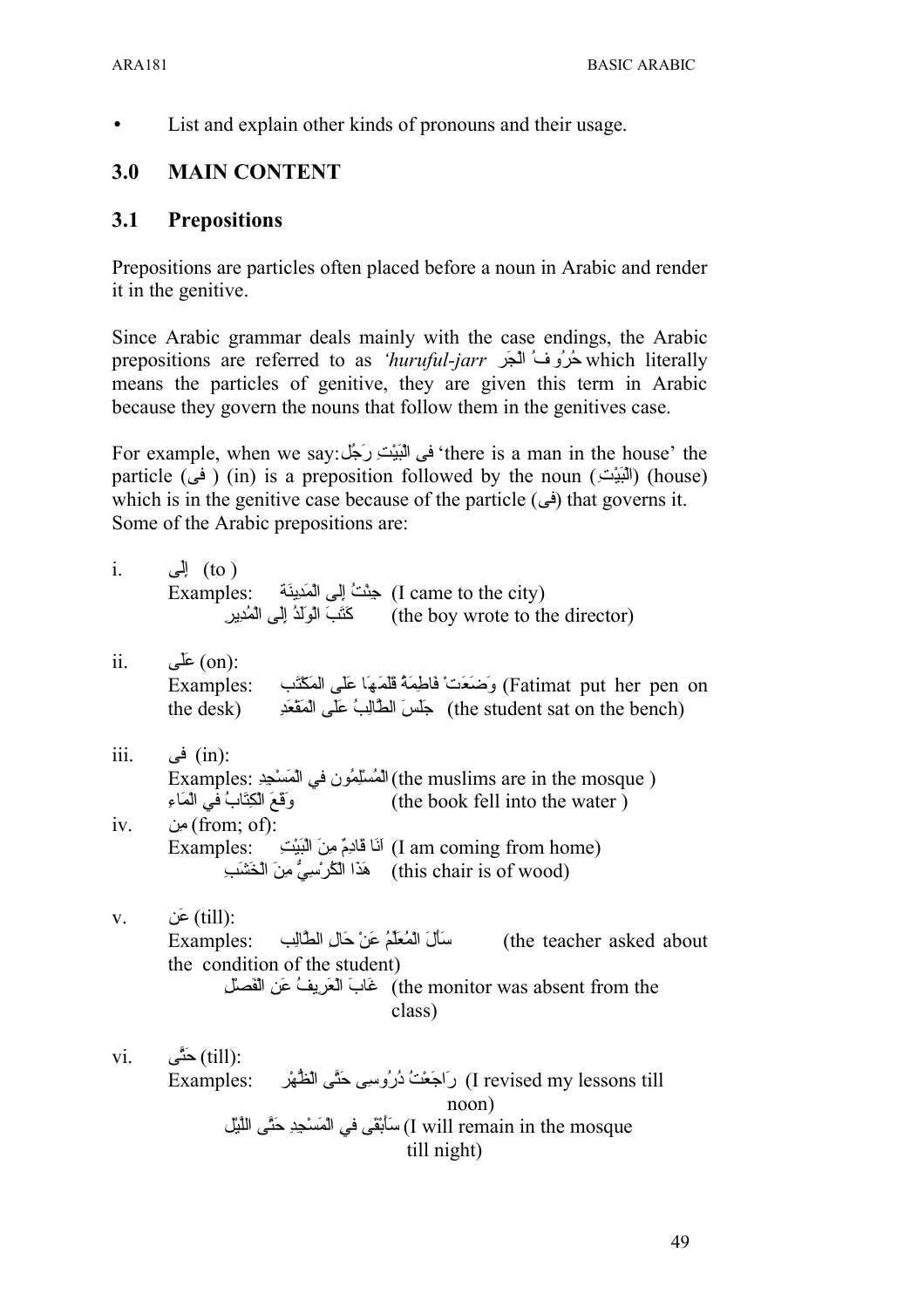- List and explain other kinds of pronouns and their usage.

## 3.0 MAIN CONTENT

### 3.1 Prepositions

Prepositions are particles often placed before a noun in Arabic and render it in the genitive.

Since Arabic grammar deals mainly with the case endings, the Arabic prepositions are referred to as *'huruful-jarr* حُرُوفُ الجَر which literally means the particles of genitive, they are given this term in Arabic because they govern the nouns that follow them in the genitives case.

For example, when we say: فِى الْبَيْتِ رَجُل 'there is a man in the house' the particle (فِى) (in) is a preposition followed by the noun (الْبَيْتِ) (house) which is in the genitive case because of the particle (فِى) that governs it. Some of the Arabic prepositions are:

i. إِلى (to)
   Examples: جِئْتُ إِلى المَدِينَة (I came to the city)
   كَتَبَ الوَلَدُ إِلى الْمُدِير (the boy wrote to the director)

ii. عَلَى (on):
   Examples: وَضَعَتْ فَاطِمَةُ قَلَمَهَا عَلَى المَكْتَب (Fatimat put her pen on the desk) جَلَسَ الطَّالِبُ عَلَى المَقْعَدِ (the student sat on the bench)

iii. فِى (in):
   Examples: الْمُسْلِمُون في المَسْجِدِ (the muslims are in the mosque)
   وَقَعَ الكِتَابُ في المَاءِ (the book fell into the water)

iv. مِن (from; of):
   Examples: أنَا قَادِمٌ مِنَ الْبَيْتِ (I am coming from home)
   هَذَا الْكُرْسِيُّ مِنَ الْخَشَبِ (this chair is of wood)

v. عَن (till):
   Examples: سَأَلَ الْمُعَلِّمُ عَنْ حَال الطَّالِب (the teacher asked about the condition of the student)
   غَابَ الْعَرِيفُ عَن الْفَصْل (the monitor was absent from the class)

vi. حَتَّى (till):
   Examples: رَاجَعْتُ دُرُوسِى حَتَّى الظُّهْر (I revised my lessons till noon)
   سَأَبْقَى في الْمَسْجِدِ حَتَّى اللَّيْل (I will remain in the mosque till night)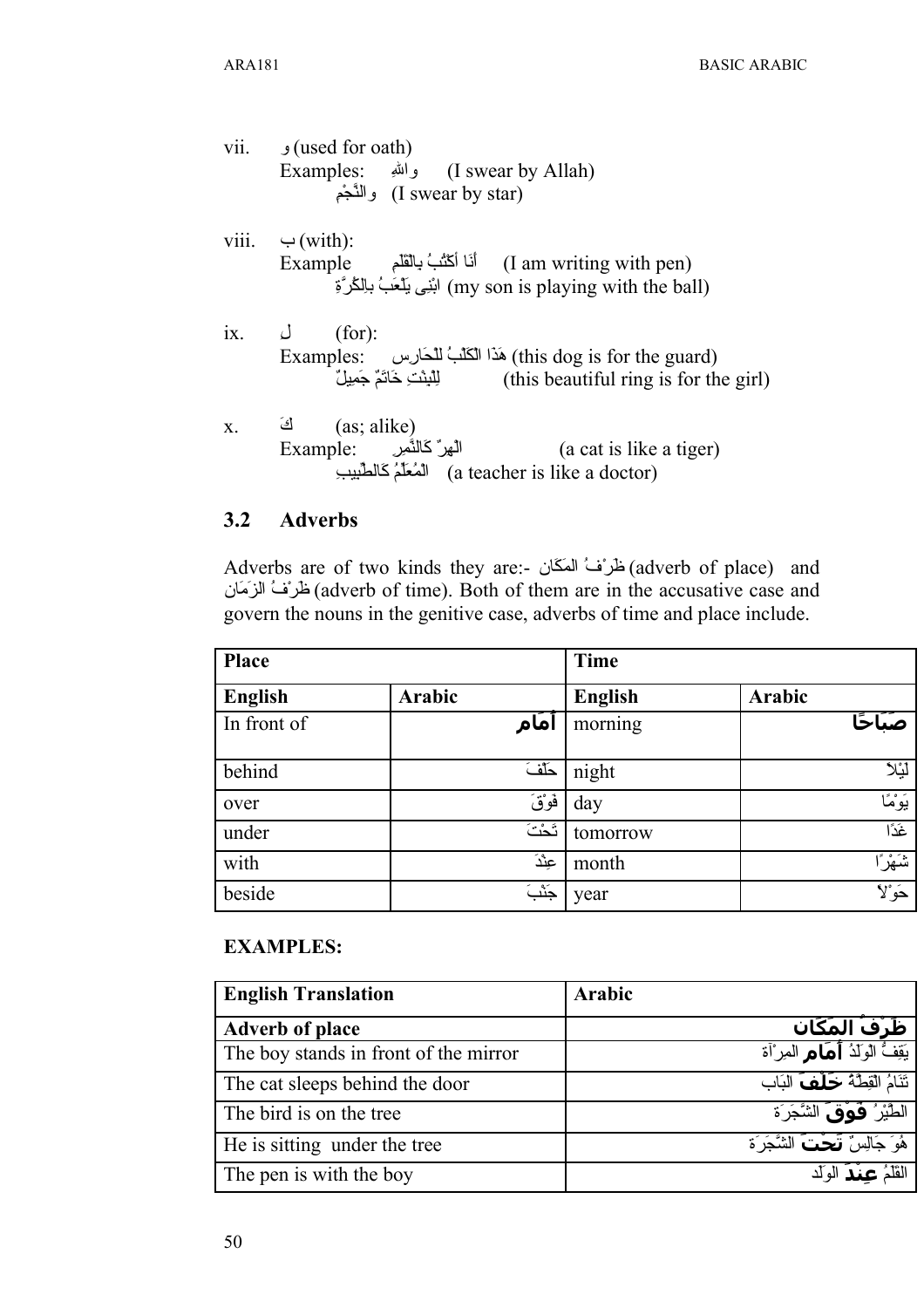vii. و (used for oath)

Examples: واللهِ (I swear by Allah)

والنَّجْمِ (I swear by star)

viii. ب (with):

Example أَنَا أَكْتُبُ بِالقَلَمِ (I am writing with pen)

ابْنِى يَلْعَبُ بِالكُرَّةِ (my son is playing with the ball)

ix. لِ (for):

Examples: هَذَا الكَلْبُ لِلْحَارِس (this dog is for the guard)

لِلْبِنْتِ خَاتَمٌ جَمِيلٌ (this beautiful ring is for the girl)

x. كَ (as; alike)

Example: الهِرٌ كَالنَّمِرِ (a cat is like a tiger)

المُعَلِّمُ كَالطَّبِيبِ (a teacher is like a doctor)

## 3.2 Adverbs

Adverbs are of two kinds they are:- ظَرْفُ المَكَان (adverb of place) and ظَرْفُ الزَمَان (adverb of time). Both of them are in the accusative case and govern the nouns in the genitive case, adverbs of time and place include.

| Place | | Time | |
|---|---|---|---|
| **English** | **Arabic** | **English** | **Arabic** |
| In front of | **أَمَام** | morning | **صَبَاحًا** |
| behind | خَلْفَ | night | لَيْلاً |
| over | فَوْقَ | day | يَوْمًا |
| under | تَحْتَ | tomorrow | غَدًا |
| with | عِنْدَ | month | شَهْرًا |
| beside | جَنْبَ | year | حَوْلاً |

**EXAMPLES:**

| English Translation | Arabic |
|---|---|
| **Adverb of place** | **ظَرْفُ المَكَان** |
| The boy stands in front of the mirror | يَقِفُ الوَلَدُ **أَمَام** المِرْآة |
| The cat sleeps behind the door | تَنَامُ القِطَةُ **خَلْفَ** البَاب |
| The bird is on the tree | الطَّيْرُ **فَوْقَ** الشَّجَرَة |
| He is sitting under the tree | هُوَ جَالِسٌ **تَحْتَ** الشَّجَرَة |
| The pen is with the boy | القَلَمُ **عِنْدَ** الوَلَد |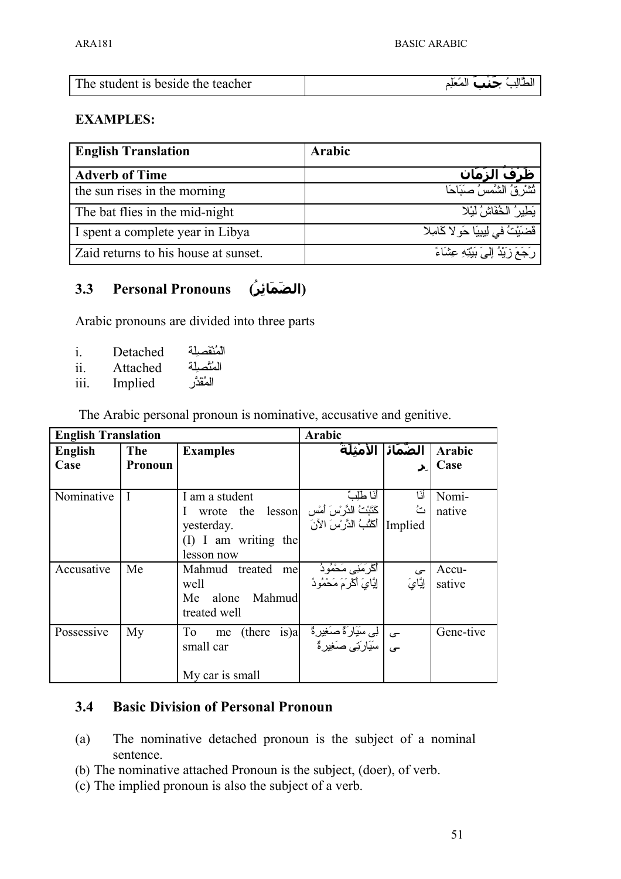| The student is beside the teacher | الطَّالِبُ **جَنْبَ** المُعَلِّم |
|---|---|

**EXAMPLES:**

| English Translation | Arabic |
|---|---|
| **Adverb of Time** | **ظَرْفُ الزَمَان** |
| the sun rises in the morning | تُشْرِقُ الشَّمسُ صَبَاحَا |
| The bat flies in the mid-night | يَطِيرُ الخُفَاشُ لَيْلا |
| I spent a complete year in Libya | قَضَيْتُ في لِيبيَا حَولا كَامِلا |
| Zaid returns to his house at sunset. | رَجَعَ زَيْدُ إلىَ بَيْتِهِ عِشَاءً |

## 3.3 Personal Pronouns (الضَمَائِرُ)

Arabic pronouns are divided into three parts

i. Detached المُنْفَصِلة
ii. Attached المُتَّصِلة
iii. Implied المُقَدَّر

The Arabic personal pronoun is nominative, accusative and genitive.

| English Translation | | | Arabic | | |
|---|---|---|---|---|---|
| **English Case** | **The Pronoun** | **Examples** | **الأمْثِلَة** | **الضَّمَائِر** | **Arabic Case** |
| Nominative | I | I am a student<br>I wrote the lesson yesterday.<br>(I) I am writing the lesson now | أنَا طَلِبٌ<br>كَتَبْتُ الدَّرْسَ أَمْسِ<br>أكْتُبُ الدَّرْسَ الآنَ | أنَا<br>تُ<br>Implied | Nomi-native |
| Accusative | Me | Mahmud treated me well<br>Me alone Mahmud treated well | أكْرَمَنِى مَحْمُودُ<br>إيَّايَ أكْرَمَ مَحْمُودُ | ى<br>إيَّايَ | Accu-sative |
| Possessive | My | To me (there is)a small car<br><br>My car is small | لِى سَيَارَةٌ صَغِيرةٌ<br>سَيَارَتِى صَغِيرةٌ | ى<br>ى | Gene-tive |

## 3.4 Basic Division of Personal Pronoun

(a) The nominative detached pronoun is the subject of a nominal sentence.
(b) The nominative attached Pronoun is the subject, (doer), of verb.
(c) The implied pronoun is also the subject of a verb.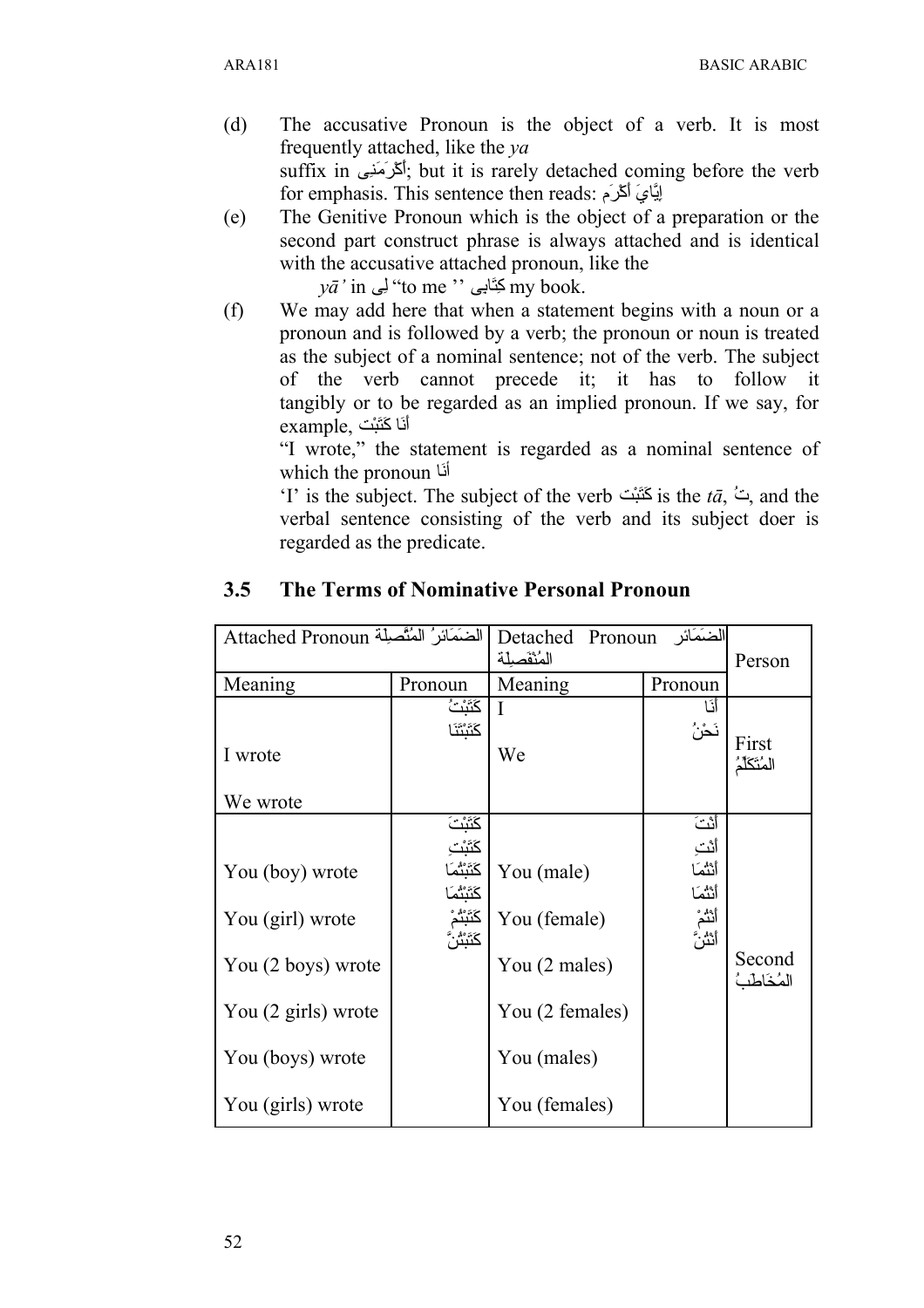(d) The accusative Pronoun is the object of a verb. It is most frequently attached, like the *ya* suffix in أَكْرَمَنِى; but it is rarely detached coming before the verb for emphasis. This sentence then reads: إِيَّايَ أَكْرَمَ

(e) The Genitive Pronoun which is the object of a preparation or the second part construct phrase is always attached and is identical with the accusative attached pronoun, like the *yā'* in لِى "to me '' كِتَابِى my book.

(f) We may add here that when a statement begins with a noun or a pronoun and is followed by a verb; the pronoun or noun is treated as the subject of a nominal sentence; not of the verb. The subject of the verb cannot precede it; it has to follow it tangibly or to be regarded as an implied pronoun. If we say, for example, أَنَا كَتَبْت

"I wrote," the statement is regarded as a nominal sentence of which the pronoun أَنَا

'I' is the subject. The subject of the verb كَتَبْت is the *tā*, تُ, and the verbal sentence consisting of the verb and its subject doer is regarded as the predicate.

## 3.5 The Terms of Nominative Personal Pronoun

| Attached Pronoun الضَمَائِرُ المُتَّصِلَة | | Detached Pronoun الضَمَائِر المُنْفَصِلَة | | Person |
|---|---|---|---|---|
| Meaning | Pronoun | Meaning | Pronoun | |
| I wrote<br>We wrote | كَتَبْتُ<br>كَتَبْنَا | I<br>We | أَنَا<br>نَحْنُ | First المُتَكَلِّمُ |
| You (boy) wrote<br>You (girl) wrote<br>You (2 boys) wrote<br>You (2 girls) wrote<br>You (boys) wrote<br>You (girls) wrote | كَتَبْتَ<br>كَتَبْتِ<br>كَتَبْتُمَا<br>كَتَبْتُمَا<br>كَتَبْتُمْ<br>كَتَبْتُنَّ | You (male)<br>You (female)<br>You (2 males)<br>You (2 females)<br>You (males)<br>You (females) | أَنْتَ<br>أَنْتِ<br>أَنْتُمَا<br>أَنْتُمَا<br>أَنْتُمْ<br>أَنْتُنَّ | Second المُخَاطَبُ |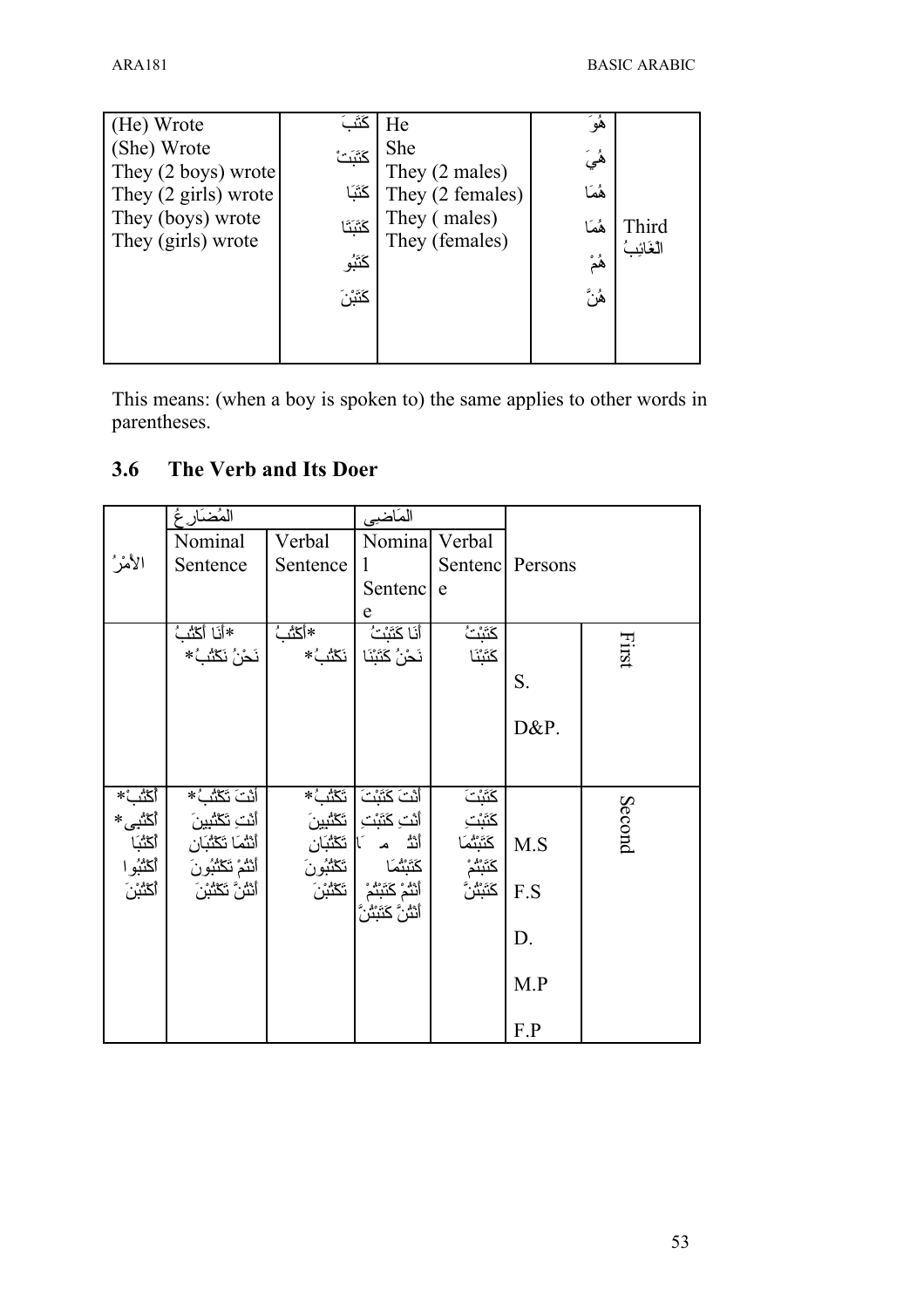| | | | | |
|---|---|---|---|---|
| (He) Wrote<br>(She) Wrote<br>They (2 boys) wrote<br>They (2 girls) wrote<br>They (boys) wrote<br>They (girls) wrote | كَتَبَ<br>كَتَبَتْ<br>كَتَبَا<br>كَتَبَتَا<br>كَتَبُو<br>كَتَبْنَ | He<br>She<br>They (2 males)<br>They (2 females)<br>They ( males)<br>They (females) | هُوَ<br>هِيَ<br>هُمَا<br>هُمَا<br>هُمْ<br>هُنَّ | Third<br>الْغَائِبُ |

This means: (when a boy is spoken to) the same applies to other words in parentheses.

## 3.6 The Verb and Its Doer

| الأمْرُ | المُضَارِعُ Nominal Sentence | المُضَارِعُ Verbal Sentence | المَاضِى Nominal Sentence | المَاضِى Verbal Sentence | Persons | |
|---|---|---|---|---|---|---|
| | *أنَا أكْتُبُ<br>نَحْنُ نَكْتُبُ* | *أكْتُبُ<br>نَكْتُبُ* | أنَا كَتَبْتُ<br>نَحْنُ كَتَبْنَا | كَتَبْتُ<br>كَتَبْنَا | S.<br>D&P. | First |
| أكْتُبْ*<br>أكْتُبِى*<br>أكْتُبَا<br>أكْتُبُوا<br>أكْتُبْنَ | أنْتَ تَكْتُبُ*<br>أنْتِ تَكْتُبِينَ<br>أنْتُمَا تَكْتُبَان<br>أنْتُمْ تَكْتُبُونَ<br>أنْتُنَّ تَكْتُبْنَ | تَكْتُبُ*<br>تَكْتُبِينَ<br>تَكْتُبَان<br>تَكْتُبُونَ<br>تَكْتُبْنَ | أنْتَ كَتَبْتَ<br>أنْتِ كَتَبْتِ<br>أنْتُمَا كَتَبْتُمَا<br>أنْتُمْ كَتَبْتُمْ<br>أنْتُنَّ كَتَبْتُنَّ | كَتَبْتَ<br>كَتَبْتِ<br>كَتَبْتُمَا<br>كَتَبْتُمْ<br>كَتَبْتُنَّ | M.S<br>F.S<br>D.<br>M.P<br>F.P | Second |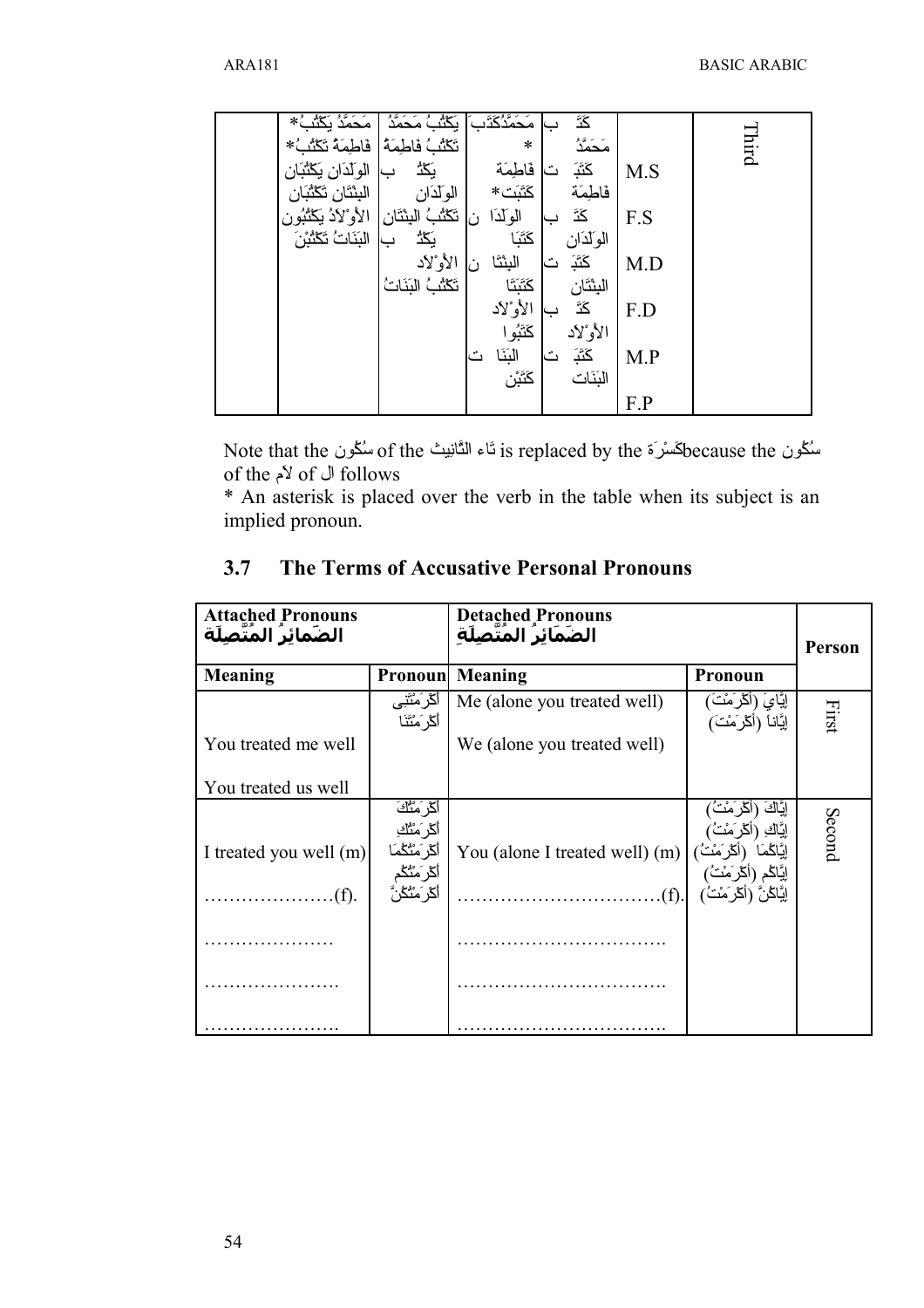| | | | | | | |
|---|---|---|---|---|---|---|
| | مَحَمَّدٌ يَكْتُبُ* | يَكْتُبُ مَحَمَّدُ | مَحَمَّدٌكَتَبَ* | كَتَبَ مَحَمَّدٌ | M.S | Third |
| | فاطِمَةُ تَكْتُبُ* | تَكْتُبُ فاطِمَةُ | فاطِمَة كَتَبَت* | كَتَبَت فاطِمَة | F.S | |
| | الوَلَدَان يَكْتُبَان | يَكْتُبُ الوَلَدَان | الوَلَدَان كَتَبَا | كَتَبَ الوَلَدَان | M.D | |
| | البِنْتَان تَكْتُبَان | تَكْتُبُ البِنْتَان | البِنْتَان كَتَبَتَا | كَتَبَت البِنْتَان | F.D | |
| | الأَوْلَادُ يَكْتُبُون | يَكْتُبُ الأَوْلَاد | الأَوْلَاد كَتَبُوا | كَتَبَ الأَوْلَاد | M.P | |
| | البَنَاتُ تَكْتُبْنَ | تَكْتُبُ البَنَاتُ | البَنَات كَتَبْن | كَتَبَت البَنَات | F.P | |

Note that the سُكُون of the تَاء التَّأنيث is replaced by the كَسْرَة because the سُكُون of the لَام of ال follows

* An asterisk is placed over the verb in the table when its subject is an implied pronoun.

## 3.7 The Terms of Accusative Personal Pronouns

| Attached Pronouns الضَمائِرُ المُتَّصِلَة | | Detached Pronouns الضَمائِرُ المُتَّصِلَةِ | | Person |
|---|---|---|---|---|
| **Meaning** | **Pronoun** | **Meaning** | **Pronoun** | |
| You treated me well<br><br>You treated us well | أكْرَمْتَنِي<br>أكْرَمْتَنَا | Me (alone you treated well)<br><br>We (alone you treated well) | إيَّايَ (أكْرَمْتَ)<br>إيَّانَا (أكْرَمْتَ) | First |
| I treated you well (m)<br><br>…………………(f).<br><br>…………………<br><br>………………….<br><br>…………………. | أكْرَمْتُكَ<br>أكْرَمْتُكِ<br>أكْرَمْتُكُمَا<br>أكْرَمْتُكُم<br>أكْرَمْتُكُنَّ | You (alone I treated well) (m)<br><br>…………………………….(f).<br><br>…………………………….<br><br>…………………………….<br><br>……………………………. | إيَّاكَ (أكْرَمْتُ)<br>إيَّاكِ (أكْرَمْتُ)<br>إيَّاكُمَا (أكْرَمْتُ)<br>إيَّاكُم (أكْرَمْتُ)<br>إيَّاكُنَّ (أكْرَمْتُ) | Second |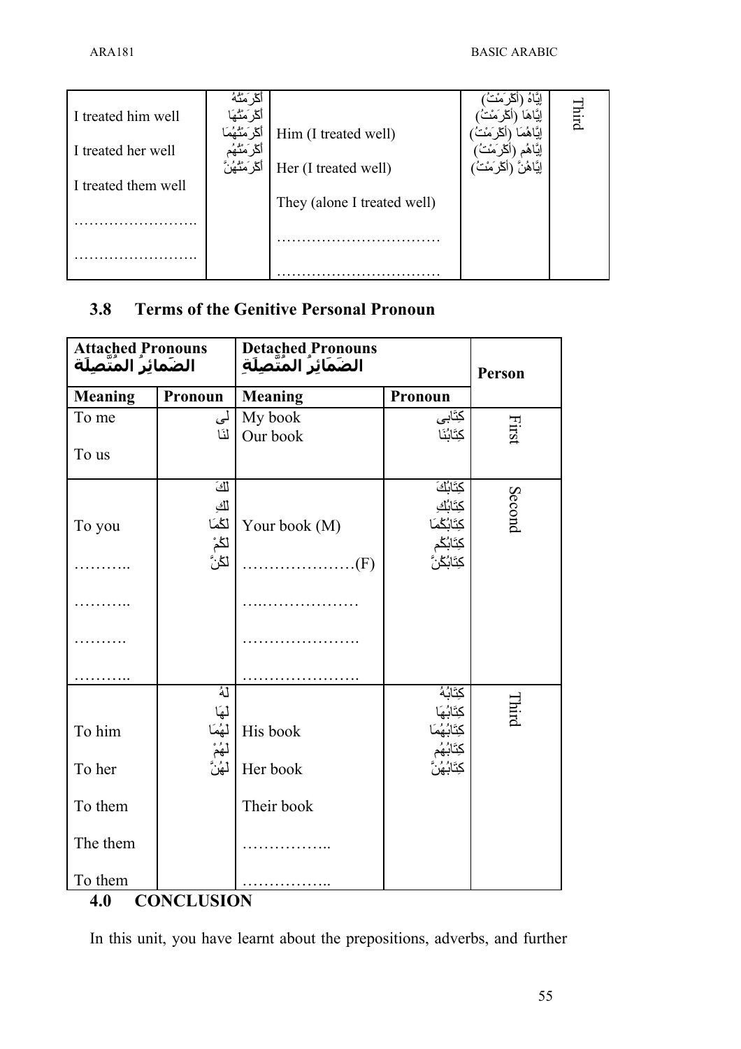| I treated him well<br><br>I treated her well<br><br>I treated them well<br><br>……………………<br><br>…………………… | أكْرَمْتُهُ<br>أكْرَمْتُهَا<br>أكْرَمْتُهُمَا<br>أكْرَمْتُهُم<br>أكْرَمْتُهُنَّ | Him (I treated well)<br><br>Her (I treated well)<br><br>They (alone I treated well)<br><br>……………………………<br><br>…………………………… | إيَّاهُ (أكْرَمْتُ)<br>إيَّاهَا (أكْرَمْتُ)<br>إيَّاهُمَا (أكْرَمْتُ)<br>إيَّاهُم (أكْرَمْتُ)<br>إيَّاهُنَّ (أكْرَمْتُ) | Third |
|---|---|---|---|---|

### 3.8 Terms of the Genitive Personal Pronoun

| Attached Pronouns الضَمائِرُ المُتَّصِلَة | | Detached Pronouns الضَمَائِرُ المُتَّصِلَةِ | | Person |
|---|---|---|---|---|
| **Meaning** | **Pronoun** | **Meaning** | **Pronoun** | |
| To me<br><br>To us | لِى<br>لَنَا | My book<br>Our book | كِتَابِى<br>كِتَابُنَا | First |
| To you<br><br>………..<br><br>………..<br><br>……….<br><br>……….. | لَكَ<br>لَكِ<br>لَكُمَا<br>لَكُمْ<br>لَكُنَّ | Your book (M)<br><br>…………………(F)<br><br>…………………<br><br>………………….<br><br>…………………. | كِتَابُكَ<br>كِتَابُكِ<br>كِتَابُكُمَا<br>كِتَابُكُم<br>كِتَابُكُنَّ | Second |
| To him<br><br>To her<br><br>To them<br><br>The them<br><br>To them | لَهُ<br>لَهَا<br>لَهُمَا<br>لَهُمْ<br>لَهُنَّ | His book<br><br>Her book<br><br>Their book<br><br>……………..<br><br>…………….. | كِتَابُهُ<br>كِتَابُهَا<br>كِتَابُهُمَا<br>كِتَابُهُم<br>كِتَابُهُنَّ | Third |

## 4.0 CONCLUSION

In this unit, you have learnt about the prepositions, adverbs, and further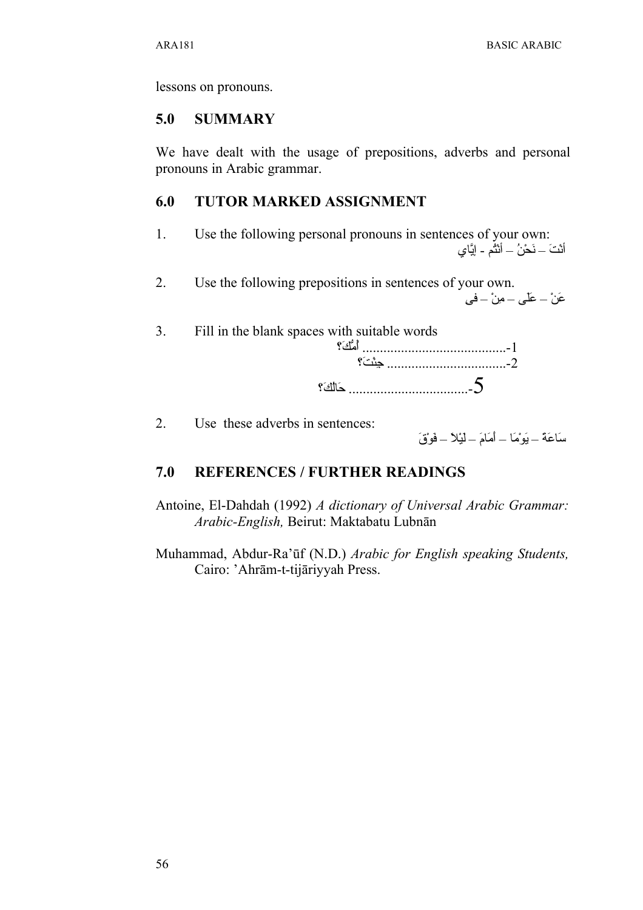lessons on pronouns.

## 5.0 SUMMARY

We have dealt with the usage of prepositions, adverbs and personal pronouns in Arabic grammar.

## 6.0 TUTOR MARKED ASSIGNMENT

1. Use the following personal pronouns in sentences of your own:

   أنْتَ – نَحْنُ – أَنْتُم - إيَّاي

2. Use the following prepositions in sentences of your own.

   عَنْ – عَلى – مِنْ – فى

3. Fill in the blank spaces with suitable words

   1-.......................................... أُمُّكَ؟
   2-.................................. جِئْتَ؟
   5-.................................. حَالُكَ؟

2. Use these adverbs in sentences:

   سَاعَةً – يَوْمًا – أَمَامَ – لَيْلاً – فَوْقَ

## 7.0 REFERENCES / FURTHER READINGS

Antoine, El-Dahdah (1992) *A dictionary of Universal Arabic Grammar: Arabic-English,* Beirut: Maktabatu Lubnān

Muhammad, Abdur-Ra'ūf (N.D.) *Arabic for English speaking Students,* Cairo: 'Ahrām-t-tijāriyyah Press.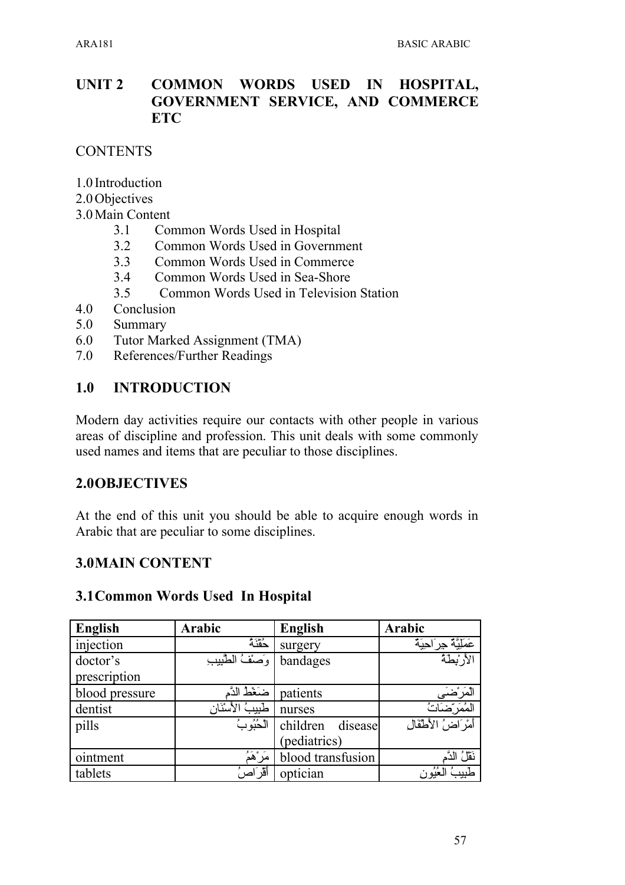# UNIT 2 COMMON WORDS USED IN HOSPITAL, GOVERNMENT SERVICE, AND COMMERCE ETC

CONTENTS

1.0 Introduction
2.0 Objectives
3.0 Main Content
- 3.1 Common Words Used in Hospital
- 3.2 Common Words Used in Government
- 3.3 Common Words Used in Commerce
- 3.4 Common Words Used in Sea-Shore
- 3.5 Common Words Used in Television Station

4.0 Conclusion
5.0 Summary
6.0 Tutor Marked Assignment (TMA)
7.0 References/Further Readings

## 1.0 INTRODUCTION

Modern day activities require our contacts with other people in various areas of discipline and profession. This unit deals with some commonly used names and items that are peculiar to those disciplines.

## 2.0 OBJECTIVES

At the end of this unit you should be able to acquire enough words in Arabic that are peculiar to some disciplines.

## 3.0 MAIN CONTENT

### 3.1 Common Words Used In Hospital

| English | Arabic | English | Arabic |
|---|---|---|---|
| injection | حُقْنَةٌ | surgery | عَمَلِيَّةٌ جِرَاحِيَةٌ |
| doctor's prescription | وَصْفُ الطَّبِيبِ | bandages | الأَرْبِطَةُ |
| blood pressure | ضَغْطُ الدَّمِ | patients | الْمَرْضَى |
| dentist | طَبِيبُ الأَسْنَانِ | nurses | الْمُمَرِّضَاتُ |
| pills | الْحُبُوبُ | children disease (pediatrics) | أَمْرَاضُ الأَطْفَالِ |
| ointment | مَرْهَمٌ | blood transfusion | نَقْلُ الدَّمِ |
| tablets | أَقْرَاصٌ | optician | طَبِيبُ الْعُيُونِ |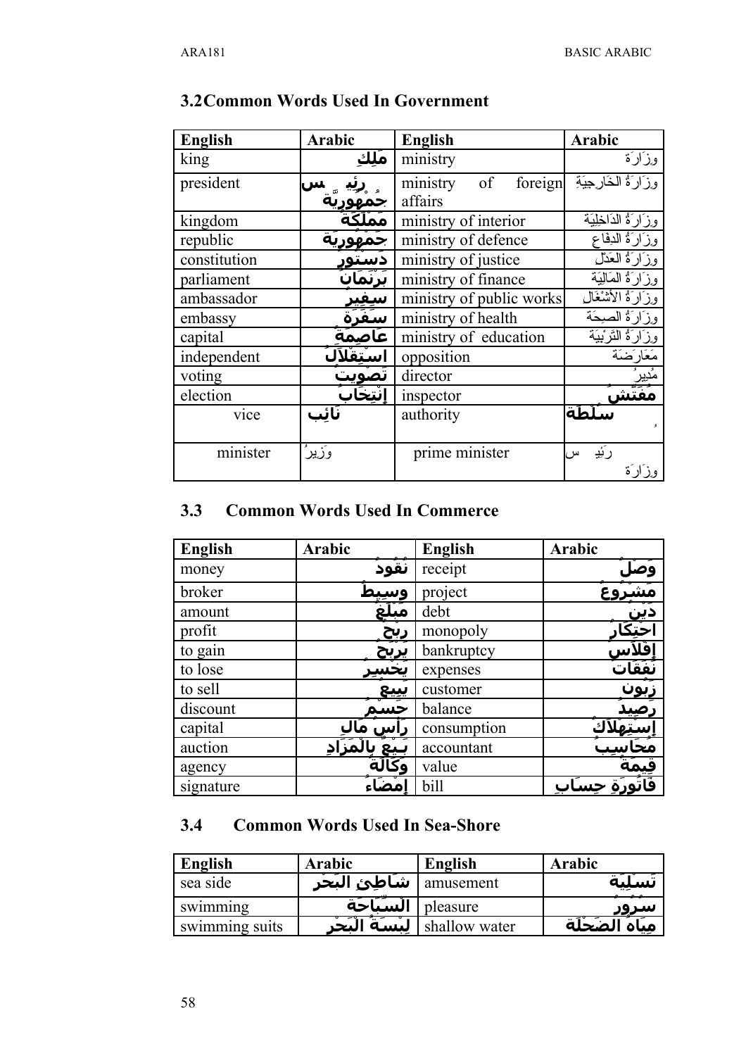## 3.2Common Words Used In Government

| English | Arabic | English | Arabic |
|---|---|---|---|
| king | مَلِكٌ | ministry | وزَارَة |
| president | رئِيس جُمْهورِيَّة | ministry of foreign affairs | وزَارَةُ الخَارجيَةِ |
| kingdom | مَمْلَكَة | ministry of interior | وزَارَةُ الدَاخِلِيَة |
| republic | جُمْهورِيَة | ministry of defence | وزَارَةُ الدِفَاع |
| constitution | دَستور | ministry of justice | وزَارَةُ العَدْل |
| parliament | بَرْلَمَانٌ | ministry of finance | وزَارَةُ المَالِيَة |
| ambassador | سَفِير | ministry of public works | وزَارَةُ الأشْغَال |
| embassy | سَفَرَة | ministry of health | وزَارَةُ الصِحَة |
| capital | عَاصِمَة | ministry of education | وزَارَةُ التَرْبِيَة |
| independent | اسْتِقْلَالٌ | opposition | مَعَارَضَة |
| voting | تَصْوِيت | director | مُدِيرٌ |
| election | إنْتِخَابٌ | inspector | مُفَتِشٌ |
| vice | نَائِب | authority | سُلْطَة |
| minister | وَزِيرٌ | prime minister | رَئِيس وزَارَة |

## 3.3 Common Words Used In Commerce

| English | Arabic | English | Arabic |
|---|---|---|---|
| money | نُقُودٌ | receipt | وَصْلٌ |
| broker | وَسِيطٌ | project | مَشْرُوعٌ |
| amount | مَبْلَغٌ | debt | دَيْن |
| profit | رِبْحٌ | monopoly | احتِكَارٌ |
| to gain | يَرْبَحُ | bankruptcy | إفْلَاس |
| to lose | يَخْسِرُ | expenses | نَفَقَات |
| to sell | يَبِيعُ | customer | زَبُون |
| discount | حَسْمٌ | balance | رَصِيد |
| capital | رَأسِ مَالٍ | consumption | إستِهلَاكٌ |
| auction | بَيْعٌ بِالْمَزَادِ | accountant | مُحَاسِبٌ |
| agency | وَكَالَة | value | قِيمَة |
| signature | إمْضَاءٌ | bill | فَاتُورَة حِسَابٍ |

## 3.4 Common Words Used In Sea-Shore

| English | Arabic | English | Arabic |
|---|---|---|---|
| sea side | شَاطِئ البَحْر | amusement | تَسْلِيَة |
| swimming | السِّبَاحَة | pleasure | سُرُور |
| swimming suits | لِبْسَةُ البَحْر | shallow water | مِيَاهُ الضَحْلَة |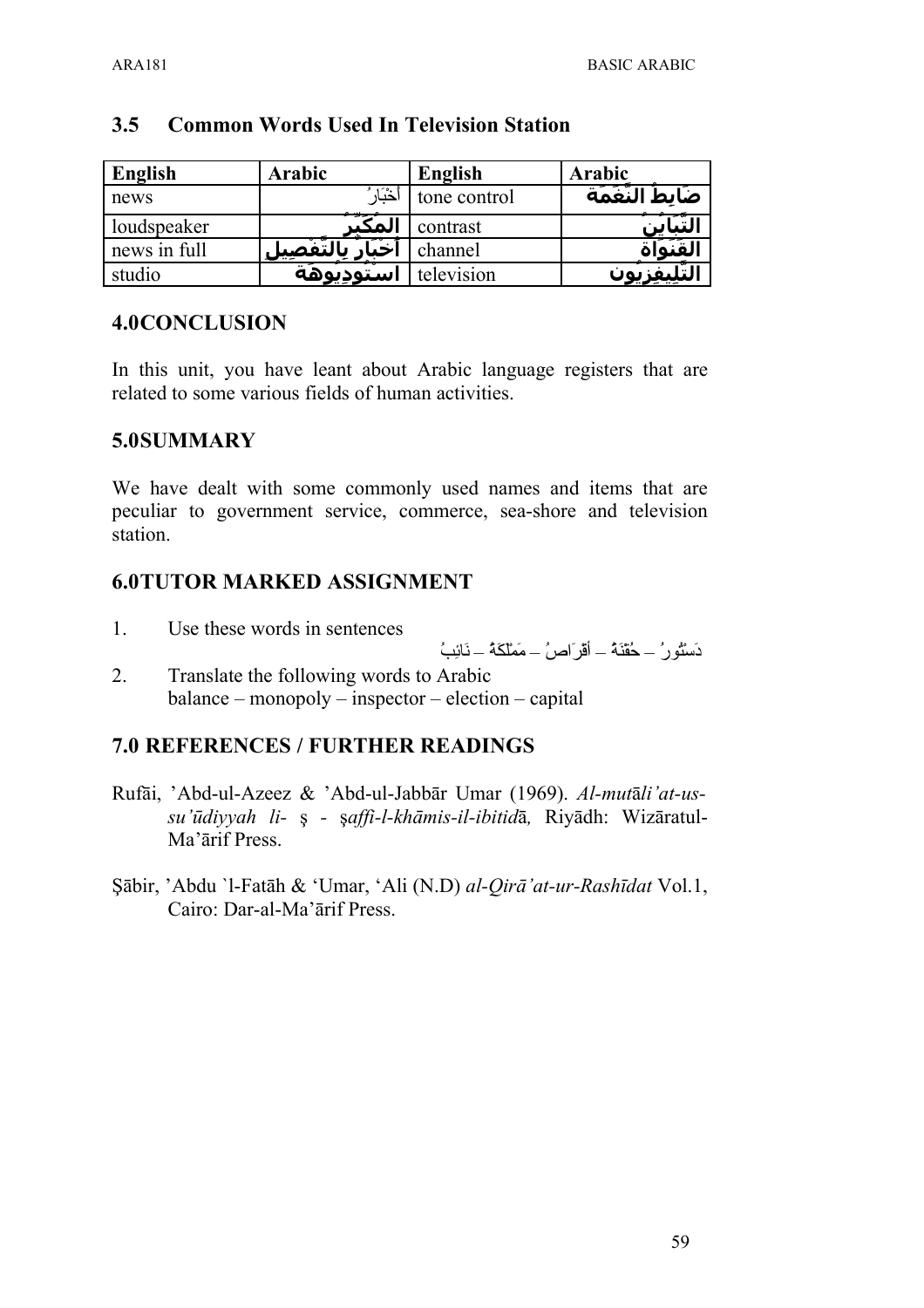## 3.5 Common Words Used In Television Station

| English | Arabic | English | Arabic |
|---|---|---|---|
| news | أَخْبَارٌ | tone control | ضَابِطُ النَّغَمَةِ |
| loudspeaker | المُكَبِّرُ | contrast | التَّبَايُنُ |
| news in full | أَخْبَارٌ بِالتَّفْصِيلِ | channel | القَنَاةُ |
| studio | اسْتُودِيُوهَةٌ | television | التِّلِيفِزِيُونُ |

## 4.0CONCLUSION

In this unit, you have leant about Arabic language registers that are related to some various fields of human activities.

## 5.0SUMMARY

We have dealt with some commonly used names and items that are peculiar to government service, commerce, sea-shore and television station.

## 6.0TUTOR MARKED ASSIGNMENT

1. Use these words in sentences

   دَسْتُورٌ – حُقْنَةٌ – أَقْرَاصٌ – مَمْلَكَةٌ – نَائِبٌ

2. Translate the following words to Arabic

   balance – monopoly – inspector – election – capital

## 7.0 REFERENCES / FURTHER READINGS

Rufāi, 'Abd-ul-Azeez & 'Abd-ul-Jabbār Umar (1969). *Al-mutāli'at-us-su'ūdiyyah li-* ş - ş*affi-l-khāmis-il-ibitid*ā*,* Riyādh: Wizāratul-Ma'ārif Press.

Şābir, 'Abdu `l-Fatāh & 'Umar, 'Ali (N.D) *al-Qirā'at-ur-Rashīdat* Vol.1, Cairo: Dar-al-Ma'ārif Press.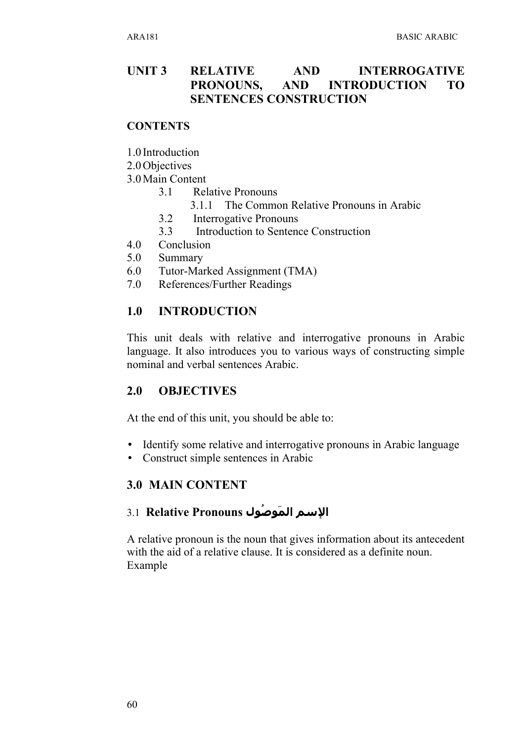## UNIT 3 RELATIVE AND INTERROGATIVE PRONOUNS, AND INTRODUCTION TO SENTENCES CONSTRUCTION

**CONTENTS**

1.0 Introduction
2.0 Objectives
3.0 Main Content
- 3.1 Relative Pronouns
  - 3.1.1 The Common Relative Pronouns in Arabic
- 3.2 Interrogative Pronouns
- 3.3 Introduction to Sentence Construction

4.0 Conclusion
5.0 Summary
6.0 Tutor-Marked Assignment (TMA)
7.0 References/Further Readings

## 1.0 INTRODUCTION

This unit deals with relative and interrogative pronouns in Arabic language. It also introduces you to various ways of constructing simple nominal and verbal sentences Arabic.

## 2.0 OBJECTIVES

At the end of this unit, you should be able to:

- Identify some relative and interrogative pronouns in Arabic language
- Construct simple sentences in Arabic

## 3.0 MAIN CONTENT

### 3.1 Relative Pronouns الإسم المَوصُول

A relative pronoun is the noun that gives information about its antecedent with the aid of a relative clause. It is considered as a definite noun.
Example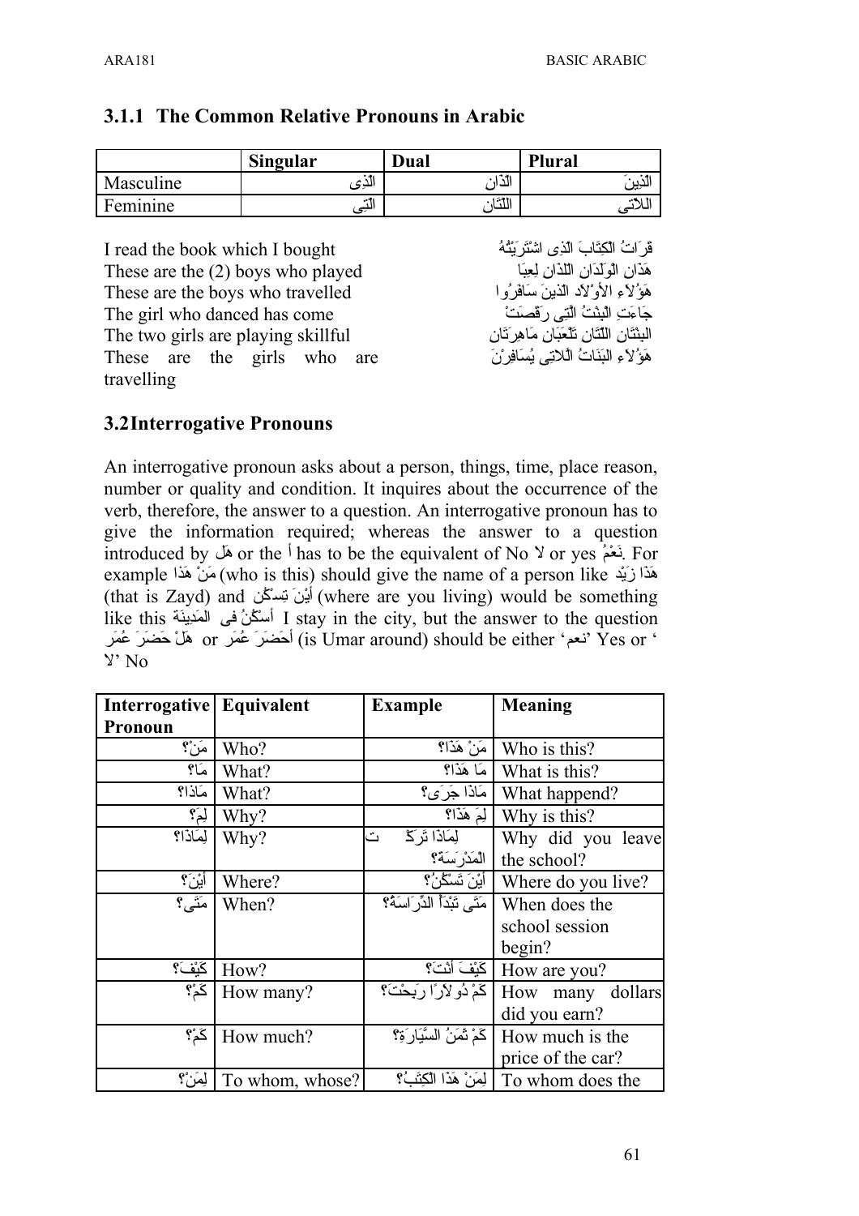### 3.1.1 The Common Relative Pronouns in Arabic

| | Singular | Dual | Plural |
|---|---|---|---|
| Masculine | الذِى | الذَان | الذِينَ |
| Feminine | التِى | اللتَان | اللاتى |

| | |
|---|---|
| I read the book which I bought | قرَاتُ الكِتَابَ الذِى اشْتَرَيْتُهُ |
| These are the (2) boys who played | هَذَان الوَلَدَان اللذَان لِعبَا |
| These are the boys who travelled | هَؤُلاءِ الأوْلاد الذينَ سَافَرُوا |
| The girl who danced has come | جَاءَتِ البِنْتُ الّتِى رَقصَتْ |
| The two girls are playing skillful | البِنْتَان اللّتَان تَلْعَبَان مَاهِرَتَان |
| These are the girls who are travelling | هَؤُلاءِ البَنَاتُ الّلاتِى يُسَافِرْنَ |

## 3.2 Interrogative Pronouns

An interrogative pronoun asks about a person, things, time, place reason, number or quality and condition. It inquires about the occurrence of the verb, therefore, the answer to a question. An interrogative pronoun has to give the information required; whereas the answer to a question introduced by هل or the أ has to be the equivalent of No لا or yes نَعَمْ. For example مَنْ هَذَا (who is this) should give the name of a person like هَذَا زَيْد (that is Zayd) and أيْنَ تسكُن (where are you living) would be something like this أسْكُنُ فى المَدِينَة I stay in the city, but the answer to the question هَلْ حَضَرَ عُمَر or أحَضَرَ عُمَر (is Umar around) should be either 'نعم' Yes or 'لا' No

| Interrogative Pronoun | Equivalent | Example | Meaning |
|---|---|---|---|
| مَنْ؟ | Who? | مَنْ هَذَا؟ | Who is this? |
| مَا؟ | What? | مَا هَذَا؟ | What is this? |
| مَاذا؟ | What? | مَاذَا جَرَى؟ | What happend? |
| لِمَ؟ | Why? | لِمَ هَذَا؟ | Why is this? |
| لِمَاذَا؟ | Why? | لِمَاذَا تَرَكْتَ المَدْرَسَة؟ | Why did you leave the school? |
| أيْنَ؟ | Where? | أيْنَ تَسْكُنُ؟ | Where do you live? |
| مَتَى؟ | When? | مَتَى تَبْدَأُ الدِّرَاسَةُ؟ | When does the school session begin? |
| كَيْفَ؟ | How? | كَيْفَ أنْتَ؟ | How are you? |
| كَمْ؟ | How many? | كَمْ دُولارًا رَبِحْتَ؟ | How many dollars did you earn? |
| كَمْ؟ | How much? | كَمْ ثَمَنُ السَّيَارَةِ؟ | How much is the price of the car? |
| لِمَنْ؟ | To whom, whose? | لِمَنْ هَذَا الكِتَبُ؟ | To whom does the |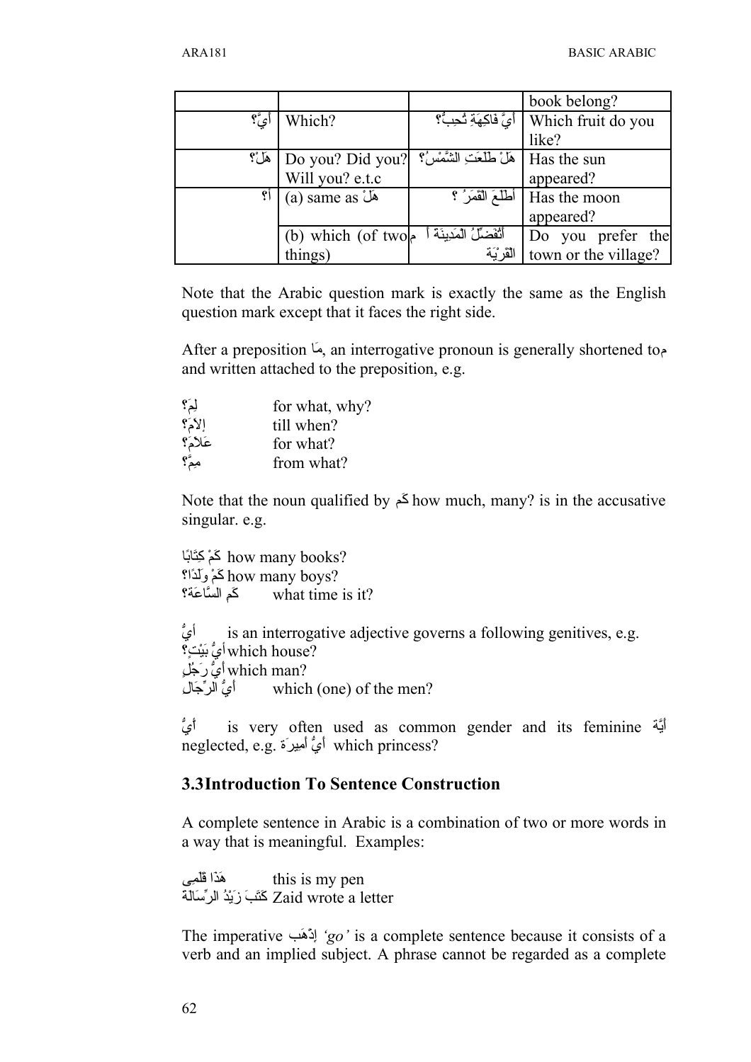|  |  |  | book belong? |
|---|---|---|---|
| أيَّ؟ | Which? | أيَّ فاكِهَةٍ تُحِبُ؟ | Which fruit do you like? |
| هَلْ؟ | Do you? Did you? Will you? e.t.c | هَلْ طَلَعَتِ الشَّمْسُ؟ | Has the sun appeared? |
| أ؟ | (a) same as هَلْ | أطَلَعَ القَمَرُ ؟ | Has the moon appeared? |
|  | (b) which (of two things) | أتُفَضِّلُ المَدِينَةَ أ م القَرْيَةَ | Do you prefer the town or the village? |

Note that the Arabic question mark is exactly the same as the English question mark except that it faces the right side.

After a preposition مَا, an interrogative pronoun is generally shortened toم and written attached to the preposition, e.g.

لِمَ؟ for what, why?
إلاَمَ؟ till when?
عَلاَمَ؟ for what?
مِمَّ؟ from what?

Note that the noun qualified by كَم how much, many? is in the accusative singular. e.g.

كَمْ كِتَابًا how many books?
كَمْ وَلَدًا؟ how many boys?
كَم السَّاعَة؟ what time is it?

أيُّ is an interrogative adjective governs a following genitives, e.g.
أيُّ بَيْتٍ؟ which house?
أيُّ رَجُلٍ which man?
أيُّ الرِّجَال which (one) of the men?

أيُّ is very often used as common gender and its feminine أيَّة neglected, e.g. أيُّ أمِيرَة which princess?

### 3.3 Introduction To Sentence Construction

A complete sentence in Arabic is a combination of two or more words in a way that is meaningful. Examples:

هَذَا قَلَمِى this is my pen
كَتَبَ زَيْدُ الرِّسَالَةَ Zaid wrote a letter

The imperative إذْهَب *'go'* is a complete sentence because it consists of a verb and an implied subject. A phrase cannot be regarded as a complete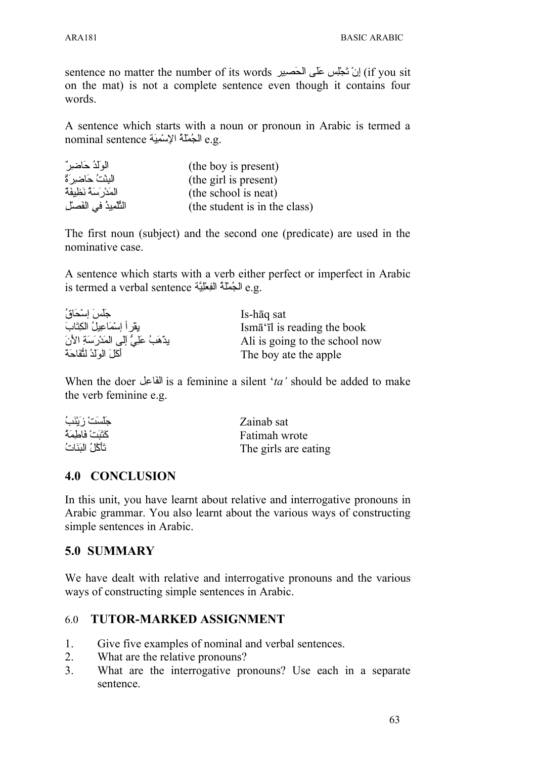sentence no matter the number of its words إنْ تَجْلِس عَلَى الحَصِير (if you sit on the mat) is not a complete sentence even though it contains four words.

A sentence which starts with a noun or pronoun in Arabic is termed a nominal sentence الجُمْلَةُ الإِسْمِيَة e.g.

| | |
|---|---|
| الوَلَدُ حَاضِرٌ | (the boy is present) |
| البِنْتُ حَاضِرَةٌ | (the girl is present) |
| المَدْرَسَةُ نَظِيفَةٌ | (the school is neat) |
| التِّلْمِيذُ فِي الفَصْلِ | (the student is in the class) |

The first noun (subject) and the second one (predicate) are used in the nominative case.

A sentence which starts with a verb either perfect or imperfect in Arabic is termed a verbal sentence الجُمْلَةُ الفِعْلِيَّة e.g.

| | |
|---|---|
| جَلَسَ إِسْحَاقُ | Is-hāq sat |
| يقْرأ إِسْمَاعِيلُ الكِتَابَ | Ismā'īl is reading the book |
| يذْهَبُ عَلِيٌّ إِلَى المَدْرَسَةِ الأنَ | Ali is going to the school now |
| أَكَلَ الوَلَدُ تُفَّاحَةَ | The boy ate the apple |

When the doer الفَاعِل is a feminine a silent '*ta'* should be added to make the verb feminine e.g.

| | |
|---|---|
| جَلَسَتْ زَيْنَبُ | Zainab sat |
| كَتَبَتْ فاطِمَةُ | Fatimah wrote |
| تَأْكُلُ البَنَاتُ | The girls are eating |

## 4.0 CONCLUSION

In this unit, you have learnt about relative and interrogative pronouns in Arabic grammar. You also learnt about the various ways of constructing simple sentences in Arabic.

## 5.0 SUMMARY

We have dealt with relative and interrogative pronouns and the various ways of constructing simple sentences in Arabic.

## 6.0 TUTOR-MARKED ASSIGNMENT

1. Give five examples of nominal and verbal sentences.
2. What are the relative pronouns?
3. What are the interrogative pronouns? Use each in a separate sentence.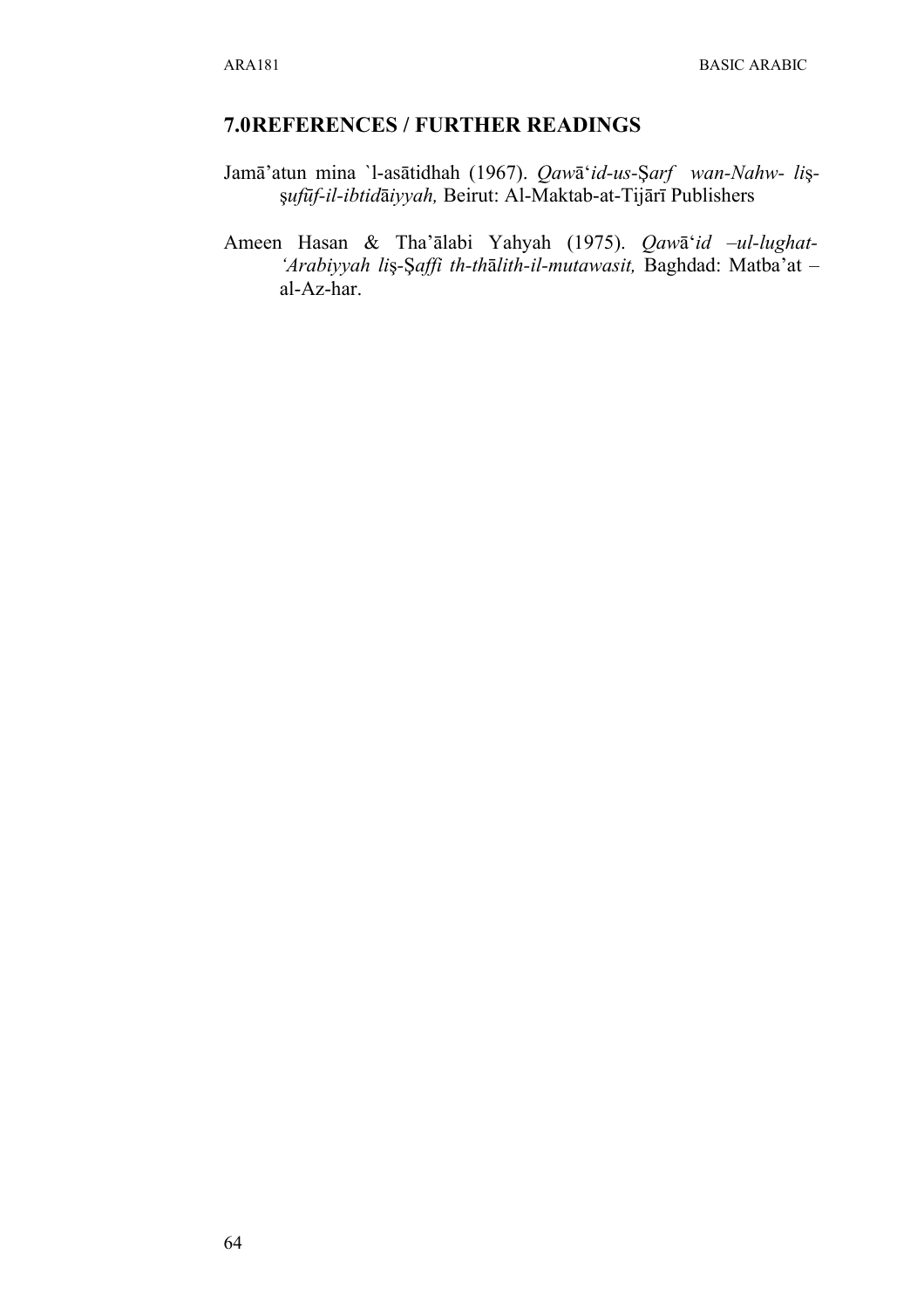## 7.0 REFERENCES / FURTHER READINGS

Jamā'atun mina `l-asātidhah (1967). *Qawā'id-us-Şarf wan-Nahw- liş-şufūf-il-ibtidāiyyah,* Beirut: Al-Maktab-at-Tijārī Publishers

Ameen Hasan & Tha'ālabi Yahyah (1975). *Qawā'id –ul-lughat-'Arabiyyah liş-Şaffi th-thālith-il-mutawasit,* Baghdad: Matba'at – al-Az-har.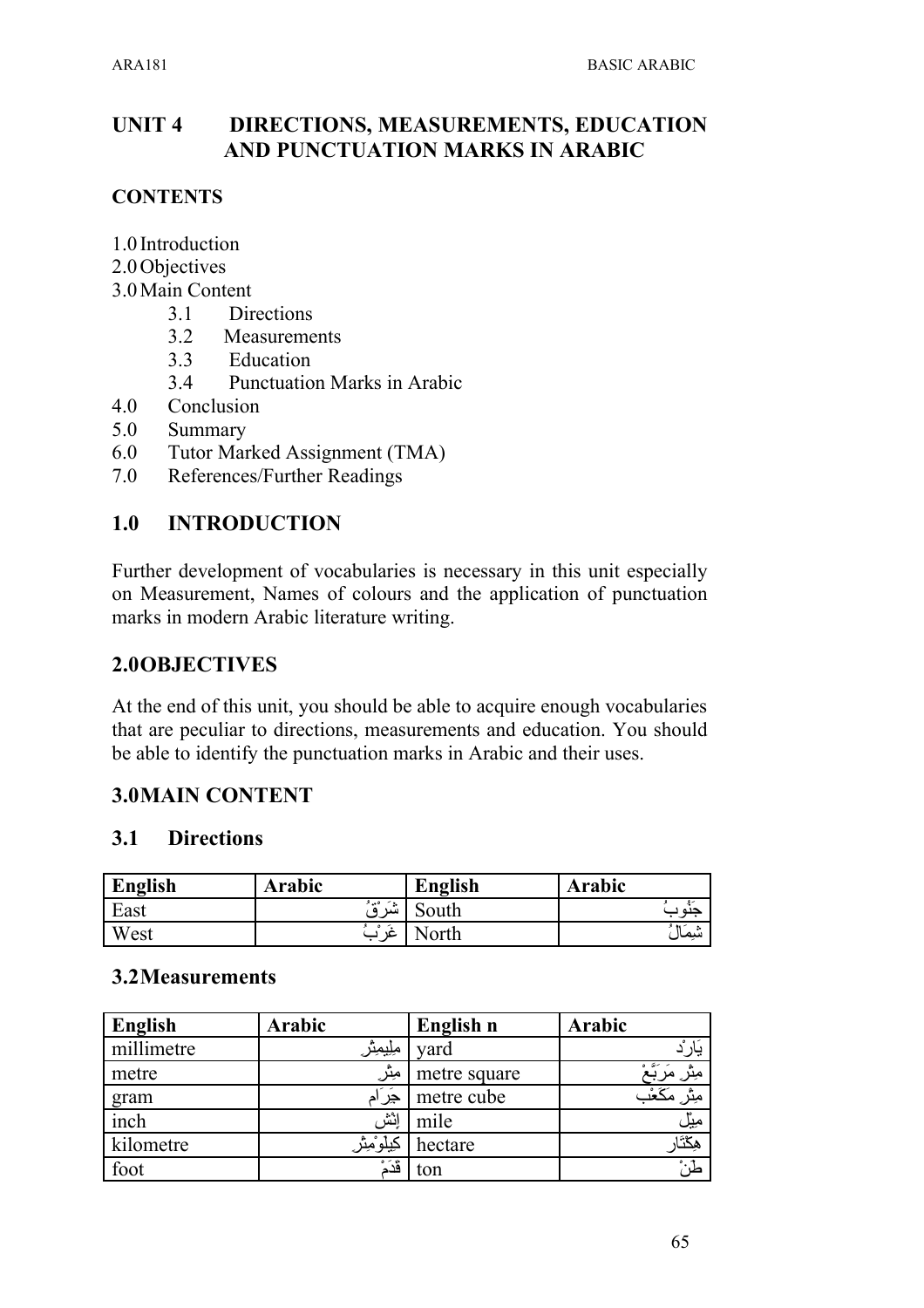## UNIT 4 DIRECTIONS, MEASUREMENTS, EDUCATION AND PUNCTUATION MARKS IN ARABIC

### CONTENTS

1.0 Introduction
2.0 Objectives
3.0 Main Content
   3.1 Directions
   3.2 Measurements
   3.3 Education
   3.4 Punctuation Marks in Arabic
4.0 Conclusion
5.0 Summary
6.0 Tutor Marked Assignment (TMA)
7.0 References/Further Readings

## 1.0 INTRODUCTION

Further development of vocabularies is necessary in this unit especially on Measurement, Names of colours and the application of punctuation marks in modern Arabic literature writing.

## 2.0 OBJECTIVES

At the end of this unit, you should be able to acquire enough vocabularies that are peculiar to directions, measurements and education. You should be able to identify the punctuation marks in Arabic and their uses.

## 3.0 MAIN CONTENT

### 3.1 Directions

| English | Arabic | English | Arabic |
|---|---|---|---|
| East | شَرْقٌ | South | جَنُوبُ |
| West | غَرْبُ | North | شِمَالُ |

### 3.2 Measurements

| English | Arabic | English n | Arabic |
|---|---|---|---|
| millimetre | مِلِيمِتْر | yard | يَارْد |
| metre | مِتْر | metre square | مِتْر مَرَبَّعْ |
| gram | جَرَام | metre cube | مِتْر مَكَعْب |
| inch | إِنْش | mile | مِيْل |
| kilometre | كِيلُوْمِتْر | hectare | هِكْتَار |
| foot | قَدَمْ | ton | طَنْ |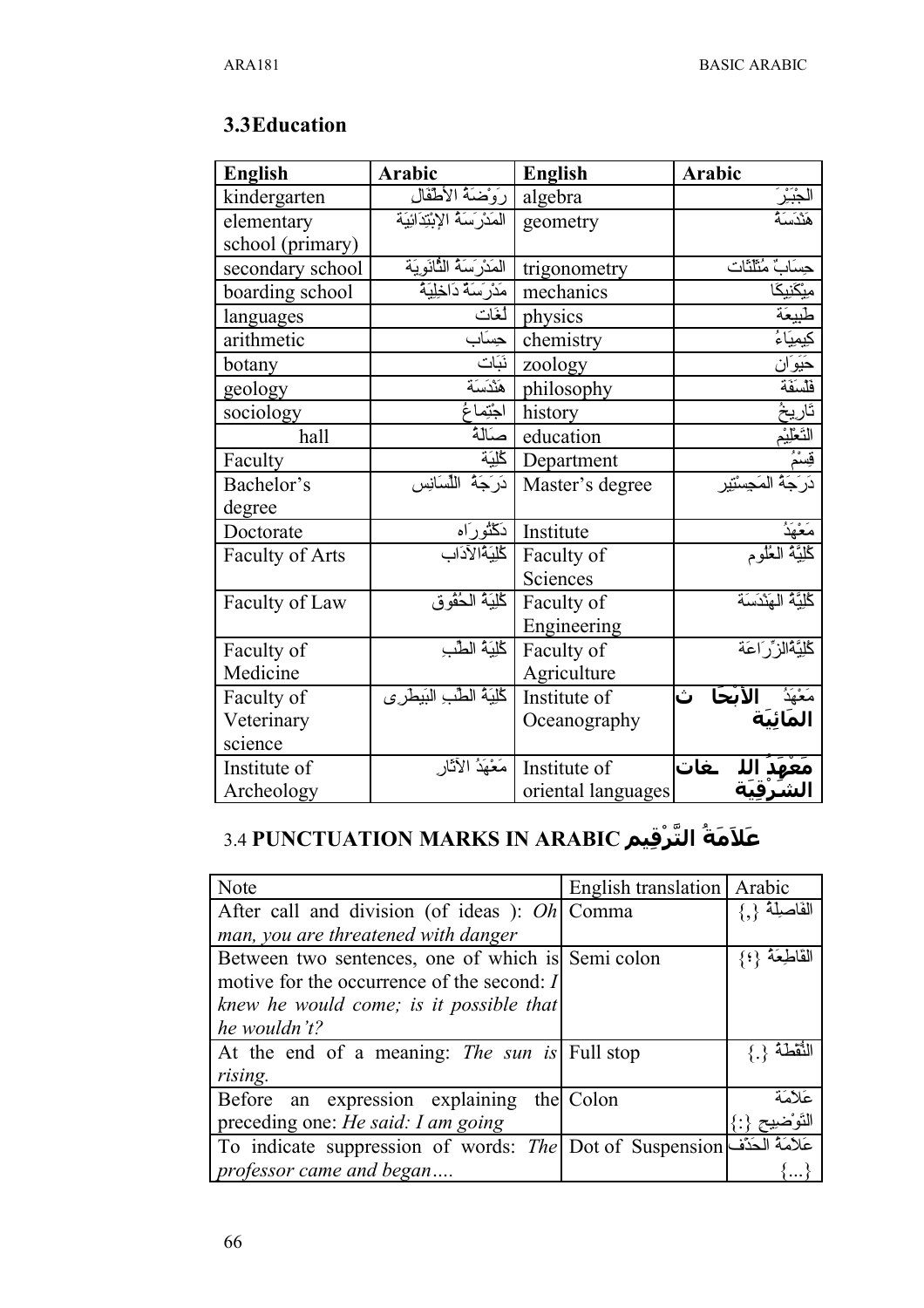## 3.3Education

| English | Arabic | English | Arabic |
|---|---|---|---|
| kindergarten | رَوْضَةُ الأَطْفَالِ | algebra | الجَبْرَ |
| elementary school (primary) | المَدْرَسَةُ الإبْتِدَائيَة | geometry | هَنْدَسَةٌ |
| secondary school | المَدْرَسَةُ الثَّانَوِيَة | trigonometry | حِسَابٌ مُثَلَّثَات |
| boarding school | مَدْرَسَةُ دَاخِلِيَةٌ | mechanics | مِيْكَنِيكَا |
| languages | لُغَات | physics | طَبِيعَة |
| arithmetic | حِسَاب | chemistry | كِيمِيَاءُ |
| botany | نَبَات | zoology | حَيَوَان |
| geology | هَنْدَسَة | philosophy | فَلْسَفَة |
| sociology | اجْتِمَاعُ | history | تَارِيخُ |
| hall | صَالَةٌ | education | التَّعْلِيْم |
| Faculty | كُلِيَة | Department | قِسْمُ |
| Bachelor's degree | دَرَجَةُ اللّسَانِس | Master's degree | دَرَجَةُ المَجِستِير |
| Doctorate | دَكْتُورَاه | Institute | مَعْهَدُ |
| Faculty of Arts | كُلِيَةُالآدَاب | Faculty of Sciences | كُلِيَّةُ العُلُوم |
| Faculty of Law | كُلِيَةُ الحُقُوق | Faculty of Engineering | كُلِيَّةُ الهَنْدَسَة |
| Faculty of Medicine | كُلِيَةُ الطِّب | Faculty of Agriculture | كُلِيَّةُالزِّرَاعَة |
| Faculty of Veterinary science | كُلِيَةُ الطِّبِ البَيطَرِى | Institute of Oceanography | مَعْهَدُ الأبْحَاث المَائِيَة |
| Institute of Archeology | مَعْهَدُ الآثَار | Institute of oriental languages | مَعْهَدُ اللُغَات الشَرْقِيَة |

## 3.4 PUNCTUATION MARKS IN ARABIC عَلاَمَةُ التَّرْقِيم

| Note | English translation | Arabic |
|---|---|---|
| After call and division (of ideas ): *Oh man, you are threatened with danger* | Comma | الفَاصِلَةُ {،} |
| Between two sentences, one of which is motive for the occurrence of the second: *I knew he would come; is it possible that he wouldn't?* | Semi colon | القَاطِعَةُ {؛} |
| At the end of a meaning: *The sun is rising.* | Full stop | النُّقْطَةُ {.} |
| Before an expression explaining the preceding one: *He said: I am going* | Colon | عَلاَمَةَ التَوْضِيح {:} |
| To indicate suppression of words: *The professor came and began….* | Dot of Suspension | عَلاَمَةُ الحَذْف {...} |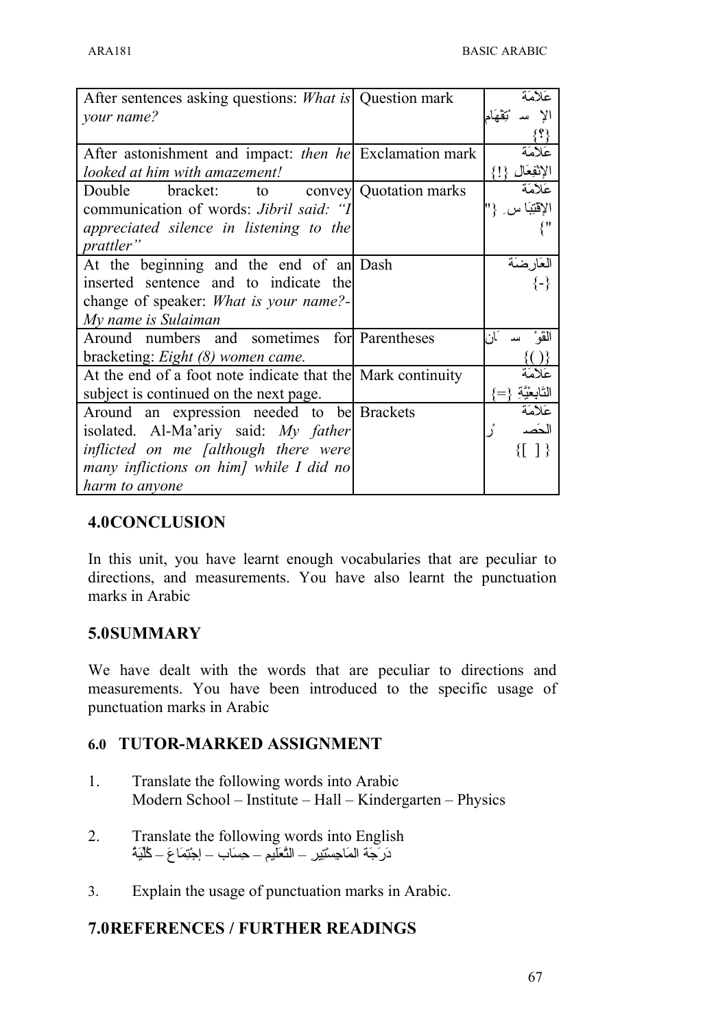| After sentences asking questions: *What is your name?* | Question mark | عَلامَة الإِستِفْهَام {؟} |
|---|---|---|
| After astonishment and impact: *then he looked at him with amazement!* | Exclamation mark | عَلامَة الإنْفِعَالِ {!} |
| Double bracket: to convey communication of words: *Jibril said: "I appreciated silence in listening to the prattler"* | Quotation marks | عَلامَة الإقْتِبَاس {" "} |
| At the beginning and the end of an inserted sentence and to indicate the change of speaker: *What is your name?- My name is Sulaiman* | Dash | العَارِضَة {-} |
| Around numbers and sometimes for bracketing: *Eight (8) women came.* | Parentheses | القَوْسَان {( )} |
| At the end of a foot note indicate that the subject is continued on the next page. | Mark continuity | عَلامَة التَّابِعيَّةِ {=} |
| Around an expression needed to be isolated. Al-Ma'ariy said: *My father inflicted on me [although there were many inflictions on him] while I did no harm to anyone* | Brackets | عَلامَة الحَصْر {[ ]} |

## 4.0 CONCLUSION

In this unit, you have learnt enough vocabularies that are peculiar to directions, and measurements. You have also learnt the punctuation marks in Arabic

## 5.0 SUMMARY

We have dealt with the words that are peculiar to directions and measurements. You have been introduced to the specific usage of punctuation marks in Arabic

## 6.0 TUTOR-MARKED ASSIGNMENT

1. Translate the following words into Arabic
   Modern School – Institute – Hall – Kindergarten – Physics

2. Translate the following words into English
   دَرَجَة المَاجِسْتِير – التَّعَلِيم – حِسَاب – إجْتِمَاعَ – كُلِّيَةْ

3. Explain the usage of punctuation marks in Arabic.

## 7.0 REFERENCES / FURTHER READINGS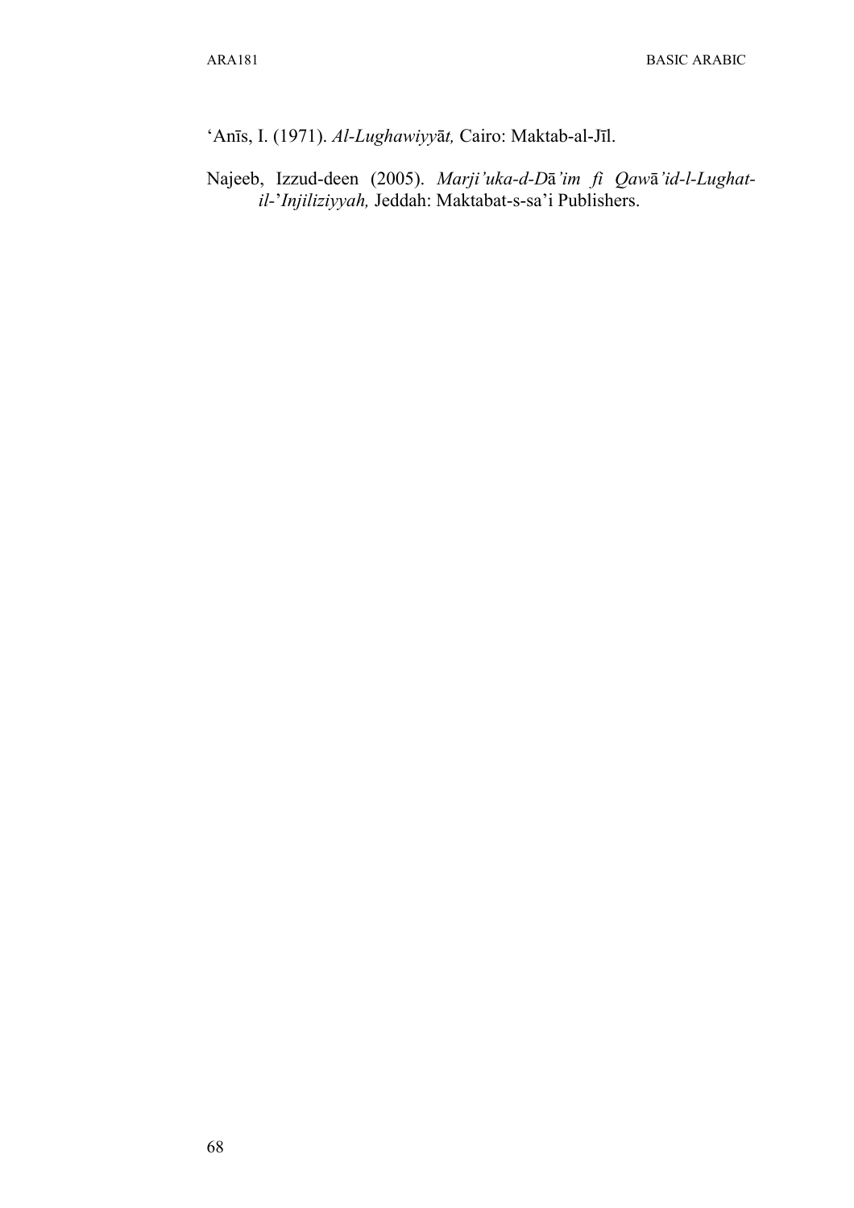'Anīs, I. (1971). *Al-Lughawiyyāt,* Cairo: Maktab-al-Jīl.

Najeeb, Izzud-deen (2005). *Marji'uka-d-Dā'im fi Qawā'id-l-Lughat-il-'Injiliziyyah,* Jeddah: Maktabat-s-sa'i Publishers.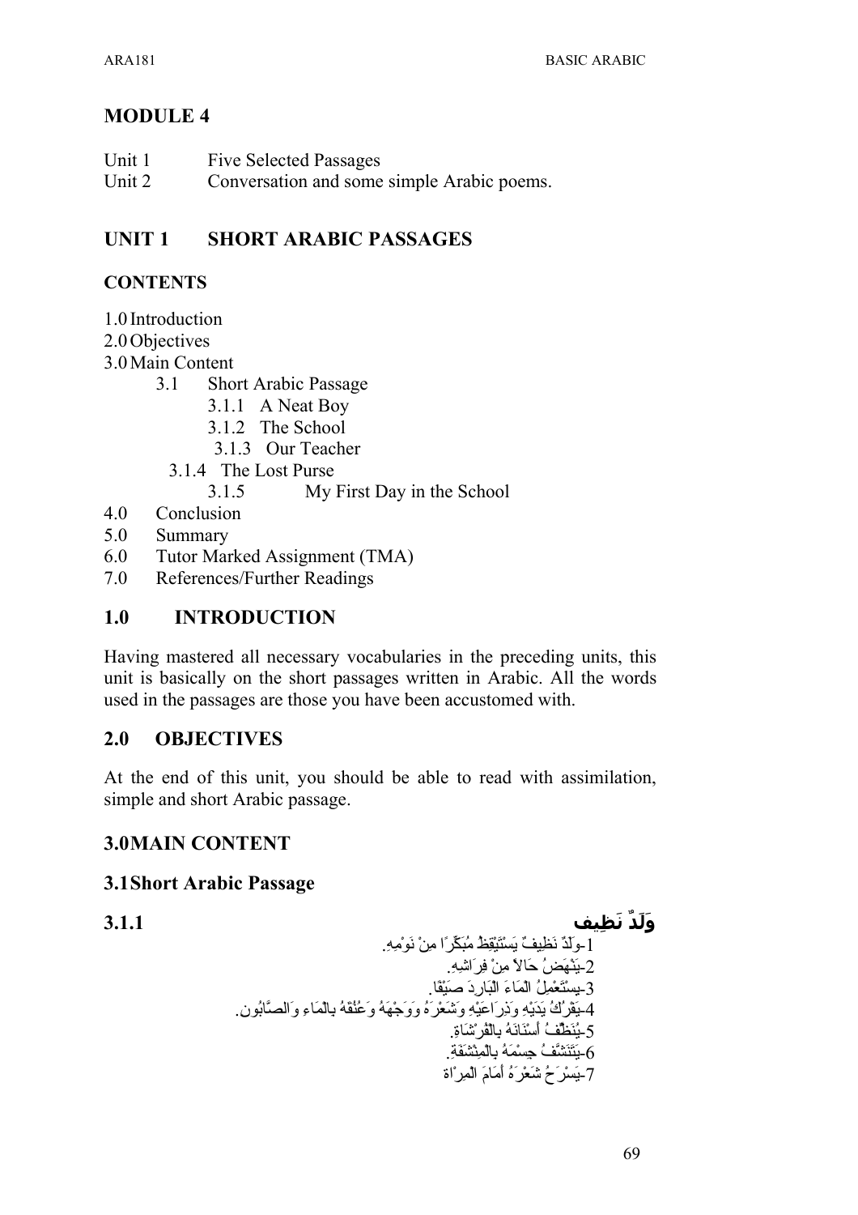# MODULE 4

Unit 1 Five Selected Passages
Unit 2 Conversation and some simple Arabic poems.

## UNIT 1 SHORT ARABIC PASSAGES

### CONTENTS

1.0 Introduction
2.0 Objectives
3.0 Main Content
- 3.1 Short Arabic Passage
  - 3.1.1 A Neat Boy
  - 3.1.2 The School
  - 3.1.3 Our Teacher
  - 3.1.4 The Lost Purse
  - 3.1.5 My First Day in the School

4.0 Conclusion
5.0 Summary
6.0 Tutor Marked Assignment (TMA)
7.0 References/Further Readings

## 1.0 INTRODUCTION

Having mastered all necessary vocabularies in the preceding units, this unit is basically on the short passages written in Arabic. All the words used in the passages are those you have been accustomed with.

## 2.0 OBJECTIVES

At the end of this unit, you should be able to read with assimilation, simple and short Arabic passage.

## 3.0 MAIN CONTENT

### 3.1 Short Arabic Passage

#### 3.1.1 وَلَدٌ نَظِيف

1-وَلَدٌ نَظِيفٌ يَسْتَيْقِظُ مُبَكِّرًا مِنْ نَوْمِهِ.

2-يَنْهَضُ حَالاً مِنْ فِرَاشِهِ.

3-يسْتَعْمِلُ الْمَاءَ الْبَارِدَ صَيْفًا.

4-يَفْرُكُ يَدَيْهِ وَذِرَاعَيْهِ وَشَعْرَهُ ووَجْهَهُ وَعُنُقَهُ بِالْمَاءِ وَالصَّابُون.

5-يُنَظِّفُ أَسْنَانَهُ بِالْفُرْشَاةِ.

6-يَتَنَشَّفُ جِسْمَهُ بِالْمِنْشَفَةِ.

7-يَسْرَحُ شَعْرَهُ أَمَامَ الْمِرْآة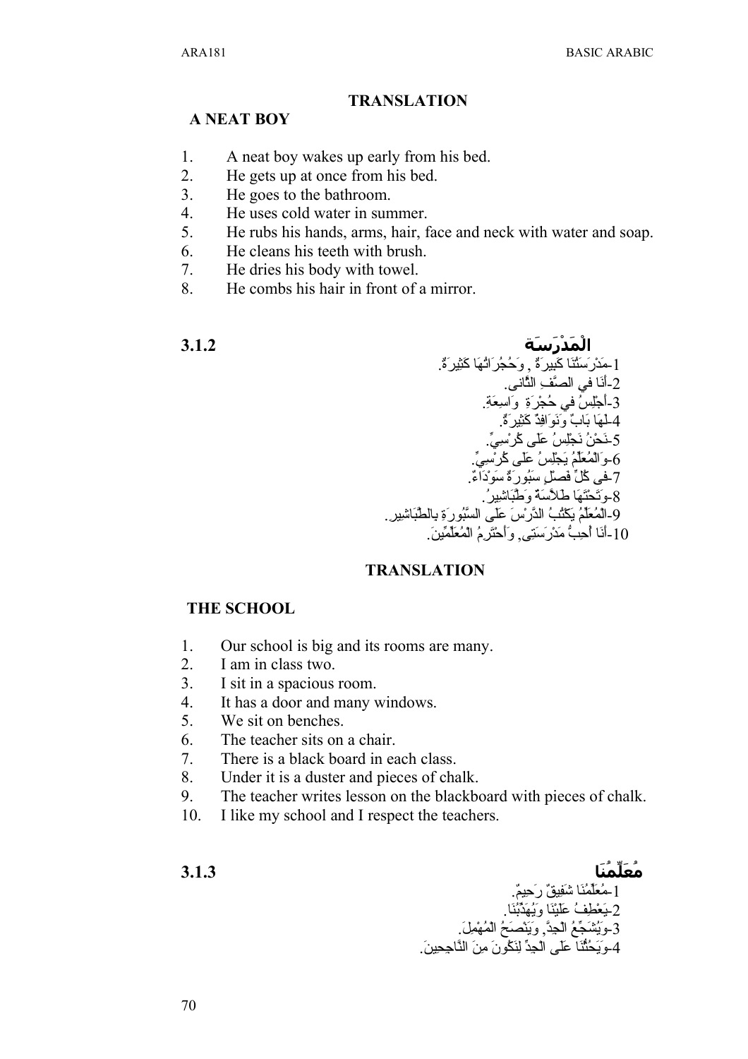### TRANSLATION

#### A NEAT BOY

1. A neat boy wakes up early from his bed.
2. He gets up at once from his bed.
3. He goes to the bathroom.
4. He uses cold water in summer.
5. He rubs his hands, arms, hair, face and neck with water and soap.
6. He cleans his teeth with brush.
7. He dries his body with towel.
8. He combs his hair in front of a mirror.

### 3.1.2 الْمَدْرَسَة

1-مَدْرَسَتُنَا كَبِيرَةٌ , وَحُجُرَاتُهَا كَثِيرَةٌ.
2-أَنَا فِي الصَّفِ الثَّانِى.
3-أَجْلِسُ فِي حُجْرَةٍ وَاسِعَةٍ.
4-لَهَا بَابٌ وَنَوَافِذٌ كَثِيرَةٌ.
5-نَحْنُ نَجْلِسُ عَلَى كُرْسِيٍّ.
6-وَالْمُعَلِّمُ يَجْلِسُ عَلَى كُرْسِيٍّ.
7-فِى كُلِّ فَصْلٍ سَبُورَةٌ سَوْدَاءٌ.
8-وَتَحْتَهَا طَلاَّسَةٌ وَطَبَاشِيرُ.
9-الْمُعَلِّمُ يَكْتُبُ الدَّرْسَ عَلَى السَّبُورَةِ بِالطَّبَاشِيرِ.
10-أَنَا أُحِبُّ مَدْرَسَتِى, وَأَحْتَرِمُ الْمُعَلِّمِينَ.

### TRANSLATION

#### THE SCHOOL

1. Our school is big and its rooms are many.
2. I am in class two.
3. I sit in a spacious room.
4. It has a door and many windows.
5. We sit on benches.
6. The teacher sits on a chair.
7. There is a black board in each class.
8. Under it is a duster and pieces of chalk.
9. The teacher writes lesson on the blackboard with pieces of chalk.
10. I like my school and I respect the teachers.

### 3.1.3 مُعَلِّمُنَا

1-مُعَلِّمُنَا شَفِيقٌ رَحِيمٌ.
2-يَعْطِفُ عَلَيْنَا وَيُهَذِّبُنَا.
3-وَيُشَجِّعُ الْجِدَّ, وَيَنْصَحُ الْمُهْمِلَ.
4-وَيَحُثُّنَا عَلَى الْجِدِّ لِنَكُونَ مِنَ النَّاجِحِينَ.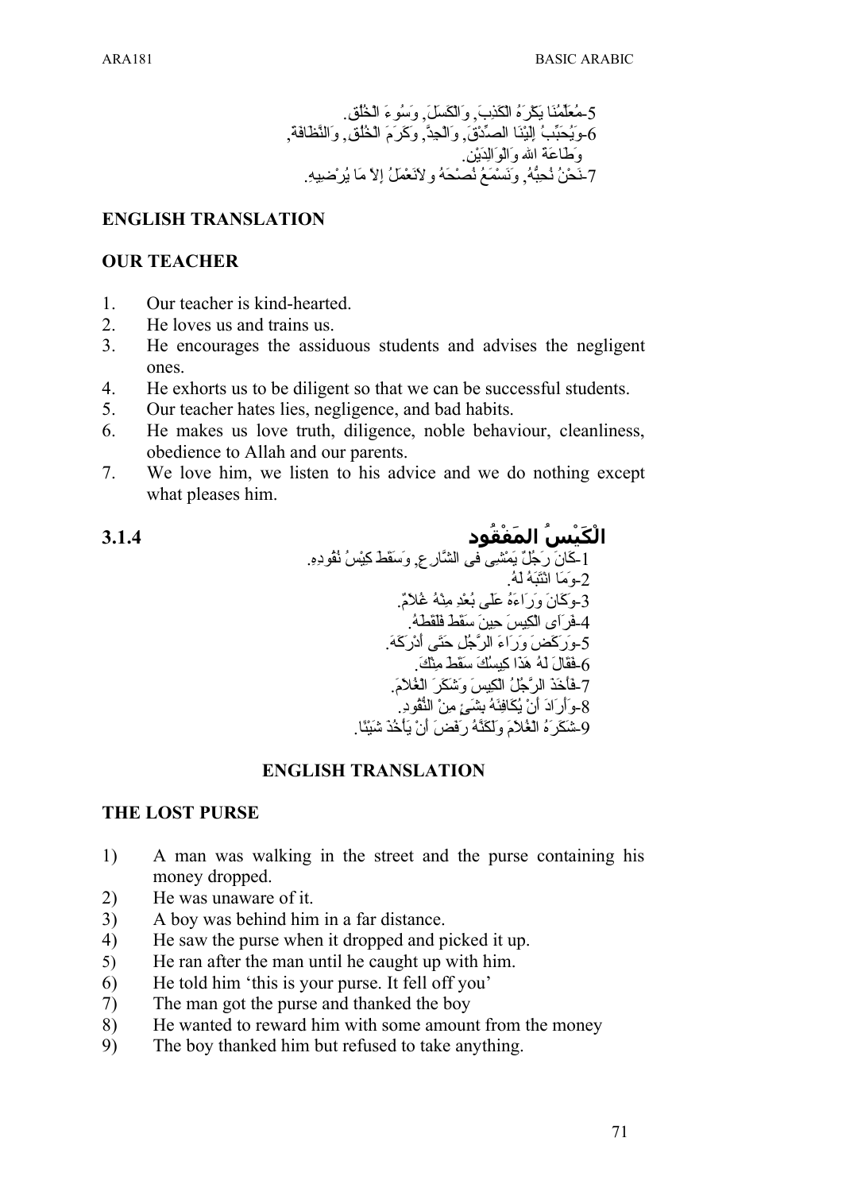5-مُعَلِّمُنَا يَكْرَهُ الكَذِبَ, وَالكَسَلَ, وَسُوءَ الخُلُق.

6-وَيُحَبِّبُ إِلَيْنَا الصِّدْقَ, وَالجِدَّ, وَكَرَمَ الخُلُق, وَالنَّظَافَة, وَطَاعَةَ الله وَالوَالِدَيْن.

7-نَحْنُ نُحِبُّهُ, وَنَسْمَعُ نُصْحَهُ ولاَنَعْمَلُ إِلاَّ مَا يُرْضِيهِ.

**ENGLISH TRANSLATION**

**OUR TEACHER**

1. Our teacher is kind-hearted.
2. He loves us and trains us.
3. He encourages the assiduous students and advises the negligent ones.
4. He exhorts us to be diligent so that we can be successful students.
5. Our teacher hates lies, negligence, and bad habits.
6. He makes us love truth, diligence, noble behaviour, cleanliness, obedience to Allah and our parents.
7. We love him, we listen to his advice and we do nothing except what pleases him.

### 3.1.4 الْكَيْسُ المَفْقُود

1-كَانَ رَجُلٌ يَمْشِي فِي الشَّارِعِ, وَسَقَطَ كِيْسُ نُقُودِهِ.

2-وَمَا انْتَبَهَ لَهُ.

3-وَكَانَ وَرَاءَهُ عَلَى بُعْدٍ مِنْهُ غُلامٌ.

4-فَرَأَى الكِيسَ حِينَ سَقَطَ فَلَقَطَهُ.

5-وَرَكَضَ وَرَاءَ الرَّجُلِ حَتَّى أَدْرَكَهَ.

6-فَقَالَ لَهُ هَذَا كِيسُكَ سَقَطَ مِنْكَ.

7-فَأَخَذَ الرَّجُلُ الكِيسَ وَشَكَرَ الغُلامَ.

8-وَأَرَادَ أَنْ يُكَافِئَهُ بِشَيْءٍ مِنْ النُّقُودِ.

9-شَكَرَهُ الغُلامَ وَلَكِنَّهُ رَفَضَ أَنْ يَأْخُذَ شَيْئًا.

**ENGLISH TRANSLATION**

**THE LOST PURSE**

1) A man was walking in the street and the purse containing his money dropped.
2) He was unaware of it.
3) A boy was behind him in a far distance.
4) He saw the purse when it dropped and picked it up.
5) He ran after the man until he caught up with him.
6) He told him 'this is your purse. It fell off you'
7) The man got the purse and thanked the boy
8) He wanted to reward him with some amount from the money
9) The boy thanked him but refused to take anything.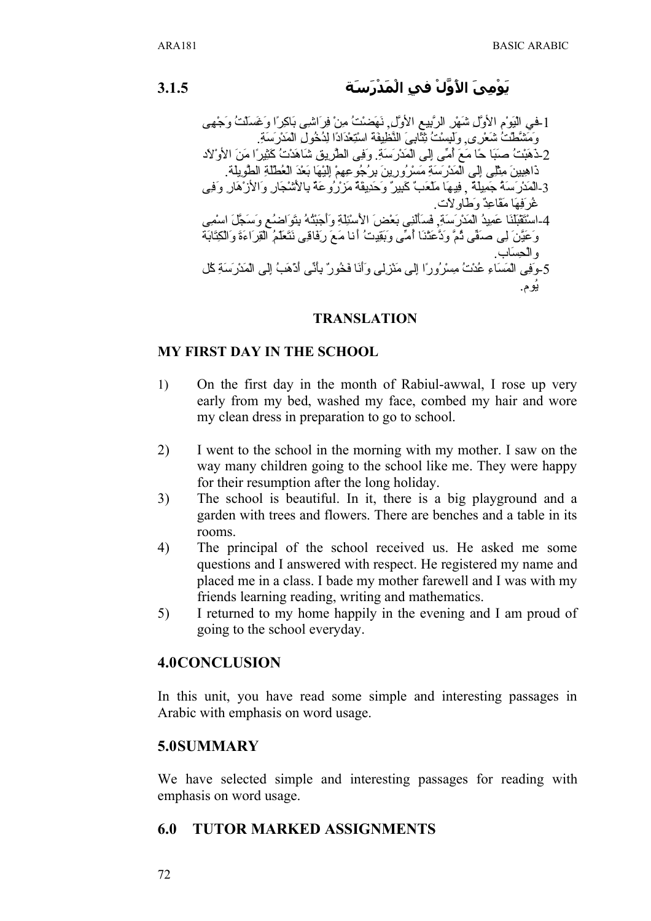### 3.1.5 يَوْمِيَ الأَوَّلْ في الْمَدْرَسَةَ

1-فِي الْيَوْمِ الأَوَّلِ شَهْرِ الرَّبِيعِ الأَوَّلِ, نَهَضْتُ مِنْ فِرَاشِي بَاكِرًا وَغَسَلْتُ وَجْهِي وَمَشَّطْتُ شَعْرِى, وَلَبِسْتُ ثِيَابِيَ النَّظِيفَة اسْتِعْدَادًا لِدُخُولِ الْمَدْرَسَةِ.

2-ذَهَبْتُ صَبَاحًا مَعَ أُمِّى إِلى الْمَدْرَسَةِ. وَفِى الطَّرِيق شَاهَدْتُ كَثِيرًا مَنَ الأَوْلاَد ذَاهِبِينَ مِثْلِي إِلى الْمَدْرَسَةِ مَسْرُورِينَ بِرُجُوعِهِمْ إِلَيْهَا بَعْدَ الْعُطْلَةِ الطَّوِيلَة.

3-الْمَدْرَسَةُ جَمِيلَةٌ , فِيهَا مَلْعَبٌ كَبِيرٌ وَحَدِيقَةٌ مَزْرُوعَةٌ بِالأَشْجَارِ وَالأَزْهَارِ وَفِى غُرَفِهَا مَقَاعِدٌ وَطَاوِلاَت.

4-اسْتَقْبَلَنَا عَمِيدُ الْمَدْرَسَةِ, فسَأَلَنِي بَعْضَ الأَسْئِلَةِ وَأَجَبْتُهُ بِتَوَاضُعٍ وَسَجَّلَ اسْمِى وَعَيَّنَ لِى صَفًّى ثُمَّ وَدَّعَتْنَا أُمِّى وَبَقِيتُ أَنا مَعَ رِفَاقِى نَتَعَلَّمُ الْقِرَاءَةَ وَالْكِتَابَةَ وَالْحِسَاب.

5-وَفِى الْمَسَاءِ عُدْتُ مِسْرُورًا إِلى مَنْزِلِى وَأَنَا فَخُورٌ بِأَنِّى أَذْهَبُ إِلى الْمَدْرَسَةِ كُل يُوم.

**TRANSLATION**

**MY FIRST DAY IN THE SCHOOL**

1) On the first day in the month of Rabiul-awwal, I rose up very early from my bed, washed my face, combed my hair and wore my clean dress in preparation to go to school.

2) I went to the school in the morning with my mother. I saw on the way many children going to the school like me. They were happy for their resumption after the long holiday.

3) The school is beautiful. In it, there is a big playground and a garden with trees and flowers. There are benches and a table in its rooms.

4) The principal of the school received us. He asked me some questions and I answered with respect. He registered my name and placed me in a class. I bade my mother farewell and I was with my friends learning reading, writing and mathematics.

5) I returned to my home happily in the evening and I am proud of going to the school everyday.

## 4.0 CONCLUSION

In this unit, you have read some simple and interesting passages in Arabic with emphasis on word usage.

## 5.0 SUMMARY

We have selected simple and interesting passages for reading with emphasis on word usage.

## 6.0 TUTOR MARKED ASSIGNMENTS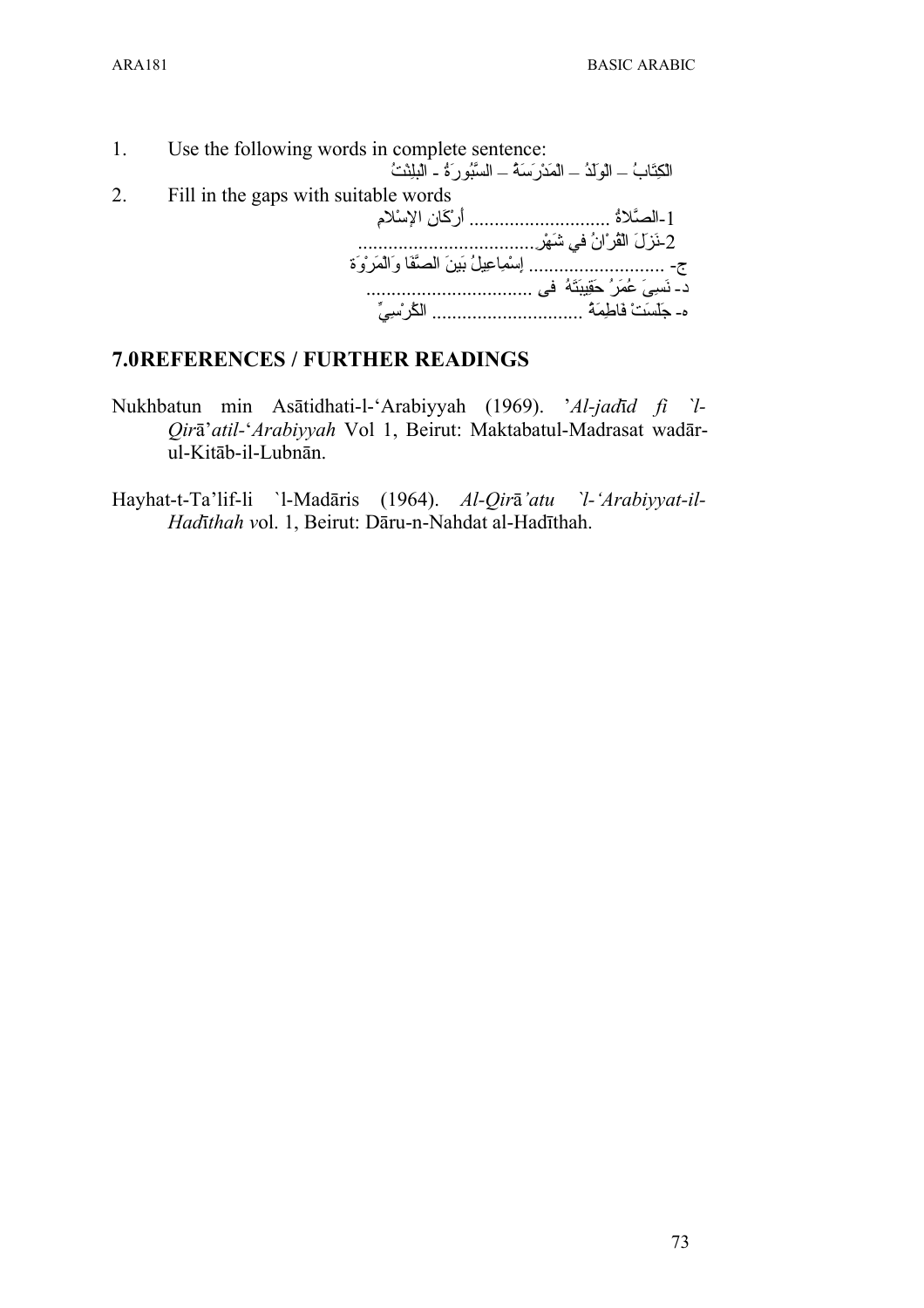1. Use the following words in complete sentence:

الْكِتَابُ – الْوَلَدُ – الْمَدْرَسَةُ – السَّبُورَةُ - الْبِلِنْتُ

2. Fill in the gaps with suitable words

1-الصَّلاةُ ........................... أرْكَان الإسْلام

2-نَزَلَ الْقُرْآنُ فِي شَهْر..................................

ج- .......................... إسْمَاعِيلُ بَيْنَ الصَّفَا وَالْمَرْوَة

د- نَسِيَ عُمَرُ حَقِيبَتَهُ فى ................................

ه- جَلَسَتْ فَاطِمَةُ ............................. الكُرْسِيِّ

## 7.0 REFERENCES / FURTHER READINGS

Nukhbatun min Asātidhati-l-'Arabiyyah (1969). *'Al-jadīd fi `l-Qirā'atil-'Arabiyyah* Vol 1, Beirut: Maktabatul-Madrasat wadār-ul-Kitāb-il-Lubnān.

Hayhat-t-Ta'lif-li `l-Madāris (1964). *Al-Qirā'atu `l-'Arabiyyat-il-Hadīthah v*ol. 1, Beirut: Dāru-n-Nahdat al-Hadīthah.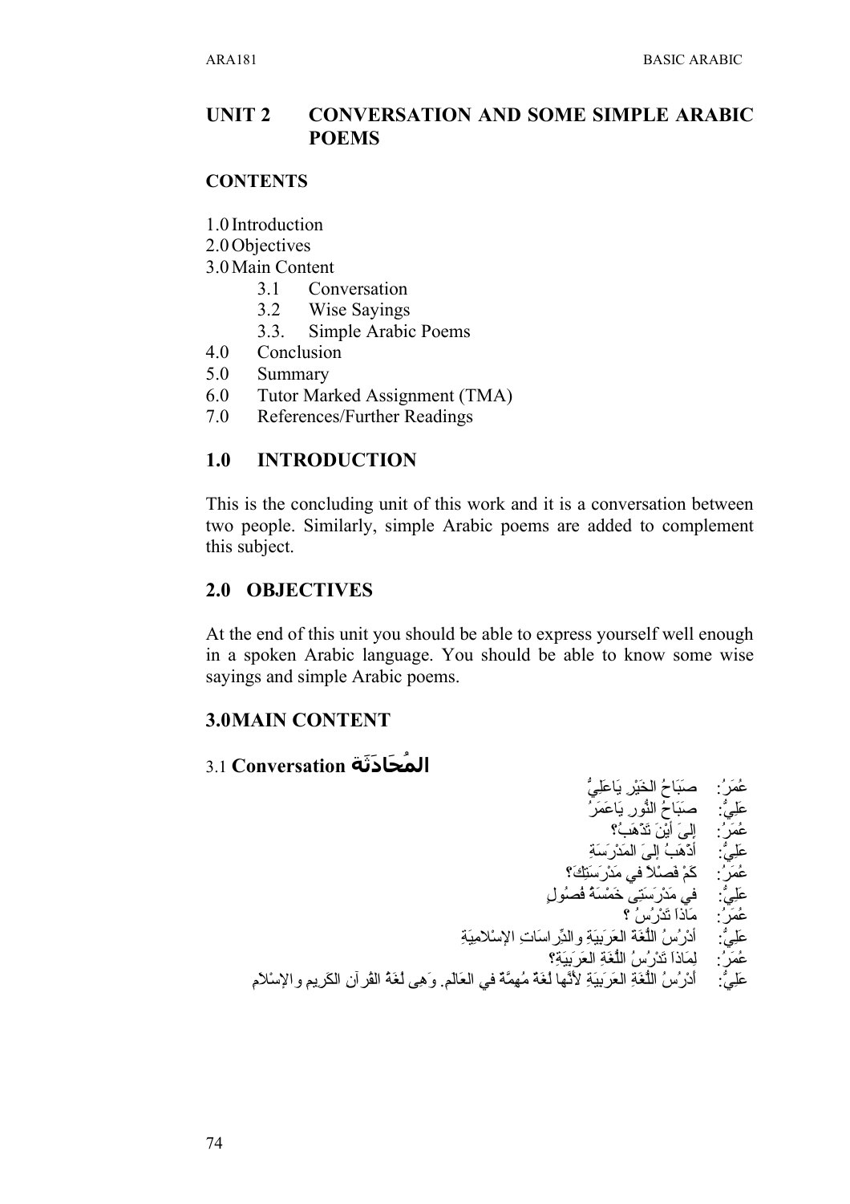# UNIT 2 CONVERSATION AND SOME SIMPLE ARABIC POEMS

## CONTENTS

1.0 Introduction
2.0 Objectives
3.0 Main Content
- 3.1 Conversation
- 3.2 Wise Sayings
- 3.3. Simple Arabic Poems

4.0 Conclusion
5.0 Summary
6.0 Tutor Marked Assignment (TMA)
7.0 References/Further Readings

## 1.0 INTRODUCTION

This is the concluding unit of this work and it is a conversation between two people. Similarly, simple Arabic poems are added to complement this subject.

## 2.0 OBJECTIVES

At the end of this unit you should be able to express yourself well enough in a spoken Arabic language. You should be able to know some wise sayings and simple Arabic poems.

## 3.0 MAIN CONTENT

### 3.1 Conversation المُحَادَثَة

عُمَرُ: صَبَاحُ الخَيْرِ يَاعَلِيُّ

عَلِيٌّ: صَبَاحُ النُّورِ يَاعَمَرُ

عُمَرُ: إِلىَ أَيْنَ تَذْهَبُ؟

عَلِيٌّ: أَذْهَبُ إِلىَ المَدْرَسَةِ

عُمَرُ: كَمْ فَصْلاً في مَدْرَسَتِكَ؟

عَلِيٌّ: في مَدْرَسَتِى خَمْسَةُ فُصُولٍ

عُمَرُ: مَاذَا تَدْرُسُ ؟

عَلِيٌّ: أَدْرُسُ اللُّغَة العَرَبِيَةِ والدِّراسَاتِ الإِسْلامِيَةِ

عُمَرُ: لِمَاذَا تَدْرُسُ اللُّغَةِ العَرَبِيَةِ؟

عَلِيٌّ: أَدْرُسُ اللُّغَةِ العَرَبِيَةِ لأَنَّها لُغَةٌ مُهِمَّةٌ في العَالَمِ. وَهِى لُغَةُ القُرآنِ الكَرِيمِ والإِسْلامِ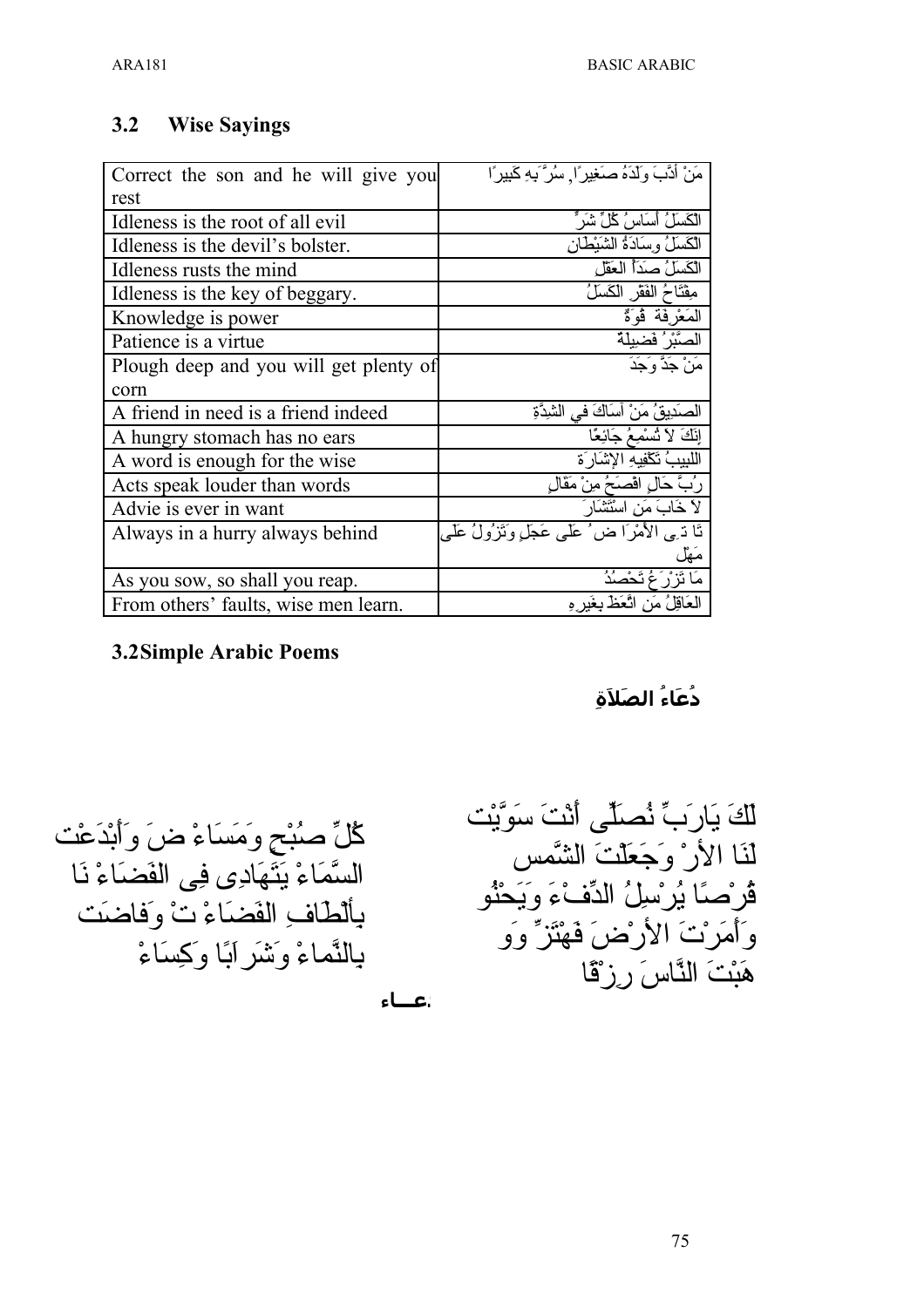## 3.2 Wise Sayings

| | |
|---|---|
| Correct the son and he will give you rest | مَنْ أَدَّبَ وَلَدَهُ صَغِيرًا, سُرَّ بِهِ كَبِيرًا |
| Idleness is the root of all evil | الكَسَلُ أَسَاسُ كُلِّ شَرٍّ |
| Idleness is the devil's bolster. | الكَسَلُ وِسَادَةُ الشَيْطَان |
| Idleness rusts the mind | الكَسَلُ صَدَأُ العَقْلِ |
| Idleness is the key of beggary. | مِفْتَاحُ الفقْرِ الكَسَلُ |
| Knowledge is power | المَعْرِفَة قُوَّةٌ |
| Patience is a virtue | الصَّبْرُ فَضِيلَةٌ |
| Plough deep and you will get plenty of corn | مَنْ جَدَّ وَجَدَ |
| A friend in need is a friend indeed | الصَدِيقُ مَنْ آسَاكَ فِي الشِدَّةِ |
| A hungry stomach has no ears | إِنَكَ لاَ تُسْمِعُ جَائِعًا |
| A word is enough for the wise | اللبيبُ تَكْفِيهِ الإِشَارَة |
| Acts speak louder than words | رُبَّ حَالٍ افصَحُ مِنْ مقَالٍ |
| Advie is ever in want | لاَ خَابَ مَن استَشَارَ |
| Always in a hurry always behind | تَا تِـى الأمْرَا ض ُ عَلَى عَجَلٍ وتَزُولُ عَلَى مَهْلٍ |
| As you sow, so shall you reap. | مَا تَزْرَعُ تَحْصُدُ |
| From others' faults, wise men learn. | العَاقِلُ مَن اتَّعَظَ بِغَيرِهِ |

## 3.2 Simple Arabic Poems

### دُعَاءُ الصَلاَةِ

لَكَ يَارَبِّ نُصَلّى أَنْتَ سَوَّيْت
لَنَا الأرْ وَجَعَلْتَ الشَّمس
قُرْصًا يُرْسِلُ الدِّفْءَ وَيَحْنُو
وَأَمَرْتَ الأَرْضَ فَهْتَزَّ وَو
هَبْتَ النَّاسَ رِزْقًا

كُلِّ صُبْحٍ وَمَسَاءْ ضَ وَأَبْدَعْت
السَّمَاءْ يَتَهَادِى فِى الفَضَاءْ نَا
بِألْطَافِ الفَضَاءْ تْ وَفاضَت
بِالنَّمَاءْ وَشَرَابًا وَكِسَاءْ

عـــاء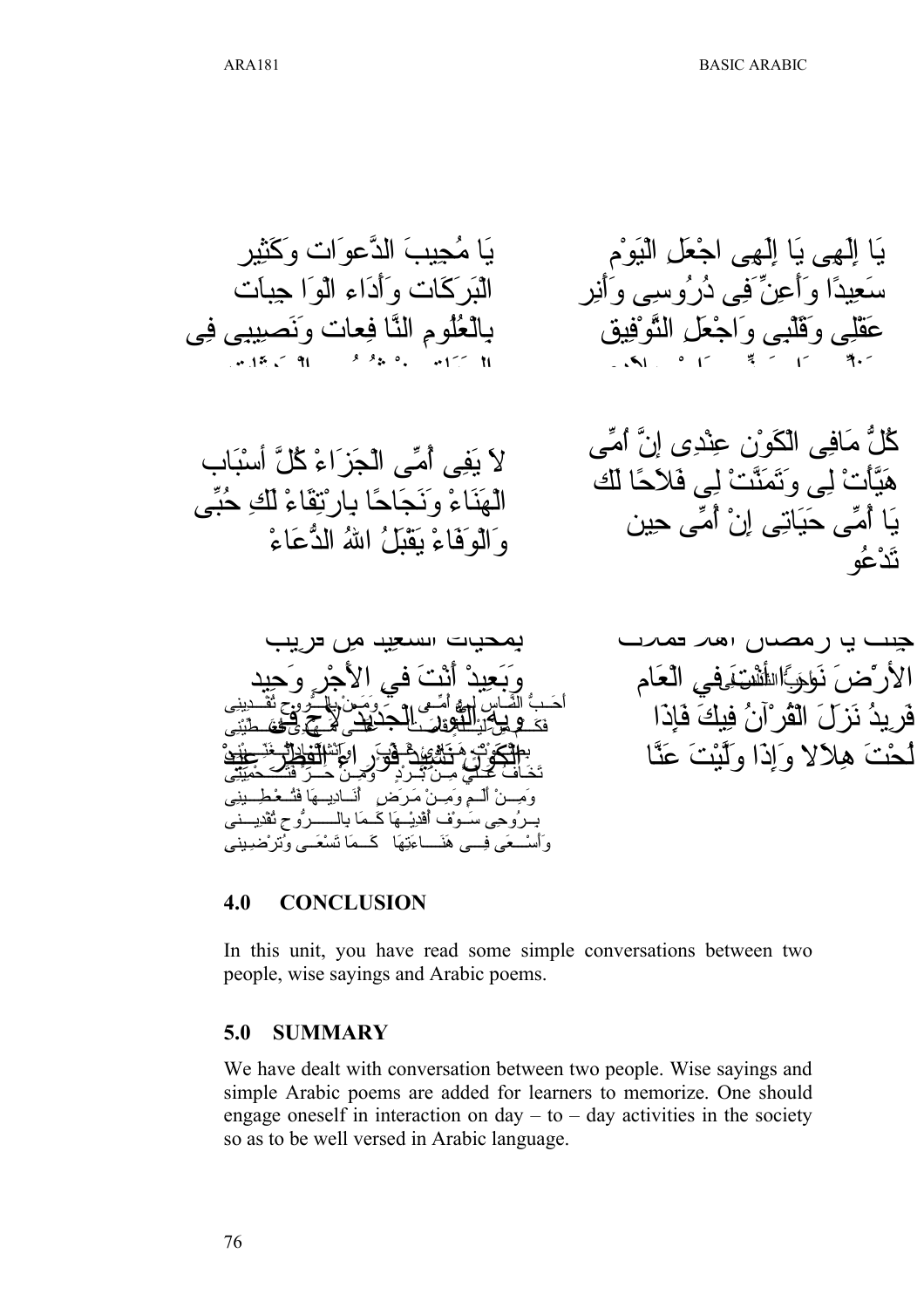يَا إِلَهِى يَا إِلَهِى اجْعَلِ الْيَوْمْ سَعِيدًا وَأَعِنِّى فِى دُرُوسِى وَأَنِر عَقْلِى وَقَلْبِى وَاجْعَلِ التَّوْفِيق

يَا مُجِيبَ الدَّعوَات وَكَثِير الْبَرَكَات وَأَدَاء الْوَا جِبات بِالْعُلُومِ النَّا فِعات وَنَصِيبِى فِى

كُلُّ مَافِى الْكَوْن عِنْدِى إِنَّ أُمِّى هَيَّأَتْ لِى وَتَمَنَّتْ لِى فَلاَحًا لَكِ يَا أُمِّى حَيَاتِى إِنْ أُمِّى حِين تَدْعُو

لاَ يَفِى أُمِّى الْجَزَاءْ كُلَّ أَسْبَاب الْهَنَاءْ وَنَجَاحًا بِارْتِقَاءْ لَكِ حُبِّى وَالْوَفَاءْ يَقْبَلُ اللهُ الدُّعَاءْ

جِئْتَ يَا رَمَضَانُ أَهْلاً فَمَلأْتَ الأَرْضَ نُورًا أَنْتَ فِي الْعَام فَرِيدُ نَزَلَ الْقُرْآنُ فِيكَ فَإِذَا لُحْتَ هِلاَلا وَإِذَا وَلَّيْتَ عَنَّا

بِمُحَيَّاتِ السَّعِيدِ مِن قَرِيب وَبَعِيدْ أَنْتَ فِي الأَجْرِ وَحِيد وَبِهِ النُّورُ الْجَدِيدُ لاَحَ عِيد الْكَوْنُ نَشِيدُ فَوَرَاءَ الْفِطْرِ عِيدْ

أَحَـبُّ النَّـاسِ لِي أُمِّـي وَمَـنْ بِالـرُّوحِ تَفْـدِينِي
فَكَـمْ مِنْ لَيْلَـةٍ سَهِرَتْ عَلَى مَهْدِي تُغَنِّينِي
تَخَافُ عَلَيَّ مِـنْ بَـرْدٍ وَمِـنْ حَـرٍّ فَتَحْمِيْنِي
وَمِـنْ أَلَـمٍ وَمِـنْ مَرَضٍ أُنَـادِيهَا فَتُـعْطِـينِي
بِـرُوحِي سَـوْفَ أَفْدِيْـهَا كَـمَا بِالـرُّوحِ تَفْدِيـنِي
وَأَسْـعَى فِـي هَنَـاءَتِهَا كَـمَا تَسْعَـى وَتُرْضِـينِي

## 4.0 CONCLUSION

In this unit, you have read some simple conversations between two people, wise sayings and Arabic poems.

## 5.0 SUMMARY

We have dealt with conversation between two people. Wise sayings and simple Arabic poems are added for learners to memorize. One should engage oneself in interaction on day – to – day activities in the society so as to be well versed in Arabic language.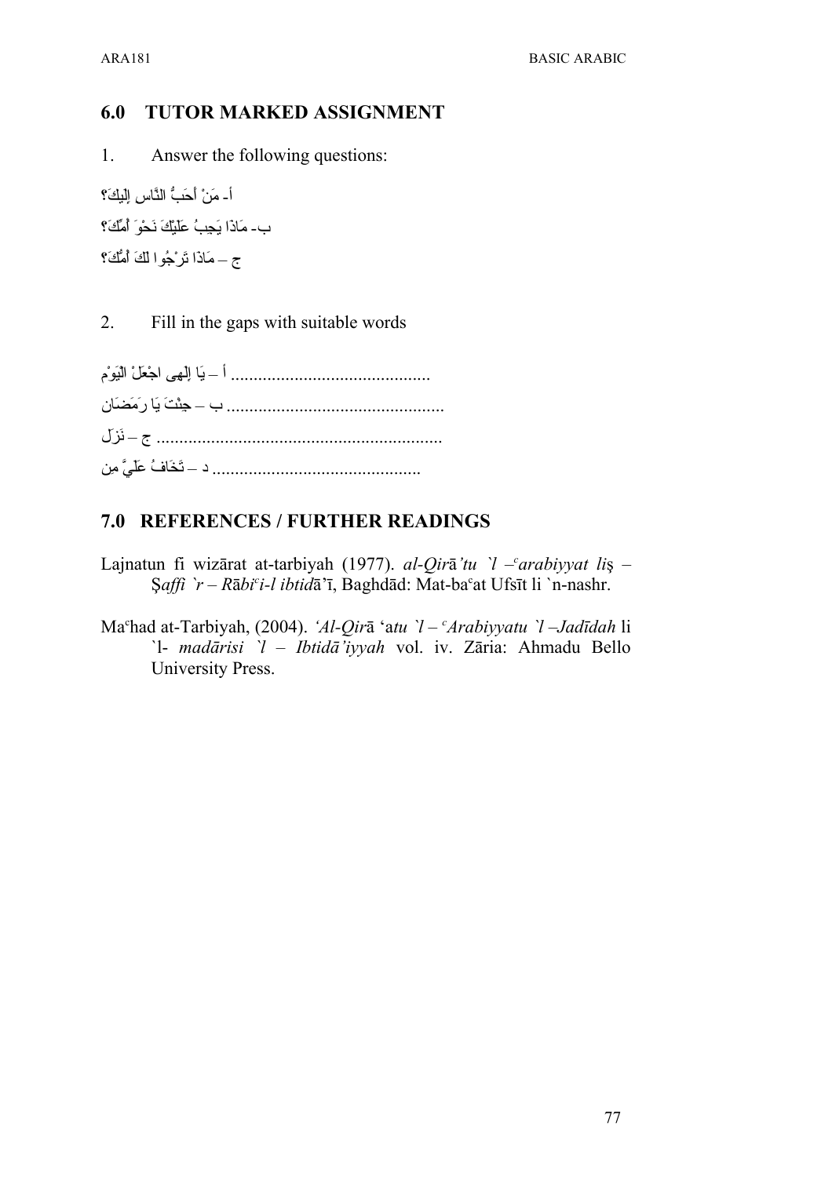## 6.0 TUTOR MARKED ASSIGNMENT

1. Answer the following questions:

أ- مَنْ أَحَبُّ النَّاس إليكَ؟

ب- مَاذا يَجِبُ عَلَيْكَ نَحْوَ أُمِّكَ؟

ج – مَاذا تَرْجُوا لكَ أُمُّكَ؟

2. Fill in the gaps with suitable words

أ – يَا إلهِى اجْعَلْ الْيَوْم ...........................................

ب – جِئْتَ يَا رَمَضَان ...............................................

ج – نَزَل ..............................................................

د – تَخَافُ عَلَيَّ مِن .............................................

## 7.0 REFERENCES / FURTHER READINGS

Lajnatun fi wizārat at-tarbiyah (1977). *al-Qirā'tu `l –ᶜarabiyyat liş – Şaffi `r – Rābiᶜi-l ibtidā'ī*, Baghdād: Mat-baᶜat Ufsīt li `n-nashr.

Maᶜhad at-Tarbiyah, (2004). *'Al-Qirā 'atu `l – ᶜArabiyyatu `l –Jadīdah li `l- madārisi `l – Ibtidā'iyyah* vol. iv. Zāria: Ahmadu Bello University Press.